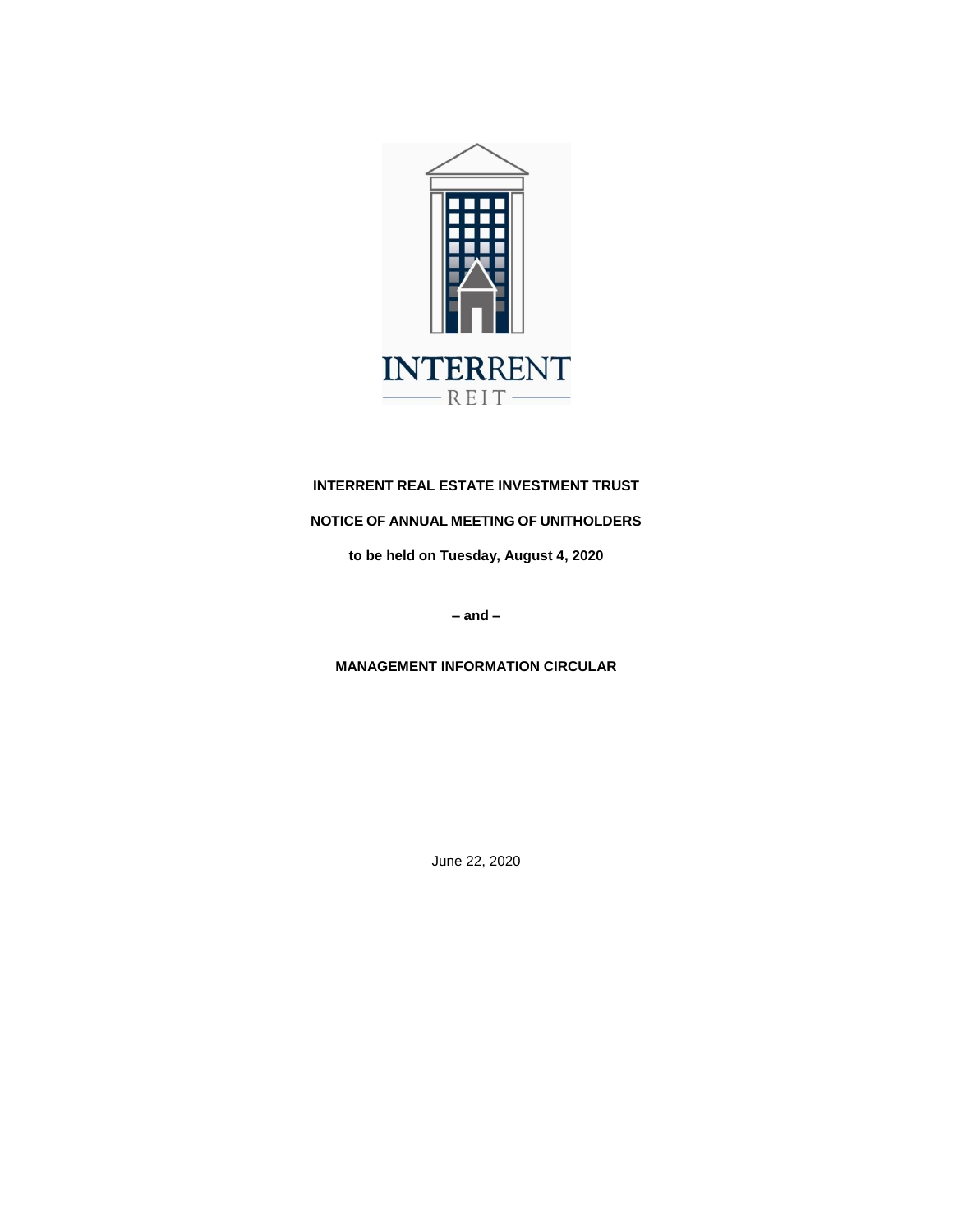**INTERRENT REAL ESTATE INVESTMENT TRUST**

**NOTICE OF ANNUAL MEETING OF UNITHOLDERS**

**to be held on Tuesday, August 4, 2020**

**– and –**

**MANAGEMENT INFORMATION CIRCULAR**

June 22, 2020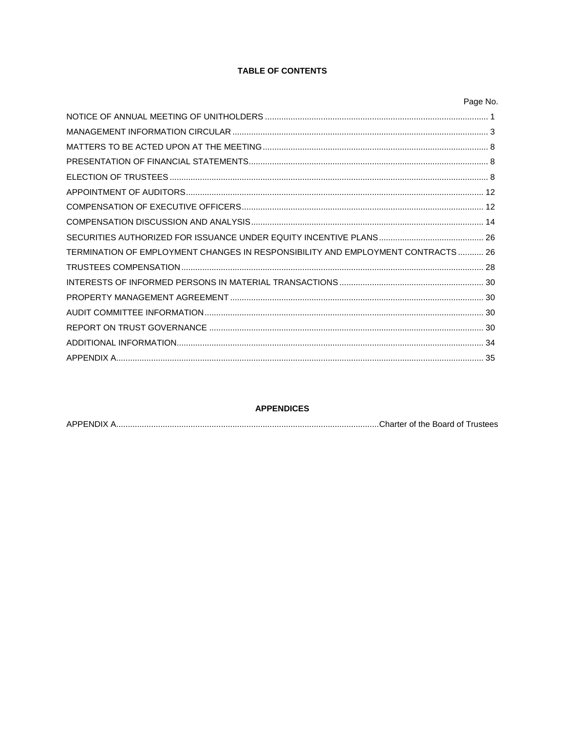## TABLE OF CONTENTS

| | Page No. |
|---|---|
| NOTICE OF ANNUAL MEETING OF UNITHOLDERS | 1 |
| MANAGEMENT INFORMATION CIRCULAR | 3 |
| MATTERS TO BE ACTED UPON AT THE MEETING | 8 |
| PRESENTATION OF FINANCIAL STATEMENTS | 8 |
| ELECTION OF TRUSTEES | 8 |
| APPOINTMENT OF AUDITORS | 12 |
| COMPENSATION OF EXECUTIVE OFFICERS | 12 |
| COMPENSATION DISCUSSION AND ANALYSIS | 14 |
| SECURITIES AUTHORIZED FOR ISSUANCE UNDER EQUITY INCENTIVE PLANS | 26 |
| TERMINATION OF EMPLOYMENT CHANGES IN RESPONSIBILITY AND EMPLOYMENT CONTRACTS | 26 |
| TRUSTEES COMPENSATION | 28 |
| INTERESTS OF INFORMED PERSONS IN MATERIAL TRANSACTIONS | 30 |
| PROPERTY MANAGEMENT AGREEMENT | 30 |
| AUDIT COMMITTEE INFORMATION | 30 |
| REPORT ON TRUST GOVERNANCE | 30 |
| ADDITIONAL INFORMATION | 34 |
| APPENDIX A | 35 |

## APPENDICES

| | |
|---|---|
| APPENDIX A | Charter of the Board of Trustees |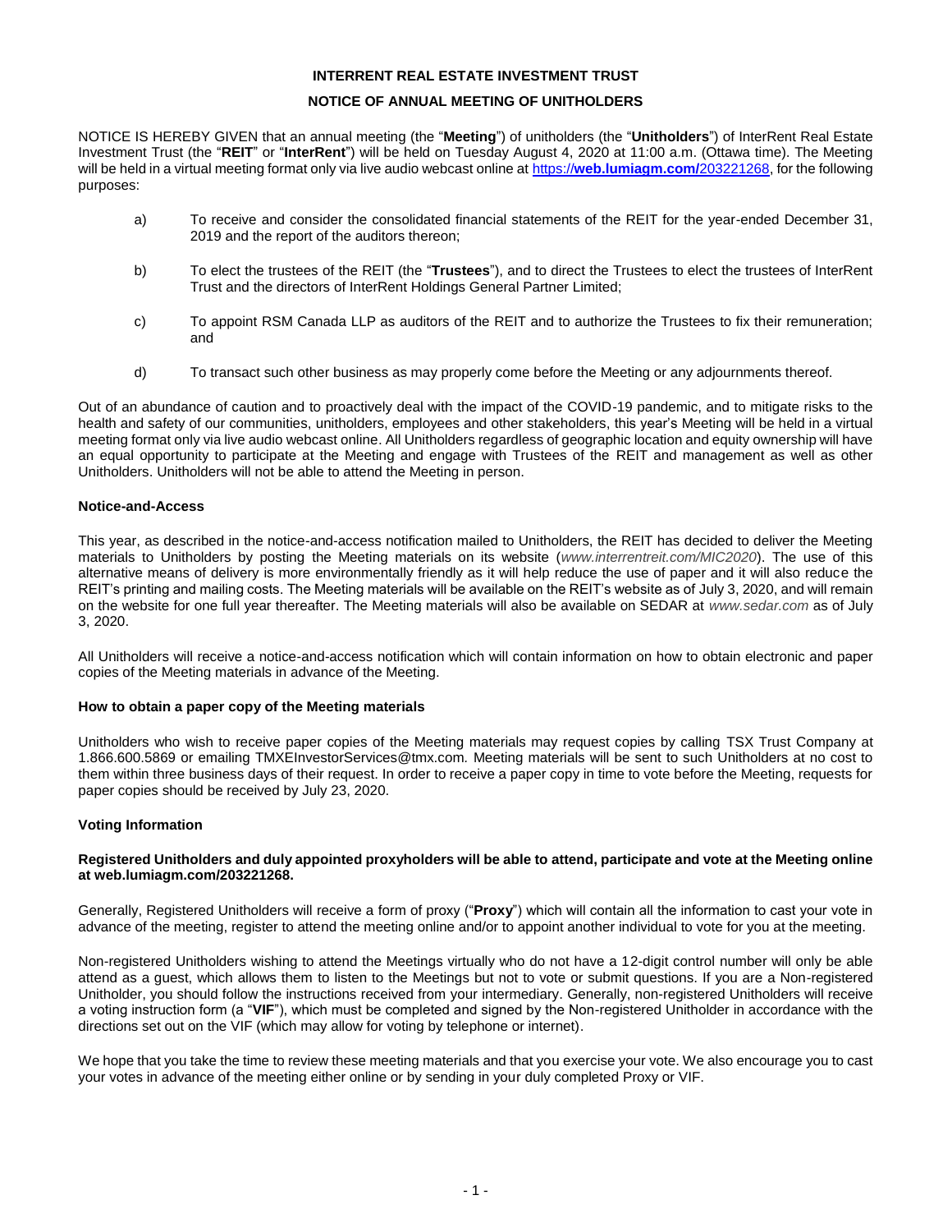# INTERRENT REAL ESTATE INVESTMENT TRUST

## NOTICE OF ANNUAL MEETING OF UNITHOLDERS

NOTICE IS HEREBY GIVEN that an annual meeting (the "**Meeting**") of unitholders (the "**Unitholders**") of InterRent Real Estate Investment Trust (the "**REIT**" or "**InterRent**") will be held on Tuesday August 4, 2020 at 11:00 a.m. (Ottawa time). The Meeting will be held in a virtual meeting format only via live audio webcast online at https://**web.lumiagm.com/**203221268, for the following purposes:

a) To receive and consider the consolidated financial statements of the REIT for the year-ended December 31, 2019 and the report of the auditors thereon;

b) To elect the trustees of the REIT (the "**Trustees**"), and to direct the Trustees to elect the trustees of InterRent Trust and the directors of InterRent Holdings General Partner Limited;

c) To appoint RSM Canada LLP as auditors of the REIT and to authorize the Trustees to fix their remuneration; and

d) To transact such other business as may properly come before the Meeting or any adjournments thereof.

Out of an abundance of caution and to proactively deal with the impact of the COVID-19 pandemic, and to mitigate risks to the health and safety of our communities, unitholders, employees and other stakeholders, this year's Meeting will be held in a virtual meeting format only via live audio webcast online. All Unitholders regardless of geographic location and equity ownership will have an equal opportunity to participate at the Meeting and engage with Trustees of the REIT and management as well as other Unitholders. Unitholders will not be able to attend the Meeting in person.

### Notice-and-Access

This year, as described in the notice-and-access notification mailed to Unitholders, the REIT has decided to deliver the Meeting materials to Unitholders by posting the Meeting materials on its website (*www.interrentreit.com/MIC2020*). The use of this alternative means of delivery is more environmentally friendly as it will help reduce the use of paper and it will also reduce the REIT's printing and mailing costs. The Meeting materials will be available on the REIT's website as of July 3, 2020, and will remain on the website for one full year thereafter. The Meeting materials will also be available on SEDAR at *www.sedar.com* as of July 3, 2020.

All Unitholders will receive a notice-and-access notification which will contain information on how to obtain electronic and paper copies of the Meeting materials in advance of the Meeting.

### How to obtain a paper copy of the Meeting materials

Unitholders who wish to receive paper copies of the Meeting materials may request copies by calling TSX Trust Company at 1.866.600.5869 or emailing TMXEInvestorServices@tmx.com. Meeting materials will be sent to such Unitholders at no cost to them within three business days of their request. In order to receive a paper copy in time to vote before the Meeting, requests for paper copies should be received by July 23, 2020.

### Voting Information

**Registered Unitholders and duly appointed proxyholders will be able to attend, participate and vote at the Meeting online at web.lumiagm.com/203221268.**

Generally, Registered Unitholders will receive a form of proxy ("**Proxy**") which will contain all the information to cast your vote in advance of the meeting, register to attend the meeting online and/or to appoint another individual to vote for you at the meeting.

Non-registered Unitholders wishing to attend the Meetings virtually who do not have a 12-digit control number will only be able attend as a guest, which allows them to listen to the Meetings but not to vote or submit questions. If you are a Non-registered Unitholder, you should follow the instructions received from your intermediary. Generally, non-registered Unitholders will receive a voting instruction form (a "**VIF**"), which must be completed and signed by the Non-registered Unitholder in accordance with the directions set out on the VIF (which may allow for voting by telephone or internet).

We hope that you take the time to review these meeting materials and that you exercise your vote. We also encourage you to cast your votes in advance of the meeting either online or by sending in your duly completed Proxy or VIF.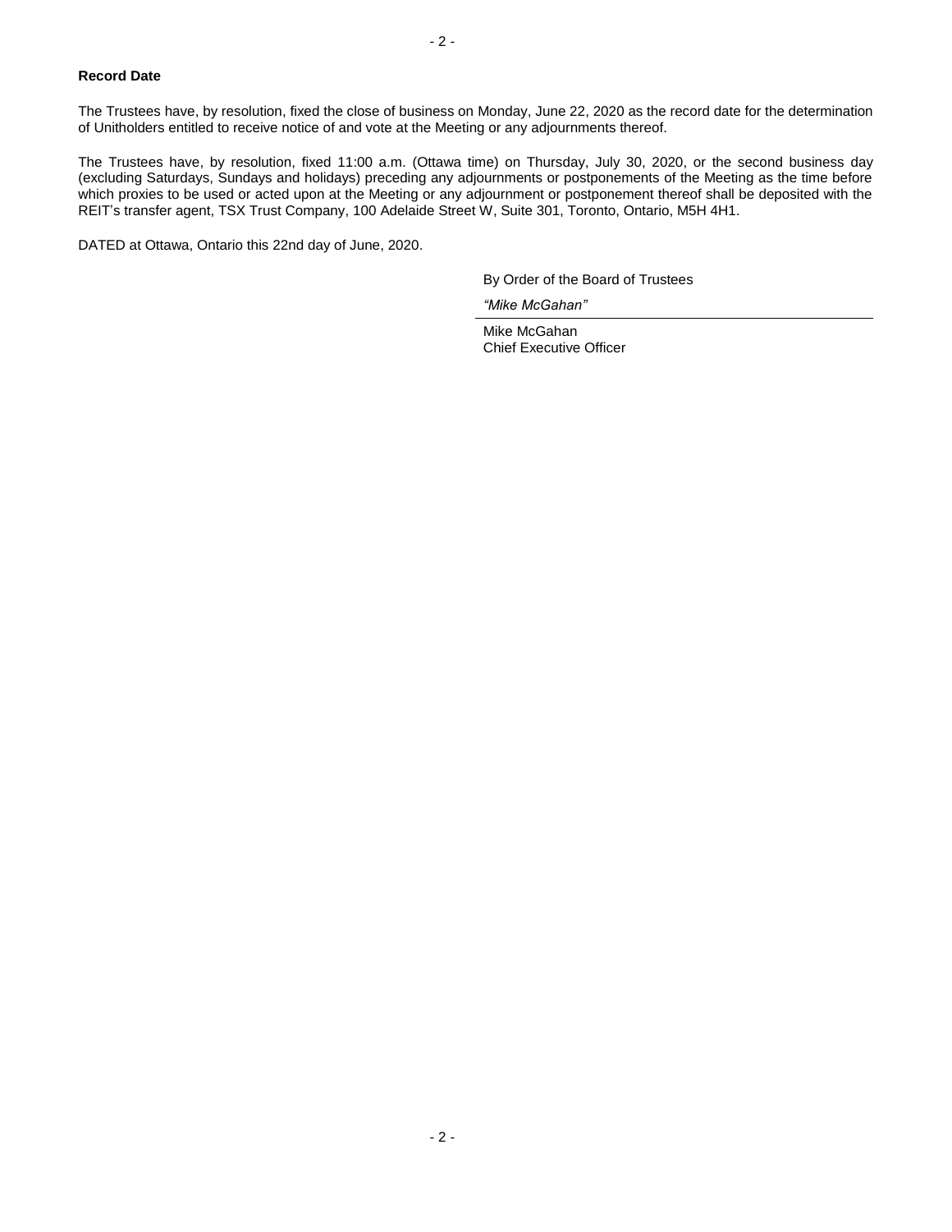**Record Date**

The Trustees have, by resolution, fixed the close of business on Monday, June 22, 2020 as the record date for the determination of Unitholders entitled to receive notice of and vote at the Meeting or any adjournments thereof.

The Trustees have, by resolution, fixed 11:00 a.m. (Ottawa time) on Thursday, July 30, 2020, or the second business day (excluding Saturdays, Sundays and holidays) preceding any adjournments or postponements of the Meeting as the time before which proxies to be used or acted upon at the Meeting or any adjournment or postponement thereof shall be deposited with the REIT's transfer agent, TSX Trust Company, 100 Adelaide Street W, Suite 301, Toronto, Ontario, M5H 4H1.

DATED at Ottawa, Ontario this 22nd day of June, 2020.

By Order of the Board of Trustees

*"Mike McGahan"*

Mike McGahan
Chief Executive Officer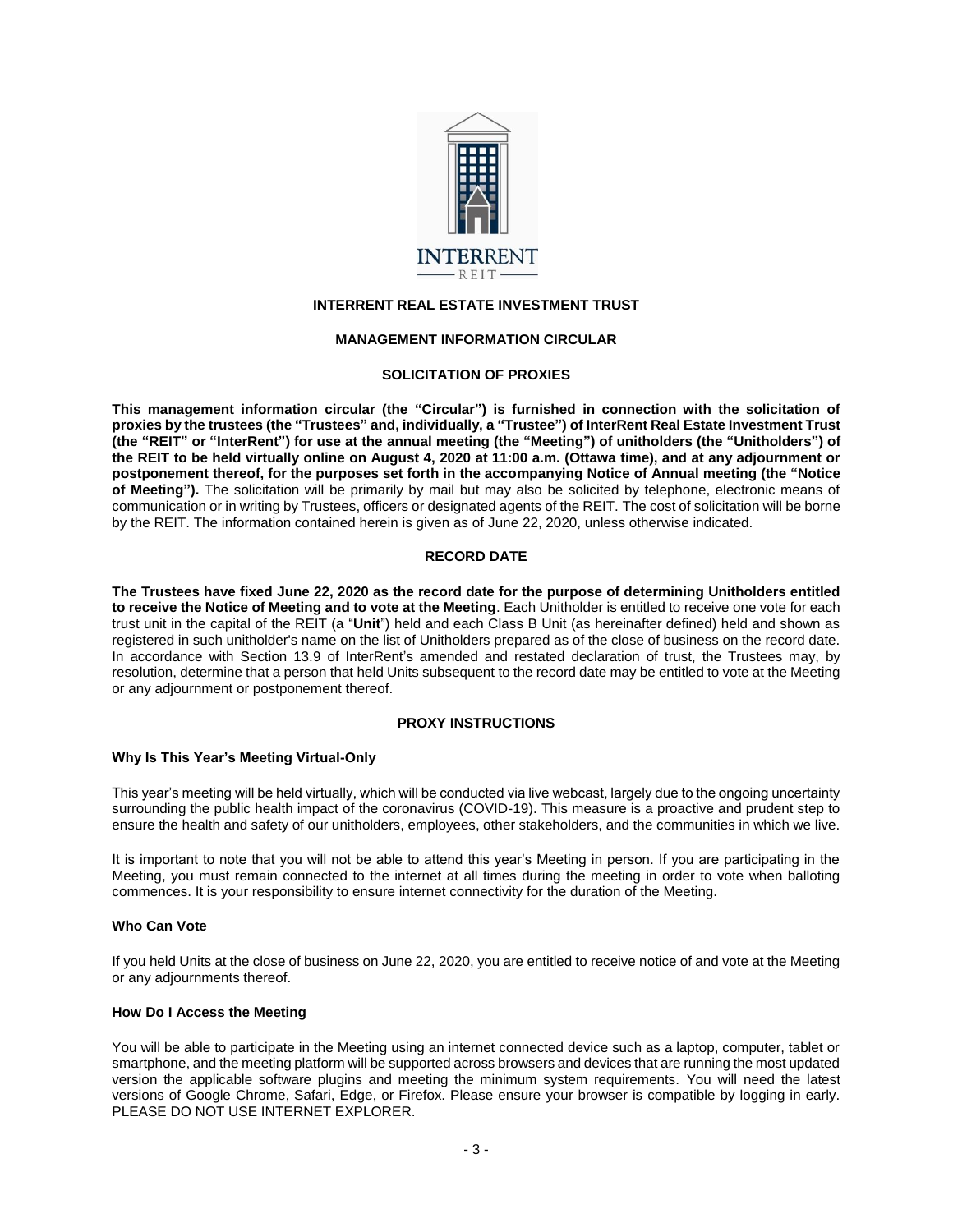# INTERRENT REAL ESTATE INVESTMENT TRUST

## MANAGEMENT INFORMATION CIRCULAR

## SOLICITATION OF PROXIES

**This management information circular (the "Circular") is furnished in connection with the solicitation of proxies by the trustees (the "Trustees" and, individually, a "Trustee") of InterRent Real Estate Investment Trust (the "REIT" or "InterRent") for use at the annual meeting (the "Meeting") of unitholders (the "Unitholders") of the REIT to be held virtually online on August 4, 2020 at 11:00 a.m. (Ottawa time), and at any adjournment or postponement thereof, for the purposes set forth in the accompanying Notice of Annual meeting (the "Notice of Meeting").** The solicitation will be primarily by mail but may also be solicited by telephone, electronic means of communication or in writing by Trustees, officers or designated agents of the REIT. The cost of solicitation will be borne by the REIT. The information contained herein is given as of June 22, 2020, unless otherwise indicated.

## RECORD DATE

**The Trustees have fixed June 22, 2020 as the record date for the purpose of determining Unitholders entitled to receive the Notice of Meeting and to vote at the Meeting**. Each Unitholder is entitled to receive one vote for each trust unit in the capital of the REIT (a "**Unit**") held and each Class B Unit (as hereinafter defined) held and shown as registered in such unitholder's name on the list of Unitholders prepared as of the close of business on the record date. In accordance with Section 13.9 of InterRent's amended and restated declaration of trust, the Trustees may, by resolution, determine that a person that held Units subsequent to the record date may be entitled to vote at the Meeting or any adjournment or postponement thereof.

## PROXY INSTRUCTIONS

### Why Is This Year's Meeting Virtual-Only

This year's meeting will be held virtually, which will be conducted via live webcast, largely due to the ongoing uncertainty surrounding the public health impact of the coronavirus (COVID-19). This measure is a proactive and prudent step to ensure the health and safety of our unitholders, employees, other stakeholders, and the communities in which we live.

It is important to note that you will not be able to attend this year's Meeting in person. If you are participating in the Meeting, you must remain connected to the internet at all times during the meeting in order to vote when balloting commences. It is your responsibility to ensure internet connectivity for the duration of the Meeting.

### Who Can Vote

If you held Units at the close of business on June 22, 2020, you are entitled to receive notice of and vote at the Meeting or any adjournments thereof.

### How Do I Access the Meeting

You will be able to participate in the Meeting using an internet connected device such as a laptop, computer, tablet or smartphone, and the meeting platform will be supported across browsers and devices that are running the most updated version the applicable software plugins and meeting the minimum system requirements. You will need the latest versions of Google Chrome, Safari, Edge, or Firefox. Please ensure your browser is compatible by logging in early. PLEASE DO NOT USE INTERNET EXPLORER.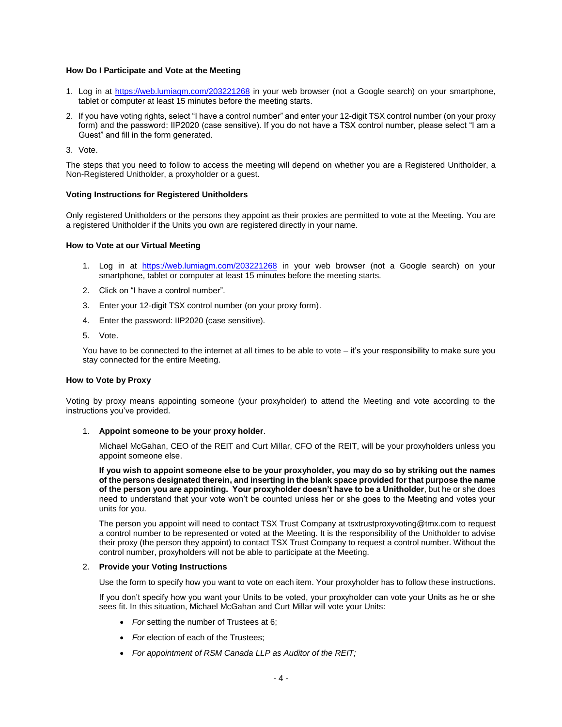**How Do I Participate and Vote at the Meeting**

1. Log in at https://web.lumiagm.com/203221268 in your web browser (not a Google search) on your smartphone, tablet or computer at least 15 minutes before the meeting starts.
2. If you have voting rights, select "I have a control number" and enter your 12-digit TSX control number (on your proxy form) and the password: IIP2020 (case sensitive). If you do not have a TSX control number, please select "I am a Guest" and fill in the form generated.
3. Vote.

The steps that you need to follow to access the meeting will depend on whether you are a Registered Unitholder, a Non-Registered Unitholder, a proxyholder or a guest.

**Voting Instructions for Registered Unitholders**

Only registered Unitholders or the persons they appoint as their proxies are permitted to vote at the Meeting. You are a registered Unitholder if the Units you own are registered directly in your name.

**How to Vote at our Virtual Meeting**

1. Log in at https://web.lumiagm.com/203221268 in your web browser (not a Google search) on your smartphone, tablet or computer at least 15 minutes before the meeting starts.
2. Click on "I have a control number".
3. Enter your 12-digit TSX control number (on your proxy form).
4. Enter the password: IIP2020 (case sensitive).
5. Vote.

You have to be connected to the internet at all times to be able to vote – it's your responsibility to make sure you stay connected for the entire Meeting.

**How to Vote by Proxy**

Voting by proxy means appointing someone (your proxyholder) to attend the Meeting and vote according to the instructions you've provided.

1. **Appoint someone to be your proxy holder**.

   Michael McGahan, CEO of the REIT and Curt Millar, CFO of the REIT, will be your proxyholders unless you appoint someone else.

   **If you wish to appoint someone else to be your proxyholder, you may do so by striking out the names of the persons designated therein, and inserting in the blank space provided for that purpose the name of the person you are appointing. Your proxyholder doesn't have to be a Unitholder**, but he or she does need to understand that your vote won't be counted unless her or she goes to the Meeting and votes your units for you.

   The person you appoint will need to contact TSX Trust Company at tsxtrustproxyvoting@tmx.com to request a control number to be represented or voted at the Meeting. It is the responsibility of the Unitholder to advise their proxy (the person they appoint) to contact TSX Trust Company to request a control number. Without the control number, proxyholders will not be able to participate at the Meeting.

2. **Provide your Voting Instructions**

   Use the form to specify how you want to vote on each item. Your proxyholder has to follow these instructions.

   If you don't specify how you want your Units to be voted, your proxyholder can vote your Units as he or she sees fit. In this situation, Michael McGahan and Curt Millar will vote your Units:

   - *For* setting the number of Trustees at 6;
   - *For* election of each of the Trustees;
   - *For appointment of RSM Canada LLP as Auditor of the REIT;*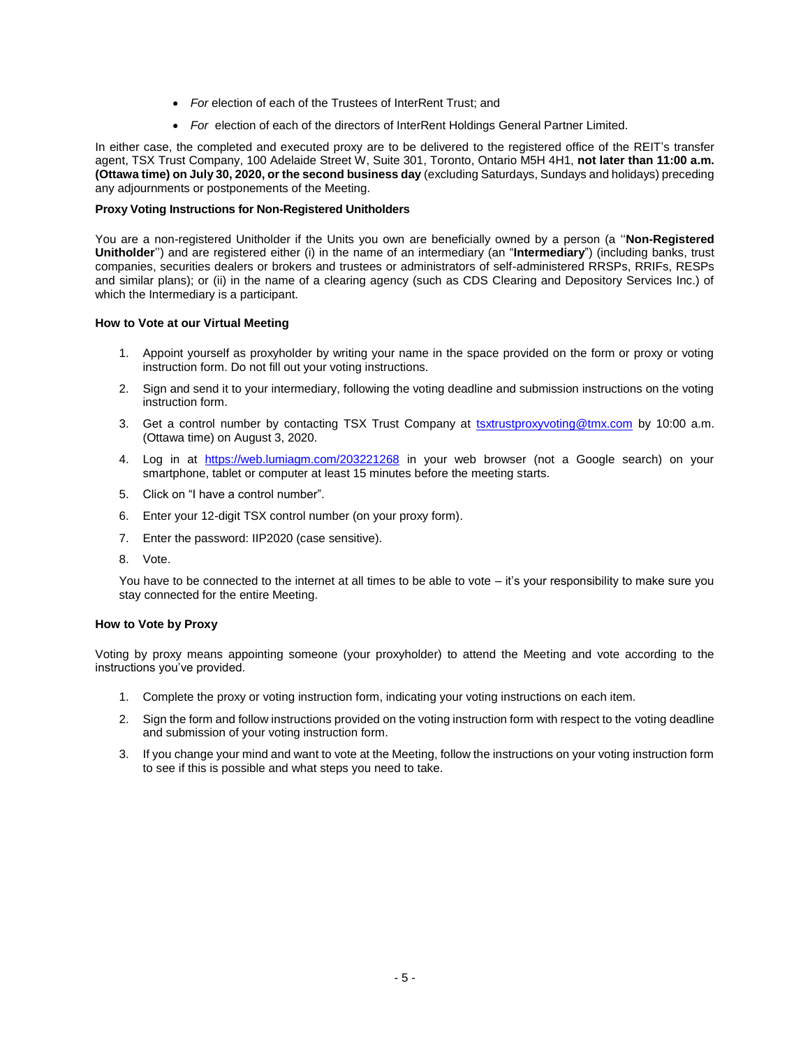- *For* election of each of the Trustees of InterRent Trust; and
- *For* election of each of the directors of InterRent Holdings General Partner Limited.

In either case, the completed and executed proxy are to be delivered to the registered office of the REIT's transfer agent, TSX Trust Company, 100 Adelaide Street W, Suite 301, Toronto, Ontario M5H 4H1, **not later than 11:00 a.m. (Ottawa time) on July 30, 2020, or the second business day** (excluding Saturdays, Sundays and holidays) preceding any adjournments or postponements of the Meeting.

**Proxy Voting Instructions for Non-Registered Unitholders**

You are a non-registered Unitholder if the Units you own are beneficially owned by a person (a "**Non-Registered Unitholder**") and are registered either (i) in the name of an intermediary (an "**Intermediary**") (including banks, trust companies, securities dealers or brokers and trustees or administrators of self-administered RRSPs, RRIFs, RESPs and similar plans); or (ii) in the name of a clearing agency (such as CDS Clearing and Depository Services Inc.) of which the Intermediary is a participant.

**How to Vote at our Virtual Meeting**

1. Appoint yourself as proxyholder by writing your name in the space provided on the form or proxy or voting instruction form. Do not fill out your voting instructions.
2. Sign and send it to your intermediary, following the voting deadline and submission instructions on the voting instruction form.
3. Get a control number by contacting TSX Trust Company at tsxtrustproxyvoting@tmx.com by 10:00 a.m. (Ottawa time) on August 3, 2020.
4. Log in at https://web.lumiagm.com/203221268 in your web browser (not a Google search) on your smartphone, tablet or computer at least 15 minutes before the meeting starts.
5. Click on "I have a control number".
6. Enter your 12-digit TSX control number (on your proxy form).
7. Enter the password: IIP2020 (case sensitive).
8. Vote.

You have to be connected to the internet at all times to be able to vote – it's your responsibility to make sure you stay connected for the entire Meeting.

**How to Vote by Proxy**

Voting by proxy means appointing someone (your proxyholder) to attend the Meeting and vote according to the instructions you've provided.

1. Complete the proxy or voting instruction form, indicating your voting instructions on each item.
2. Sign the form and follow instructions provided on the voting instruction form with respect to the voting deadline and submission of your voting instruction form.
3. If you change your mind and want to vote at the Meeting, follow the instructions on your voting instruction form to see if this is possible and what steps you need to take.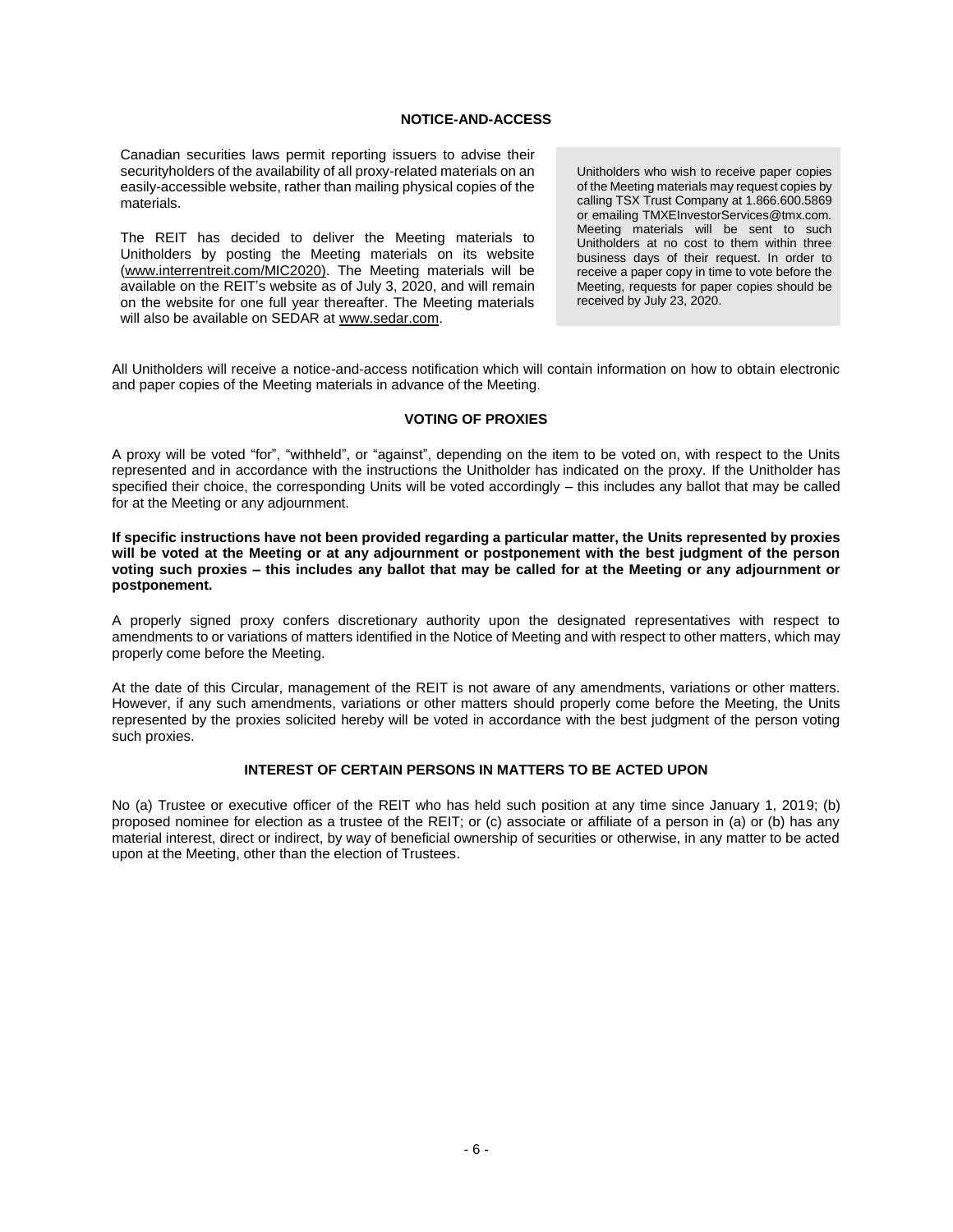## NOTICE-AND-ACCESS

Canadian securities laws permit reporting issuers to advise their securityholders of the availability of all proxy-related materials on an easily-accessible website, rather than mailing physical copies of the materials.

The REIT has decided to deliver the Meeting materials to Unitholders by posting the Meeting materials on its website (www.interrentreit.com/MIC2020). The Meeting materials will be available on the REIT's website as of July 3, 2020, and will remain on the website for one full year thereafter. The Meeting materials will also be available on SEDAR at www.sedar.com.

Unitholders who wish to receive paper copies of the Meeting materials may request copies by calling TSX Trust Company at 1.866.600.5869 or emailing TMXEInvestorServices@tmx.com. Meeting materials will be sent to such Unitholders at no cost to them within three business days of their request. In order to receive a paper copy in time to vote before the Meeting, requests for paper copies should be received by July 23, 2020.

All Unitholders will receive a notice-and-access notification which will contain information on how to obtain electronic and paper copies of the Meeting materials in advance of the Meeting.

## VOTING OF PROXIES

A proxy will be voted "for", "withheld", or "against", depending on the item to be voted on, with respect to the Units represented and in accordance with the instructions the Unitholder has indicated on the proxy. If the Unitholder has specified their choice, the corresponding Units will be voted accordingly – this includes any ballot that may be called for at the Meeting or any adjournment.

**If specific instructions have not been provided regarding a particular matter, the Units represented by proxies will be voted at the Meeting or at any adjournment or postponement with the best judgment of the person voting such proxies – this includes any ballot that may be called for at the Meeting or any adjournment or postponement.**

A properly signed proxy confers discretionary authority upon the designated representatives with respect to amendments to or variations of matters identified in the Notice of Meeting and with respect to other matters, which may properly come before the Meeting.

At the date of this Circular, management of the REIT is not aware of any amendments, variations or other matters. However, if any such amendments, variations or other matters should properly come before the Meeting, the Units represented by the proxies solicited hereby will be voted in accordance with the best judgment of the person voting such proxies.

## INTEREST OF CERTAIN PERSONS IN MATTERS TO BE ACTED UPON

No (a) Trustee or executive officer of the REIT who has held such position at any time since January 1, 2019; (b) proposed nominee for election as a trustee of the REIT; or (c) associate or affiliate of a person in (a) or (b) has any material interest, direct or indirect, by way of beneficial ownership of securities or otherwise, in any matter to be acted upon at the Meeting, other than the election of Trustees.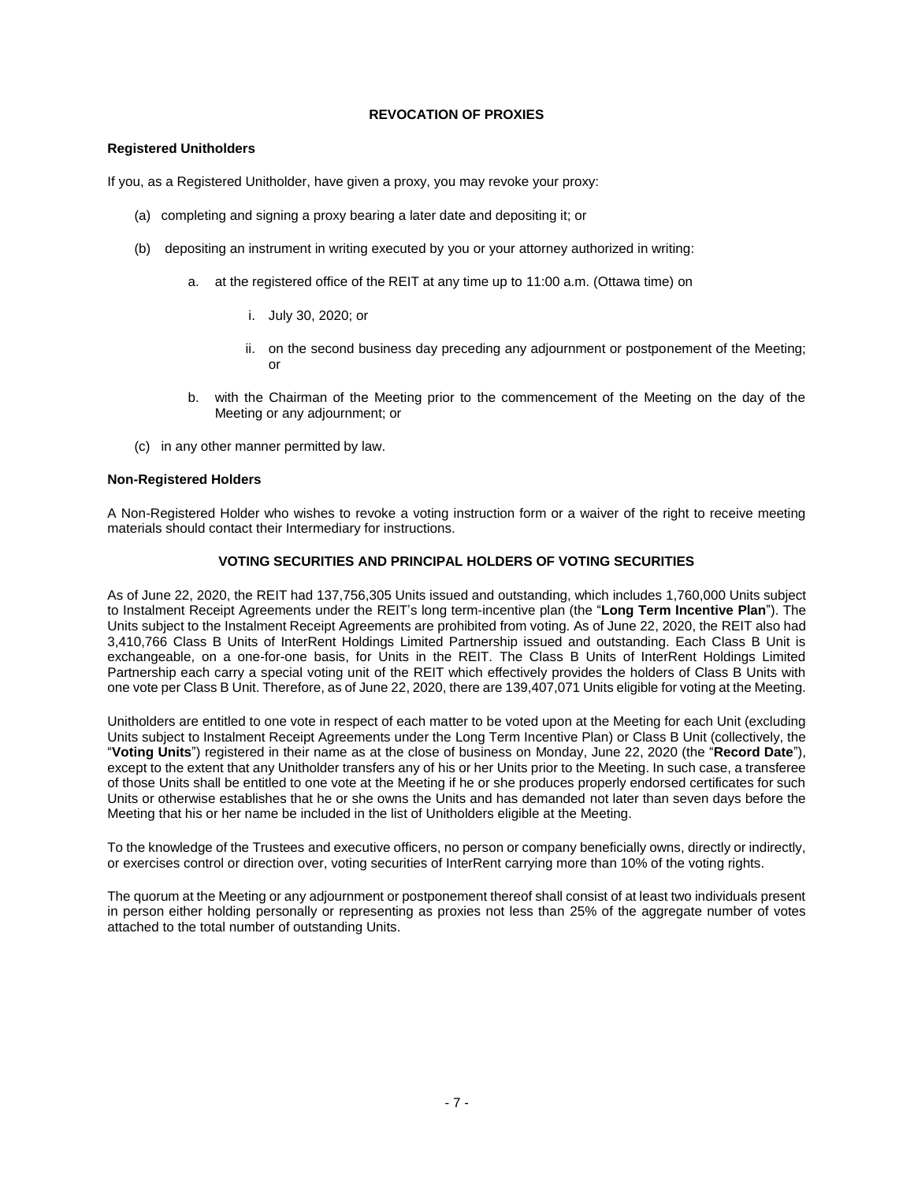## REVOCATION OF PROXIES

### Registered Unitholders

If you, as a Registered Unitholder, have given a proxy, you may revoke your proxy:

(a) completing and signing a proxy bearing a later date and depositing it; or

(b) depositing an instrument in writing executed by you or your attorney authorized in writing:

   a. at the registered office of the REIT at any time up to 11:00 a.m. (Ottawa time) on

      i. July 30, 2020; or

      ii. on the second business day preceding any adjournment or postponement of the Meeting; or

   b. with the Chairman of the Meeting prior to the commencement of the Meeting on the day of the Meeting or any adjournment; or

(c) in any other manner permitted by law.

### Non-Registered Holders

A Non-Registered Holder who wishes to revoke a voting instruction form or a waiver of the right to receive meeting materials should contact their Intermediary for instructions.

## VOTING SECURITIES AND PRINCIPAL HOLDERS OF VOTING SECURITIES

As of June 22, 2020, the REIT had 137,756,305 Units issued and outstanding, which includes 1,760,000 Units subject to Instalment Receipt Agreements under the REIT's long term-incentive plan (the "**Long Term Incentive Plan**"). The Units subject to the Instalment Receipt Agreements are prohibited from voting. As of June 22, 2020, the REIT also had 3,410,766 Class B Units of InterRent Holdings Limited Partnership issued and outstanding. Each Class B Unit is exchangeable, on a one-for-one basis, for Units in the REIT. The Class B Units of InterRent Holdings Limited Partnership each carry a special voting unit of the REIT which effectively provides the holders of Class B Units with one vote per Class B Unit. Therefore, as of June 22, 2020, there are 139,407,071 Units eligible for voting at the Meeting.

Unitholders are entitled to one vote in respect of each matter to be voted upon at the Meeting for each Unit (excluding Units subject to Instalment Receipt Agreements under the Long Term Incentive Plan) or Class B Unit (collectively, the "**Voting Units**") registered in their name as at the close of business on Monday, June 22, 2020 (the "**Record Date**"), except to the extent that any Unitholder transfers any of his or her Units prior to the Meeting. In such case, a transferee of those Units shall be entitled to one vote at the Meeting if he or she produces properly endorsed certificates for such Units or otherwise establishes that he or she owns the Units and has demanded not later than seven days before the Meeting that his or her name be included in the list of Unitholders eligible at the Meeting.

To the knowledge of the Trustees and executive officers, no person or company beneficially owns, directly or indirectly, or exercises control or direction over, voting securities of InterRent carrying more than 10% of the voting rights.

The quorum at the Meeting or any adjournment or postponement thereof shall consist of at least two individuals present in person either holding personally or representing as proxies not less than 25% of the aggregate number of votes attached to the total number of outstanding Units.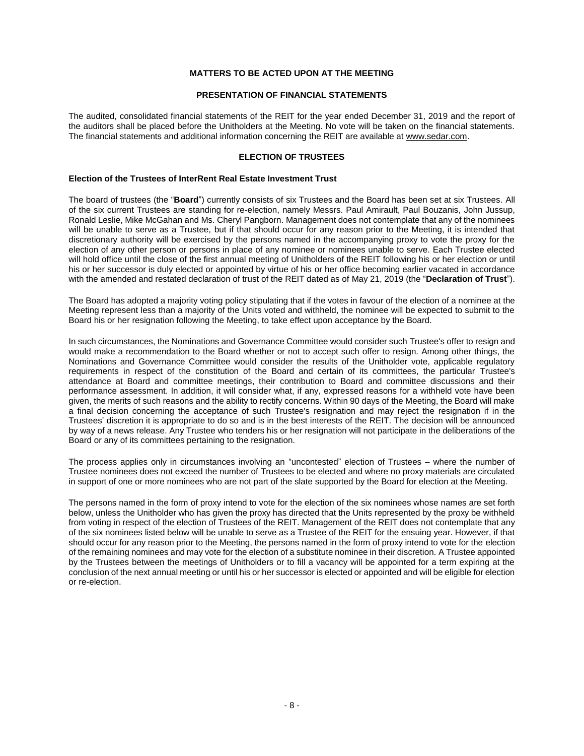## MATTERS TO BE ACTED UPON AT THE MEETING

### PRESENTATION OF FINANCIAL STATEMENTS

The audited, consolidated financial statements of the REIT for the year ended December 31, 2019 and the report of the auditors shall be placed before the Unitholders at the Meeting. No vote will be taken on the financial statements. The financial statements and additional information concerning the REIT are available at www.sedar.com.

### ELECTION OF TRUSTEES

**Election of the Trustees of InterRent Real Estate Investment Trust**

The board of trustees (the "**Board**") currently consists of six Trustees and the Board has been set at six Trustees. All of the six current Trustees are standing for re-election, namely Messrs. Paul Amirault, Paul Bouzanis, John Jussup, Ronald Leslie, Mike McGahan and Ms. Cheryl Pangborn. Management does not contemplate that any of the nominees will be unable to serve as a Trustee, but if that should occur for any reason prior to the Meeting, it is intended that discretionary authority will be exercised by the persons named in the accompanying proxy to vote the proxy for the election of any other person or persons in place of any nominee or nominees unable to serve. Each Trustee elected will hold office until the close of the first annual meeting of Unitholders of the REIT following his or her election or until his or her successor is duly elected or appointed by virtue of his or her office becoming earlier vacated in accordance with the amended and restated declaration of trust of the REIT dated as of May 21, 2019 (the "**Declaration of Trust**").

The Board has adopted a majority voting policy stipulating that if the votes in favour of the election of a nominee at the Meeting represent less than a majority of the Units voted and withheld, the nominee will be expected to submit to the Board his or her resignation following the Meeting, to take effect upon acceptance by the Board.

In such circumstances, the Nominations and Governance Committee would consider such Trustee's offer to resign and would make a recommendation to the Board whether or not to accept such offer to resign. Among other things, the Nominations and Governance Committee would consider the results of the Unitholder vote, applicable regulatory requirements in respect of the constitution of the Board and certain of its committees, the particular Trustee's attendance at Board and committee meetings, their contribution to Board and committee discussions and their performance assessment. In addition, it will consider what, if any, expressed reasons for a withheld vote have been given, the merits of such reasons and the ability to rectify concerns. Within 90 days of the Meeting, the Board will make a final decision concerning the acceptance of such Trustee's resignation and may reject the resignation if in the Trustees' discretion it is appropriate to do so and is in the best interests of the REIT. The decision will be announced by way of a news release. Any Trustee who tenders his or her resignation will not participate in the deliberations of the Board or any of its committees pertaining to the resignation.

The process applies only in circumstances involving an "uncontested" election of Trustees – where the number of Trustee nominees does not exceed the number of Trustees to be elected and where no proxy materials are circulated in support of one or more nominees who are not part of the slate supported by the Board for election at the Meeting.

The persons named in the form of proxy intend to vote for the election of the six nominees whose names are set forth below, unless the Unitholder who has given the proxy has directed that the Units represented by the proxy be withheld from voting in respect of the election of Trustees of the REIT. Management of the REIT does not contemplate that any of the six nominees listed below will be unable to serve as a Trustee of the REIT for the ensuing year. However, if that should occur for any reason prior to the Meeting, the persons named in the form of proxy intend to vote for the election of the remaining nominees and may vote for the election of a substitute nominee in their discretion. A Trustee appointed by the Trustees between the meetings of Unitholders or to fill a vacancy will be appointed for a term expiring at the conclusion of the next annual meeting or until his or her successor is elected or appointed and will be eligible for election or re-election.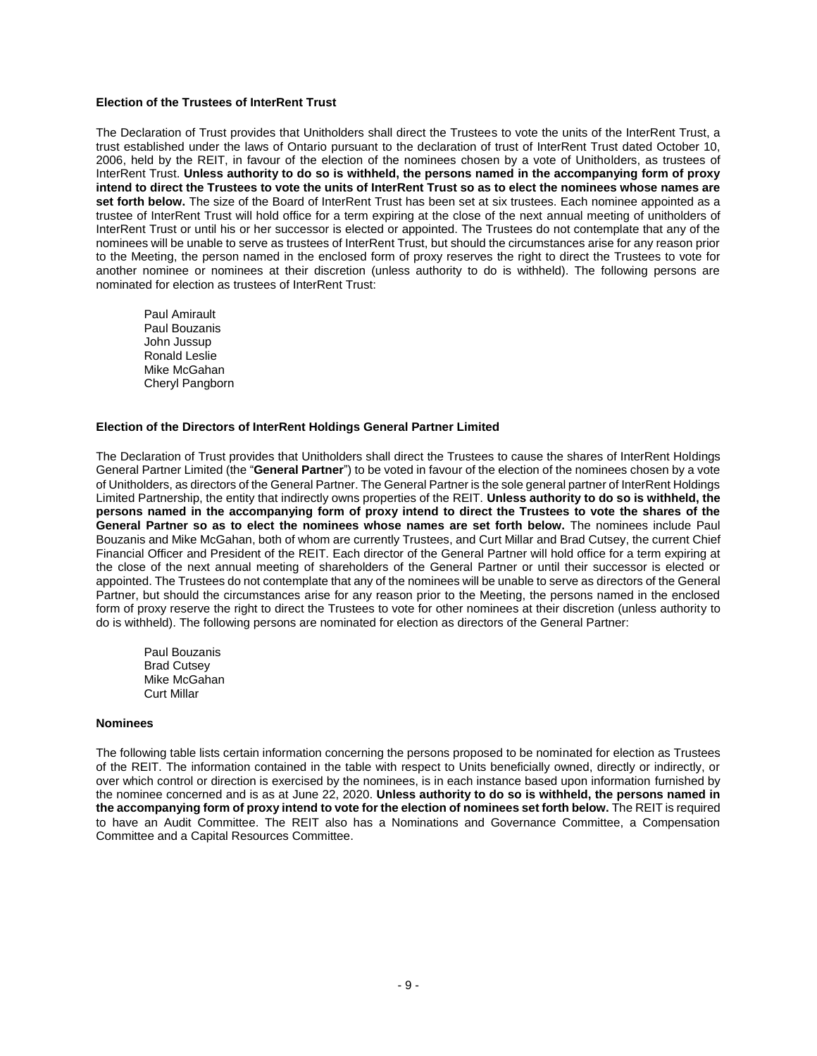**Election of the Trustees of InterRent Trust**

The Declaration of Trust provides that Unitholders shall direct the Trustees to vote the units of the InterRent Trust, a trust established under the laws of Ontario pursuant to the declaration of trust of InterRent Trust dated October 10, 2006, held by the REIT, in favour of the election of the nominees chosen by a vote of Unitholders, as trustees of InterRent Trust. **Unless authority to do so is withheld, the persons named in the accompanying form of proxy intend to direct the Trustees to vote the units of InterRent Trust so as to elect the nominees whose names are set forth below.** The size of the Board of InterRent Trust has been set at six trustees. Each nominee appointed as a trustee of InterRent Trust will hold office for a term expiring at the close of the next annual meeting of unitholders of InterRent Trust or until his or her successor is elected or appointed. The Trustees do not contemplate that any of the nominees will be unable to serve as trustees of InterRent Trust, but should the circumstances arise for any reason prior to the Meeting, the person named in the enclosed form of proxy reserves the right to direct the Trustees to vote for another nominee or nominees at their discretion (unless authority to do is withheld). The following persons are nominated for election as trustees of InterRent Trust:

Paul Amirault
Paul Bouzanis
John Jussup
Ronald Leslie
Mike McGahan
Cheryl Pangborn

**Election of the Directors of InterRent Holdings General Partner Limited**

The Declaration of Trust provides that Unitholders shall direct the Trustees to cause the shares of InterRent Holdings General Partner Limited (the "**General Partner**") to be voted in favour of the election of the nominees chosen by a vote of Unitholders, as directors of the General Partner. The General Partner is the sole general partner of InterRent Holdings Limited Partnership, the entity that indirectly owns properties of the REIT. **Unless authority to do so is withheld, the persons named in the accompanying form of proxy intend to direct the Trustees to vote the shares of the General Partner so as to elect the nominees whose names are set forth below.** The nominees include Paul Bouzanis and Mike McGahan, both of whom are currently Trustees, and Curt Millar and Brad Cutsey, the current Chief Financial Officer and President of the REIT. Each director of the General Partner will hold office for a term expiring at the close of the next annual meeting of shareholders of the General Partner or until their successor is elected or appointed. The Trustees do not contemplate that any of the nominees will be unable to serve as directors of the General Partner, but should the circumstances arise for any reason prior to the Meeting, the persons named in the enclosed form of proxy reserve the right to direct the Trustees to vote for other nominees at their discretion (unless authority to do is withheld). The following persons are nominated for election as directors of the General Partner:

Paul Bouzanis
Brad Cutsey
Mike McGahan
Curt Millar

**Nominees**

The following table lists certain information concerning the persons proposed to be nominated for election as Trustees of the REIT. The information contained in the table with respect to Units beneficially owned, directly or indirectly, or over which control or direction is exercised by the nominees, is in each instance based upon information furnished by the nominee concerned and is as at June 22, 2020. **Unless authority to do so is withheld, the persons named in the accompanying form of proxy intend to vote for the election of nominees set forth below.** The REIT is required to have an Audit Committee. The REIT also has a Nominations and Governance Committee, a Compensation Committee and a Capital Resources Committee.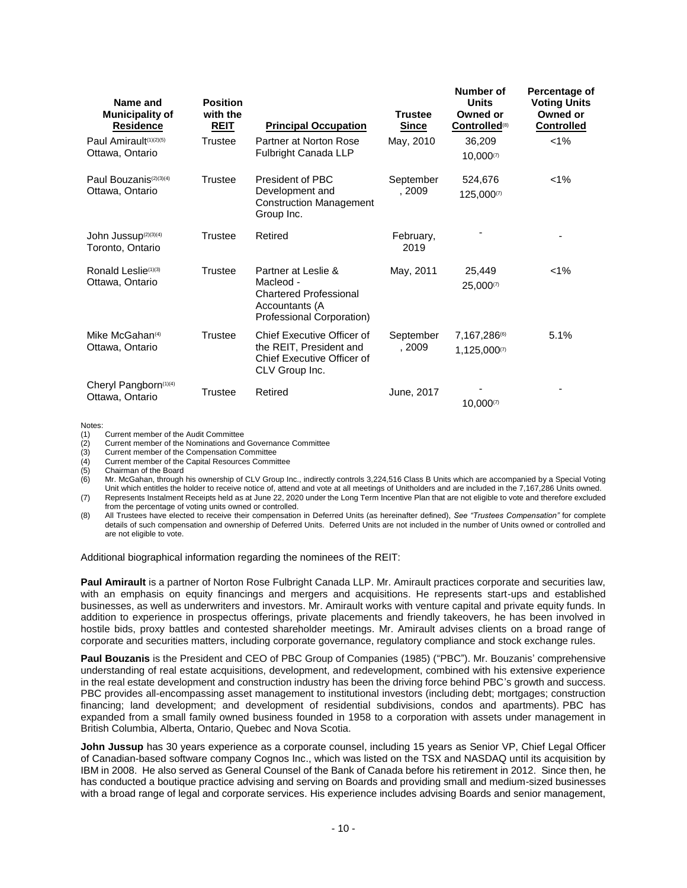| Name and Municipality of Residence | Position with the REIT | Principal Occupation | Trustee Since | Number of Units Owned or Controlled[8] | Percentage of Voting Units Owned or Controlled |
|---|---|---|---|---|---|
| Paul Amirault[(1)(2)(5)] Ottawa, Ontario | Trustee | Partner at Norton Rose Fulbright Canada LLP | May, 2010 | 36,209 10,000[(7)] | <1% |
| Paul Bouzanis[(2)(3)(4)] Ottawa, Ontario | Trustee | President of PBC Development and Construction Management Group Inc. | September, 2009 | 524,676 125,000[(7)] | <1% |
| John Jussup[(2)(3)(4)] Toronto, Ontario | Trustee | Retired | February, 2019 | - | - |
| Ronald Leslie[(1)(3)] Ottawa, Ontario | Trustee | Partner at Leslie & Macleod - Chartered Professional Accountants (A Professional Corporation) | May, 2011 | 25,449 25,000[(7)] | <1% |
| Mike McGahan[(4)] Ottawa, Ontario | Trustee | Chief Executive Officer of the REIT, President and Chief Executive Officer of CLV Group Inc. | September, 2009 | 7,167,286[(6)] 1,125,000[(7)] | 5.1% |
| Cheryl Pangborn[(1)(4)] Ottawa, Ontario | Trustee | Retired | June, 2017 | - 10,000[(7)] | - |

Notes:

(1) Current member of the Audit Committee
(2) Current member of the Nominations and Governance Committee
(3) Current member of the Compensation Committee
(4) Current member of the Capital Resources Committee
(5) Chairman of the Board
(6) Mr. McGahan, through his ownership of CLV Group Inc., indirectly controls 3,224,516 Class B Units which are accompanied by a Special Voting Unit which entitles the holder to receive notice of, attend and vote at all meetings of Unitholders and are included in the 7,167,286 Units owned.
(7) Represents Instalment Receipts held as at June 22, 2020 under the Long Term Incentive Plan that are not eligible to vote and therefore excluded from the percentage of voting units owned or controlled.
(8) All Trustees have elected to receive their compensation in Deferred Units (as hereinafter defined), *See "Trustees Compensation"* for complete details of such compensation and ownership of Deferred Units. Deferred Units are not included in the number of Units owned or controlled and are not eligible to vote.

Additional biographical information regarding the nominees of the REIT:

**Paul Amirault** is a partner of Norton Rose Fulbright Canada LLP. Mr. Amirault practices corporate and securities law, with an emphasis on equity financings and mergers and acquisitions. He represents start-ups and established businesses, as well as underwriters and investors. Mr. Amirault works with venture capital and private equity funds. In addition to experience in prospectus offerings, private placements and friendly takeovers, he has been involved in hostile bids, proxy battles and contested shareholder meetings. Mr. Amirault advises clients on a broad range of corporate and securities matters, including corporate governance, regulatory compliance and stock exchange rules.

**Paul Bouzanis** is the President and CEO of PBC Group of Companies (1985) ("PBC"). Mr. Bouzanis' comprehensive understanding of real estate acquisitions, development, and redevelopment, combined with his extensive experience in the real estate development and construction industry has been the driving force behind PBC's growth and success. PBC provides all-encompassing asset management to institutional investors (including debt; mortgages; construction financing; land development; and development of residential subdivisions, condos and apartments). PBC has expanded from a small family owned business founded in 1958 to a corporation with assets under management in British Columbia, Alberta, Ontario, Quebec and Nova Scotia.

**John Jussup** has 30 years experience as a corporate counsel, including 15 years as Senior VP, Chief Legal Officer of Canadian-based software company Cognos Inc., which was listed on the TSX and NASDAQ until its acquisition by IBM in 2008. He also served as General Counsel of the Bank of Canada before his retirement in 2012. Since then, he has conducted a boutique practice advising and serving on Boards and providing small and medium-sized businesses with a broad range of legal and corporate services. His experience includes advising Boards and senior management,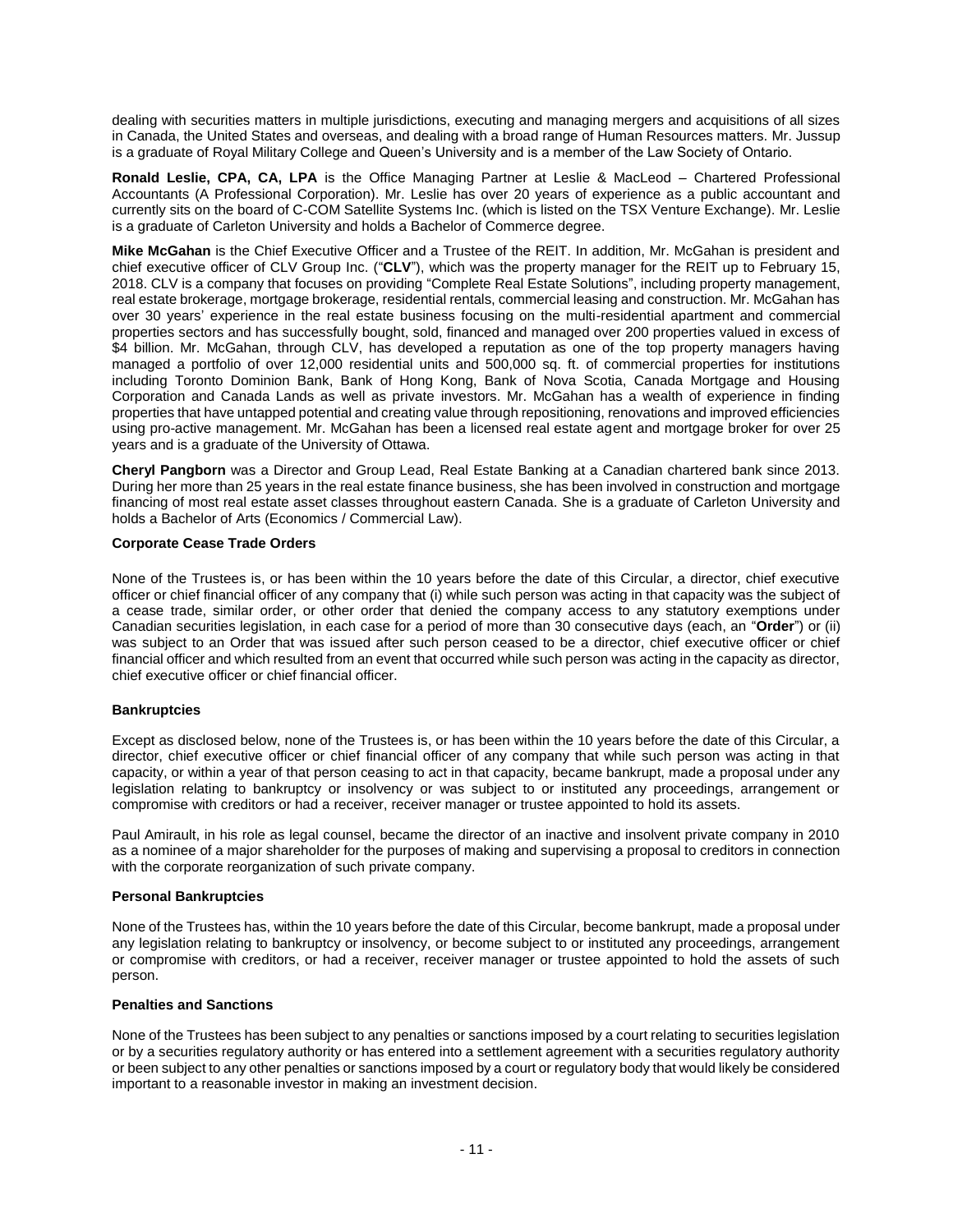dealing with securities matters in multiple jurisdictions, executing and managing mergers and acquisitions of all sizes in Canada, the United States and overseas, and dealing with a broad range of Human Resources matters. Mr. Jussup is a graduate of Royal Military College and Queen's University and is a member of the Law Society of Ontario.

**Ronald Leslie, CPA, CA, LPA** is the Office Managing Partner at Leslie & MacLeod – Chartered Professional Accountants (A Professional Corporation). Mr. Leslie has over 20 years of experience as a public accountant and currently sits on the board of C-COM Satellite Systems Inc. (which is listed on the TSX Venture Exchange). Mr. Leslie is a graduate of Carleton University and holds a Bachelor of Commerce degree.

**Mike McGahan** is the Chief Executive Officer and a Trustee of the REIT. In addition, Mr. McGahan is president and chief executive officer of CLV Group Inc. ("**CLV**"), which was the property manager for the REIT up to February 15, 2018. CLV is a company that focuses on providing "Complete Real Estate Solutions", including property management, real estate brokerage, mortgage brokerage, residential rentals, commercial leasing and construction. Mr. McGahan has over 30 years' experience in the real estate business focusing on the multi-residential apartment and commercial properties sectors and has successfully bought, sold, financed and managed over 200 properties valued in excess of $4 billion. Mr. McGahan, through CLV, has developed a reputation as one of the top property managers having managed a portfolio of over 12,000 residential units and 500,000 sq. ft. of commercial properties for institutions including Toronto Dominion Bank, Bank of Hong Kong, Bank of Nova Scotia, Canada Mortgage and Housing Corporation and Canada Lands as well as private investors. Mr. McGahan has a wealth of experience in finding properties that have untapped potential and creating value through repositioning, renovations and improved efficiencies using pro-active management. Mr. McGahan has been a licensed real estate agent and mortgage broker for over 25 years and is a graduate of the University of Ottawa.

**Cheryl Pangborn** was a Director and Group Lead, Real Estate Banking at a Canadian chartered bank since 2013. During her more than 25 years in the real estate finance business, she has been involved in construction and mortgage financing of most real estate asset classes throughout eastern Canada. She is a graduate of Carleton University and holds a Bachelor of Arts (Economics / Commercial Law).

**Corporate Cease Trade Orders**

None of the Trustees is, or has been within the 10 years before the date of this Circular, a director, chief executive officer or chief financial officer of any company that (i) while such person was acting in that capacity was the subject of a cease trade, similar order, or other order that denied the company access to any statutory exemptions under Canadian securities legislation, in each case for a period of more than 30 consecutive days (each, an "**Order**") or (ii) was subject to an Order that was issued after such person ceased to be a director, chief executive officer or chief financial officer and which resulted from an event that occurred while such person was acting in the capacity as director, chief executive officer or chief financial officer.

**Bankruptcies**

Except as disclosed below, none of the Trustees is, or has been within the 10 years before the date of this Circular, a director, chief executive officer or chief financial officer of any company that while such person was acting in that capacity, or within a year of that person ceasing to act in that capacity, became bankrupt, made a proposal under any legislation relating to bankruptcy or insolvency or was subject to or instituted any proceedings, arrangement or compromise with creditors or had a receiver, receiver manager or trustee appointed to hold its assets.

Paul Amirault, in his role as legal counsel, became the director of an inactive and insolvent private company in 2010 as a nominee of a major shareholder for the purposes of making and supervising a proposal to creditors in connection with the corporate reorganization of such private company.

**Personal Bankruptcies**

None of the Trustees has, within the 10 years before the date of this Circular, become bankrupt, made a proposal under any legislation relating to bankruptcy or insolvency, or become subject to or instituted any proceedings, arrangement or compromise with creditors, or had a receiver, receiver manager or trustee appointed to hold the assets of such person.

**Penalties and Sanctions**

None of the Trustees has been subject to any penalties or sanctions imposed by a court relating to securities legislation or by a securities regulatory authority or has entered into a settlement agreement with a securities regulatory authority or been subject to any other penalties or sanctions imposed by a court or regulatory body that would likely be considered important to a reasonable investor in making an investment decision.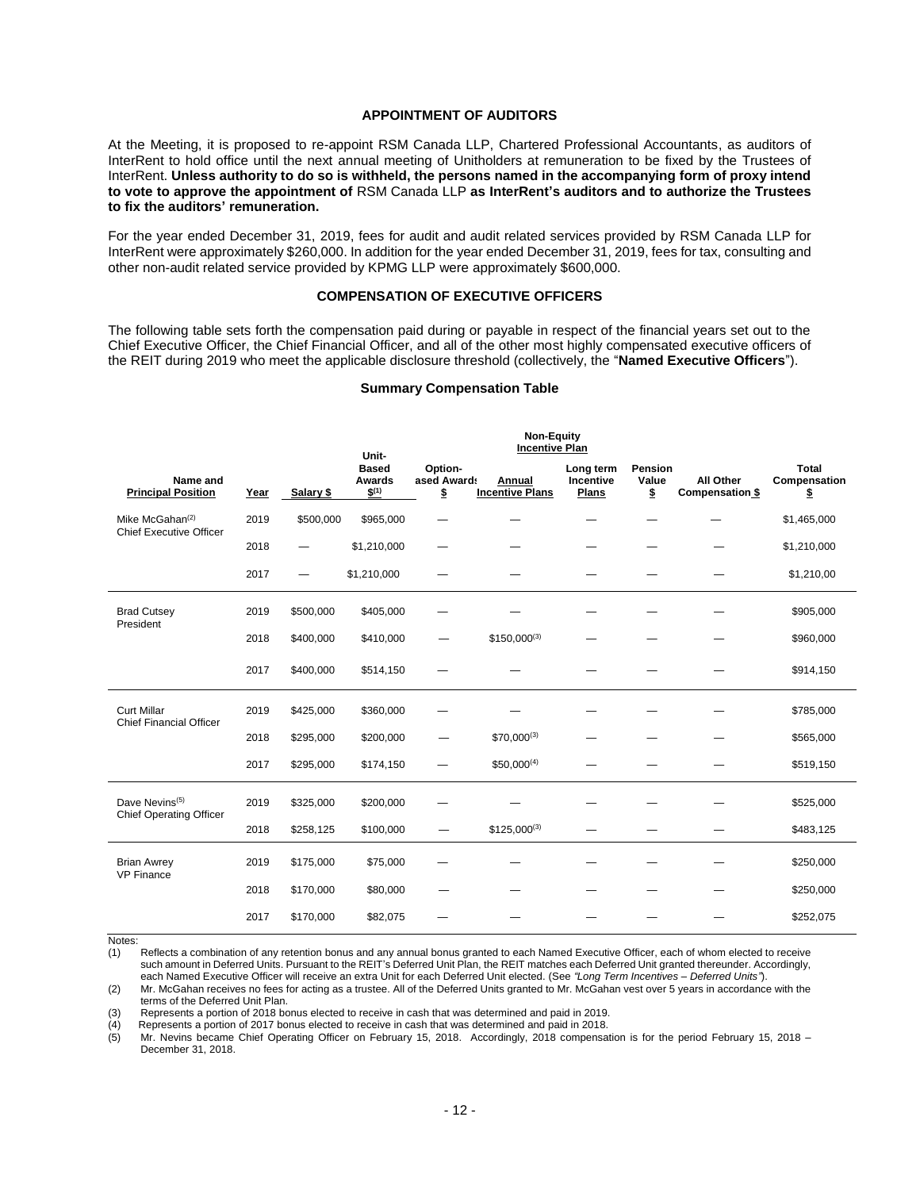## APPOINTMENT OF AUDITORS

At the Meeting, it is proposed to re-appoint RSM Canada LLP, Chartered Professional Accountants, as auditors of InterRent to hold office until the next annual meeting of Unitholders at remuneration to be fixed by the Trustees of InterRent. **Unless authority to do so is withheld, the persons named in the accompanying form of proxy intend to vote to approve the appointment of** RSM Canada LLP **as InterRent's auditors and to authorize the Trustees to fix the auditors' remuneration.**

For the year ended December 31, 2019, fees for audit and audit related services provided by RSM Canada LLP for InterRent were approximately $260,000. In addition for the year ended December 31, 2019, fees for tax, consulting and other non-audit related service provided by KPMG LLP were approximately $600,000.

## COMPENSATION OF EXECUTIVE OFFICERS

The following table sets forth the compensation paid during or payable in respect of the financial years set out to the Chief Executive Officer, the Chief Financial Officer, and all of the other most highly compensated executive officers of the REIT during 2019 who meet the applicable disclosure threshold (collectively, the "**Named Executive Officers**").

### Summary Compensation Table

| Name and Principal Position | Year | Salary $ | Unit-Based Awards $[1] | Option-ased Awards $ | Non-Equity Incentive Plan | | Pension Value $ | All Other Compensation $ | Total Compensation $ |
|---|---|---|---|---|---|---|---|---|---|
| | | | | | Annual Incentive Plans | Long term Incentive Plans | | | |
| Mike McGahan[2] Chief Executive Officer | 2019 | $500,000 | $965,000 | — | — | — | — | — | $1,465,000 |
| | 2018 | — | $1,210,000 | — | — | — | — | — | $1,210,000 |
| | 2017 | — | $1,210,000 | — | — | — | — | — | $1,210,00 |
| Brad Cutsey President | 2019 | $500,000 | $405,000 | — | — | — | — | — | $905,000 |
| | 2018 | $400,000 | $410,000 | — | $150,000[3] | — | — | — | $960,000 |
| | 2017 | $400,000 | $514,150 | — | — | — | — | — | $914,150 |
| Curt Millar Chief Financial Officer | 2019 | $425,000 | $360,000 | — | — | — | — | — | $785,000 |
| | 2018 | $295,000 | $200,000 | — | $70,000[3] | — | — | — | $565,000 |
| | 2017 | $295,000 | $174,150 | — | $50,000[4] | — | — | — | $519,150 |
| Dave Nevins[5] Chief Operating Officer | 2019 | $325,000 | $200,000 | — | — | — | — | — | $525,000 |
| | 2018 | $258,125 | $100,000 | — | $125,000[3] | — | — | — | $483,125 |
| Brian Awrey VP Finance | 2019 | $175,000 | $75,000 | — | — | — | — | — | $250,000 |
| | 2018 | $170,000 | $80,000 | — | — | — | — | — | $250,000 |
| | 2017 | $170,000 | $82,075 | — | — | — | — | — | $252,075 |

Notes:

(1) Reflects a combination of any retention bonus and any annual bonus granted to each Named Executive Officer, each of whom elected to receive such amount in Deferred Units. Pursuant to the REIT's Deferred Unit Plan, the REIT matches each Deferred Unit granted thereunder. Accordingly, each Named Executive Officer will receive an extra Unit for each Deferred Unit elected. (See *"Long Term Incentives – Deferred Units"*).

(2) Mr. McGahan receives no fees for acting as a trustee. All of the Deferred Units granted to Mr. McGahan vest over 5 years in accordance with the terms of the Deferred Unit Plan.

(3) Represents a portion of 2018 bonus elected to receive in cash that was determined and paid in 2019.

(4) Represents a portion of 2017 bonus elected to receive in cash that was determined and paid in 2018.

(5) Mr. Nevins became Chief Operating Officer on February 15, 2018. Accordingly, 2018 compensation is for the period February 15, 2018 – December 31, 2018.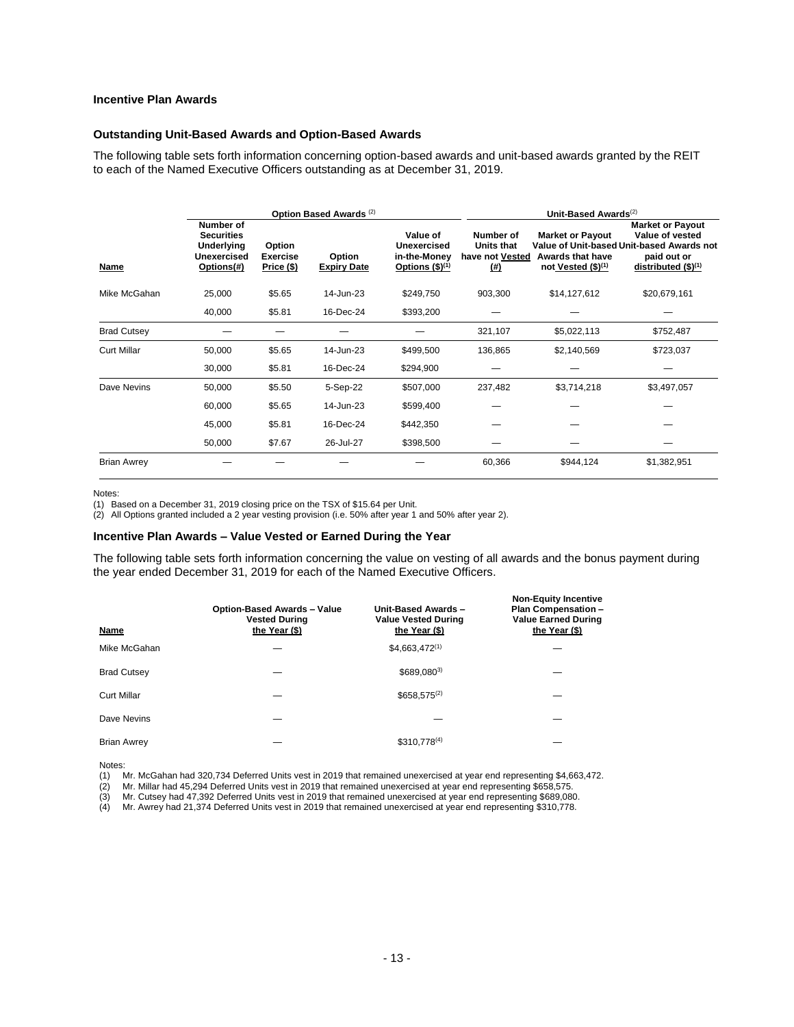### Incentive Plan Awards

#### Outstanding Unit-Based Awards and Option-Based Awards

The following table sets forth information concerning option-based awards and unit-based awards granted by the REIT to each of the Named Executive Officers outstanding as at December 31, 2019.

| | Option Based Awards [(2)] | | | | Unit-Based Awards[(2)] | | |
|---|---|---|---|---|---|---|---|
| Name | Number of Securities Underlying Unexercised Options(#) | Option Exercise Price ($) | Option Expiry Date | Value of Unexercised in-the-Money Options ($)[(1)] | Number of Units that have not Vested (#) | Market or Payout Value of Unit-based Awards that have not Vested ($)[(1)] | Market or Payout Value of vested Unit-based Awards not paid out or distributed ($)[(1)] |
| Mike McGahan | 25,000 | $5.65 | 14-Jun-23 | $249,750 | 903,300 | $14,127,612 | $20,679,161 |
| | 40,000 | $5.81 | 16-Dec-24 | $393,200 | — | — | — |
| Brad Cutsey | — | — | — | — | 321,107 | $5,022,113 | $752,487 |
| Curt Millar | 50,000 | $5.65 | 14-Jun-23 | $499,500 | 136,865 | $2,140,569 | $723,037 |
| | 30,000 | $5.81 | 16-Dec-24 | $294,900 | — | — | — |
| Dave Nevins | 50,000 | $5.50 | 5-Sep-22 | $507,000 | 237,482 | $3,714,218 | $3,497,057 |
| | 60,000 | $5.65 | 14-Jun-23 | $599,400 | — | — | — |
| | 45,000 | $5.81 | 16-Dec-24 | $442,350 | — | — | — |
| | 50,000 | $7.67 | 26-Jul-27 | $398,500 | — | — | — |
| Brian Awrey | — | — | — | — | 60,366 | $944,124 | $1,382,951 |

Notes:
(1) Based on a December 31, 2019 closing price on the TSX of $15.64 per Unit.
(2) All Options granted included a 2 year vesting provision (i.e. 50% after year 1 and 50% after year 2).

#### Incentive Plan Awards – Value Vested or Earned During the Year

The following table sets forth information concerning the value on vesting of all awards and the bonus payment during the year ended December 31, 2019 for each of the Named Executive Officers.

| Name | Option-Based Awards – Value Vested During the Year ($) | Unit-Based Awards – Value Vested During the Year ($) | Non-Equity Incentive Plan Compensation – Value Earned During the Year ($) |
|---|---|---|---|
| Mike McGahan | — | $4,663,472[(1)] | — |
| Brad Cutsey | — | $689,080[3)] | — |
| Curt Millar | — | $658,575[(2)] | — |
| Dave Nevins | — | — | — |
| Brian Awrey | — | $310,778[(4)] | — |

Notes:
(1) Mr. McGahan had 320,734 Deferred Units vest in 2019 that remained unexercised at year end representing $4,663,472.
(2) Mr. Millar had 45,294 Deferred Units vest in 2019 that remained unexercised at year end representing $658,575.
(3) Mr. Cutsey had 47,392 Deferred Units vest in 2019 that remained unexercised at year end representing $689,080.
(4) Mr. Awrey had 21,374 Deferred Units vest in 2019 that remained unexercised at year end representing $310,778.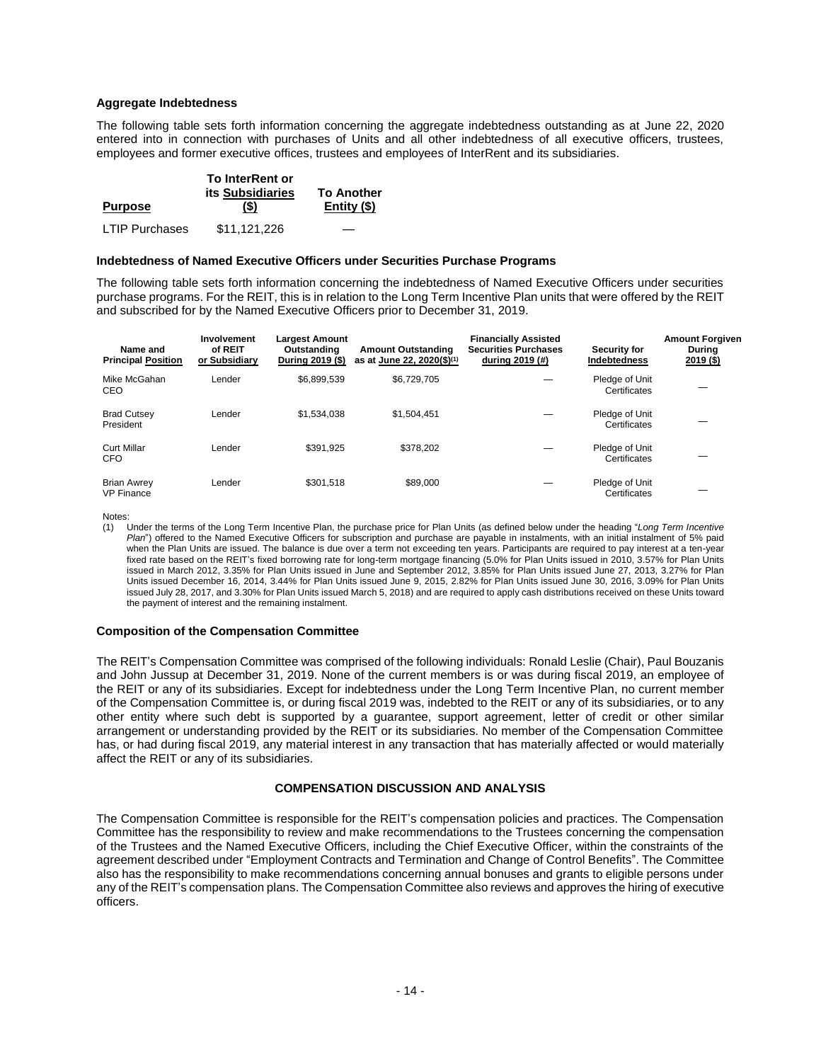### Aggregate Indebtedness

The following table sets forth information concerning the aggregate indebtedness outstanding as at June 22, 2020 entered into in connection with purchases of Units and all other indebtedness of all executive officers, trustees, employees and former executive offices, trustees and employees of InterRent and its subsidiaries.

| Purpose | To InterRent or its Subsidiaries ($) | To Another Entity ($) |
|---|---|---|
| LTIP Purchases | $11,121,226 | — |

### Indebtedness of Named Executive Officers under Securities Purchase Programs

The following table sets forth information concerning the indebtedness of Named Executive Officers under securities purchase programs. For the REIT, this is in relation to the Long Term Incentive Plan units that were offered by the REIT and subscribed for by the Named Executive Officers prior to December 31, 2019.

| Name and Principal Position | Involvement of REIT or Subsidiary | Largest Amount Outstanding During 2019 ($) | Amount Outstanding as at June 22, 2020($)[1] | Financially Assisted Securities Purchases during 2019 (#) | Security for Indebtedness | Amount Forgiven During 2019 ($) |
|---|---|---|---|---|---|---|
| Mike McGahan CEO | Lender | $6,899,539 | $6,729,705 | — | Pledge of Unit Certificates | — |
| Brad Cutsey President | Lender | $1,534,038 | $1,504,451 | — | Pledge of Unit Certificates | — |
| Curt Millar CFO | Lender | $391,925 | $378,202 | — | Pledge of Unit Certificates | — |
| Brian Awrey VP Finance | Lender | $301,518 | $89,000 | — | Pledge of Unit Certificates | — |

Notes:

(1) Under the terms of the Long Term Incentive Plan, the purchase price for Plan Units (as defined below under the heading "*Long Term Incentive Plan*") offered to the Named Executive Officers for subscription and purchase are payable in instalments, with an initial instalment of 5% paid when the Plan Units are issued. The balance is due over a term not exceeding ten years. Participants are required to pay interest at a ten-year fixed rate based on the REIT's fixed borrowing rate for long-term mortgage financing (5.0% for Plan Units issued in 2010, 3.57% for Plan Units issued in March 2012, 3.35% for Plan Units issued in June and September 2012, 3.85% for Plan Units issued June 27, 2013, 3.27% for Plan Units issued December 16, 2014, 3.44% for Plan Units issued June 9, 2015, 2.82% for Plan Units issued June 30, 2016, 3.09% for Plan Units issued July 28, 2017, and 3.30% for Plan Units issued March 5, 2018) and are required to apply cash distributions received on these Units toward the payment of interest and the remaining instalment.

### Composition of the Compensation Committee

The REIT's Compensation Committee was comprised of the following individuals: Ronald Leslie (Chair), Paul Bouzanis and John Jussup at December 31, 2019. None of the current members is or was during fiscal 2019, an employee of the REIT or any of its subsidiaries. Except for indebtedness under the Long Term Incentive Plan, no current member of the Compensation Committee is, or during fiscal 2019 was, indebted to the REIT or any of its subsidiaries, or to any other entity where such debt is supported by a guarantee, support agreement, letter of credit or other similar arrangement or understanding provided by the REIT or its subsidiaries. No member of the Compensation Committee has, or had during fiscal 2019, any material interest in any transaction that has materially affected or would materially affect the REIT or any of its subsidiaries.

## COMPENSATION DISCUSSION AND ANALYSIS

The Compensation Committee is responsible for the REIT's compensation policies and practices. The Compensation Committee has the responsibility to review and make recommendations to the Trustees concerning the compensation of the Trustees and the Named Executive Officers, including the Chief Executive Officer, within the constraints of the agreement described under "Employment Contracts and Termination and Change of Control Benefits". The Committee also has the responsibility to make recommendations concerning annual bonuses and grants to eligible persons under any of the REIT's compensation plans. The Compensation Committee also reviews and approves the hiring of executive officers.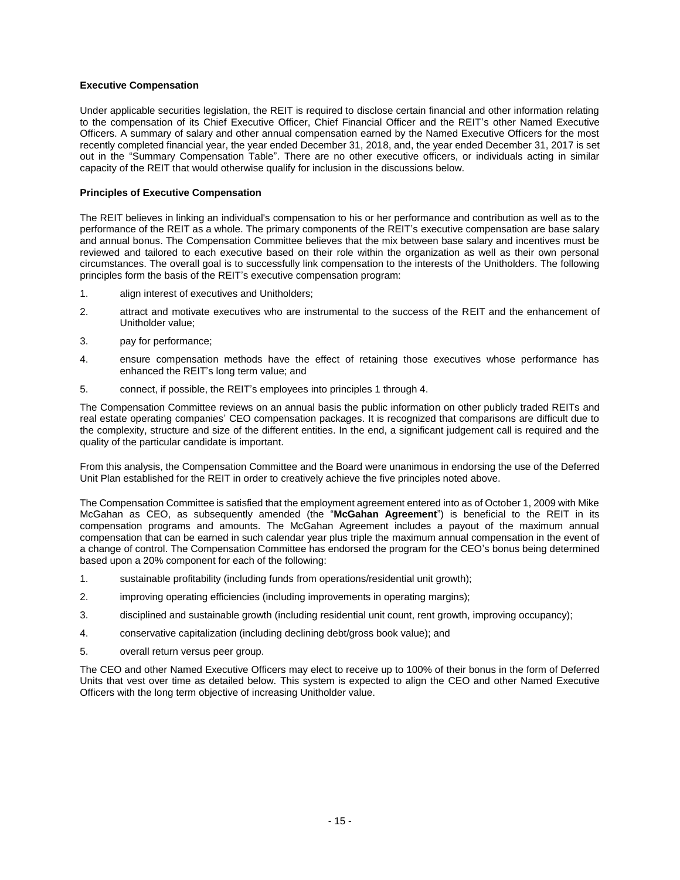**Executive Compensation**

Under applicable securities legislation, the REIT is required to disclose certain financial and other information relating to the compensation of its Chief Executive Officer, Chief Financial Officer and the REIT's other Named Executive Officers. A summary of salary and other annual compensation earned by the Named Executive Officers for the most recently completed financial year, the year ended December 31, 2018, and, the year ended December 31, 2017 is set out in the "Summary Compensation Table". There are no other executive officers, or individuals acting in similar capacity of the REIT that would otherwise qualify for inclusion in the discussions below.

**Principles of Executive Compensation**

The REIT believes in linking an individual's compensation to his or her performance and contribution as well as to the performance of the REIT as a whole. The primary components of the REIT's executive compensation are base salary and annual bonus. The Compensation Committee believes that the mix between base salary and incentives must be reviewed and tailored to each executive based on their role within the organization as well as their own personal circumstances. The overall goal is to successfully link compensation to the interests of the Unitholders. The following principles form the basis of the REIT's executive compensation program:

1. align interest of executives and Unitholders;
2. attract and motivate executives who are instrumental to the success of the REIT and the enhancement of Unitholder value;
3. pay for performance;
4. ensure compensation methods have the effect of retaining those executives whose performance has enhanced the REIT's long term value; and
5. connect, if possible, the REIT's employees into principles 1 through 4.

The Compensation Committee reviews on an annual basis the public information on other publicly traded REITs and real estate operating companies' CEO compensation packages. It is recognized that comparisons are difficult due to the complexity, structure and size of the different entities. In the end, a significant judgement call is required and the quality of the particular candidate is important.

From this analysis, the Compensation Committee and the Board were unanimous in endorsing the use of the Deferred Unit Plan established for the REIT in order to creatively achieve the five principles noted above.

The Compensation Committee is satisfied that the employment agreement entered into as of October 1, 2009 with Mike McGahan as CEO, as subsequently amended (the "**McGahan Agreement**") is beneficial to the REIT in its compensation programs and amounts. The McGahan Agreement includes a payout of the maximum annual compensation that can be earned in such calendar year plus triple the maximum annual compensation in the event of a change of control. The Compensation Committee has endorsed the program for the CEO's bonus being determined based upon a 20% component for each of the following:

1. sustainable profitability (including funds from operations/residential unit growth);
2. improving operating efficiencies (including improvements in operating margins);
3. disciplined and sustainable growth (including residential unit count, rent growth, improving occupancy);
4. conservative capitalization (including declining debt/gross book value); and
5. overall return versus peer group.

The CEO and other Named Executive Officers may elect to receive up to 100% of their bonus in the form of Deferred Units that vest over time as detailed below. This system is expected to align the CEO and other Named Executive Officers with the long term objective of increasing Unitholder value.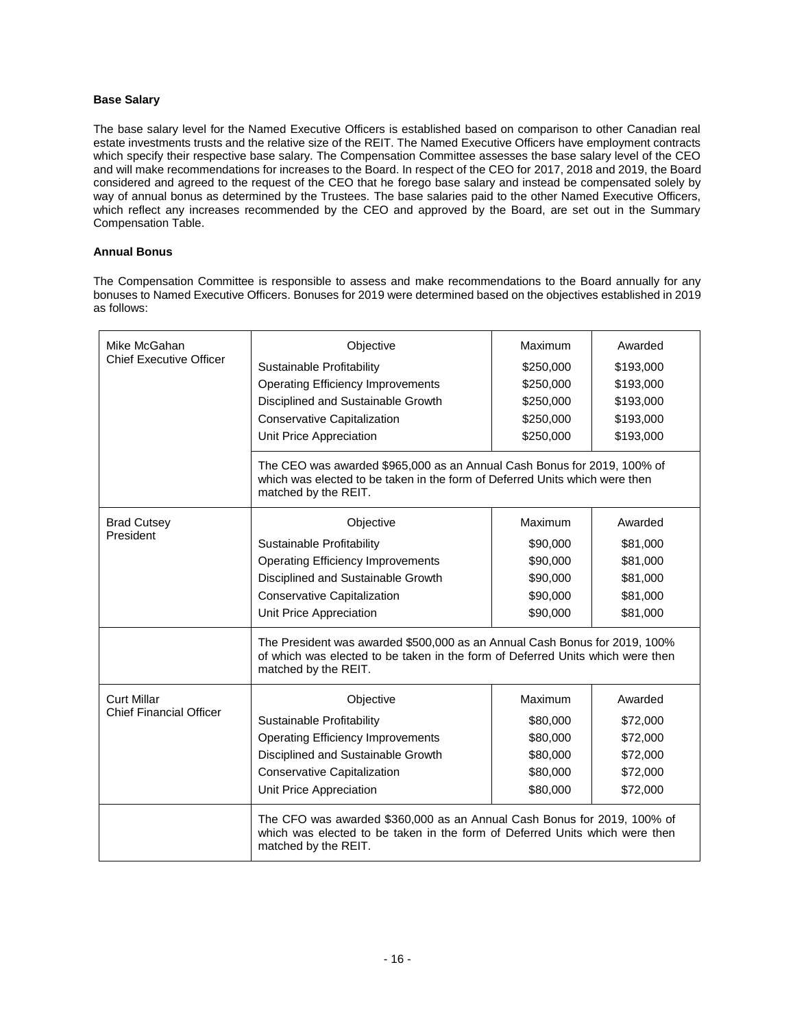### Base Salary

The base salary level for the Named Executive Officers is established based on comparison to other Canadian real estate investments trusts and the relative size of the REIT. The Named Executive Officers have employment contracts which specify their respective base salary. The Compensation Committee assesses the base salary level of the CEO and will make recommendations for increases to the Board. In respect of the CEO for 2017, 2018 and 2019, the Board considered and agreed to the request of the CEO that he forego base salary and instead be compensated solely by way of annual bonus as determined by the Trustees. The base salaries paid to the other Named Executive Officers, which reflect any increases recommended by the CEO and approved by the Board, are set out in the Summary Compensation Table.

### Annual Bonus

The Compensation Committee is responsible to assess and make recommendations to the Board annually for any bonuses to Named Executive Officers. Bonuses for 2019 were determined based on the objectives established in 2019 as follows:

| | Objective | Maximum | Awarded |
|---|---|---|---|
| Mike McGahan<br>Chief Executive Officer | Sustainable Profitability | $250,000 | $193,000 |
| | Operating Efficiency Improvements | $250,000 | $193,000 |
| | Disciplined and Sustainable Growth | $250,000 | $193,000 |
| | Conservative Capitalization | $250,000 | $193,000 |
| | Unit Price Appreciation | $250,000 | $193,000 |
| | The CEO was awarded $965,000 as an Annual Cash Bonus for 2019, 100% of which was elected to be taken in the form of Deferred Units which were then matched by the REIT. | | |
| Brad Cutsey<br>President | Objective | Maximum | Awarded |
| | Sustainable Profitability | $90,000 | $81,000 |
| | Operating Efficiency Improvements | $90,000 | $81,000 |
| | Disciplined and Sustainable Growth | $90,000 | $81,000 |
| | Conservative Capitalization | $90,000 | $81,000 |
| | Unit Price Appreciation | $90,000 | $81,000 |
| | The President was awarded $500,000 as an Annual Cash Bonus for 2019, 100% of which was elected to be taken in the form of Deferred Units which were then matched by the REIT. | | |
| Curt Millar<br>Chief Financial Officer | Objective | Maximum | Awarded |
| | Sustainable Profitability | $80,000 | $72,000 |
| | Operating Efficiency Improvements | $80,000 | $72,000 |
| | Disciplined and Sustainable Growth | $80,000 | $72,000 |
| | Conservative Capitalization | $80,000 | $72,000 |
| | Unit Price Appreciation | $80,000 | $72,000 |
| | The CFO was awarded $360,000 as an Annual Cash Bonus for 2019, 100% of which was elected to be taken in the form of Deferred Units which were then matched by the REIT. | | |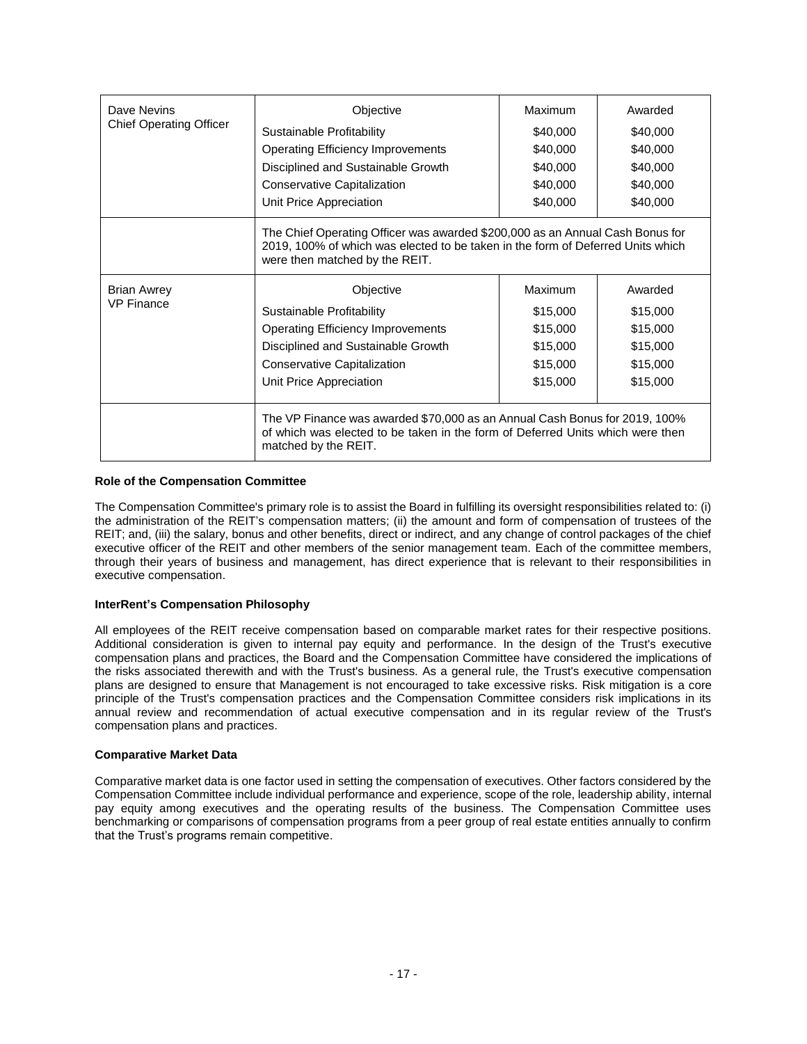| | Objective | Maximum | Awarded |
|---|---|---|---|
| Dave Nevins<br>Chief Operating Officer | Sustainable Profitability | $40,000 | $40,000 |
| | Operating Efficiency Improvements | $40,000 | $40,000 |
| | Disciplined and Sustainable Growth | $40,000 | $40,000 |
| | Conservative Capitalization | $40,000 | $40,000 |
| | Unit Price Appreciation | $40,000 | $40,000 |
| | The Chief Operating Officer was awarded $200,000 as an Annual Cash Bonus for 2019, 100% of which was elected to be taken in the form of Deferred Units which were then matched by the REIT. | | |
| Brian Awrey<br>VP Finance | Objective | Maximum | Awarded |
| | Sustainable Profitability | $15,000 | $15,000 |
| | Operating Efficiency Improvements | $15,000 | $15,000 |
| | Disciplined and Sustainable Growth | $15,000 | $15,000 |
| | Conservative Capitalization | $15,000 | $15,000 |
| | Unit Price Appreciation | $15,000 | $15,000 |
| | The VP Finance was awarded $70,000 as an Annual Cash Bonus for 2019, 100% of which was elected to be taken in the form of Deferred Units which were then matched by the REIT. | | |

**Role of the Compensation Committee**

The Compensation Committee's primary role is to assist the Board in fulfilling its oversight responsibilities related to: (i) the administration of the REIT's compensation matters; (ii) the amount and form of compensation of trustees of the REIT; and, (iii) the salary, bonus and other benefits, direct or indirect, and any change of control packages of the chief executive officer of the REIT and other members of the senior management team. Each of the committee members, through their years of business and management, has direct experience that is relevant to their responsibilities in executive compensation.

**InterRent's Compensation Philosophy**

All employees of the REIT receive compensation based on comparable market rates for their respective positions. Additional consideration is given to internal pay equity and performance. In the design of the Trust's executive compensation plans and practices, the Board and the Compensation Committee have considered the implications of the risks associated therewith and with the Trust's business. As a general rule, the Trust's executive compensation plans are designed to ensure that Management is not encouraged to take excessive risks. Risk mitigation is a core principle of the Trust's compensation practices and the Compensation Committee considers risk implications in its annual review and recommendation of actual executive compensation and in its regular review of the Trust's compensation plans and practices.

**Comparative Market Data**

Comparative market data is one factor used in setting the compensation of executives. Other factors considered by the Compensation Committee include individual performance and experience, scope of the role, leadership ability, internal pay equity among executives and the operating results of the business. The Compensation Committee uses benchmarking or comparisons of compensation programs from a peer group of real estate entities annually to confirm that the Trust's programs remain competitive.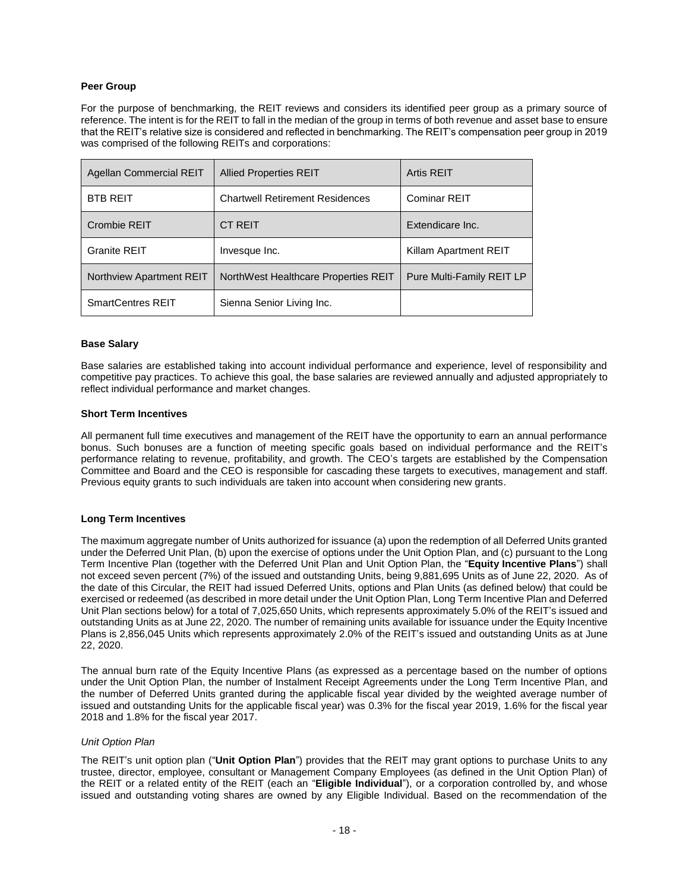**Peer Group**

For the purpose of benchmarking, the REIT reviews and considers its identified peer group as a primary source of reference. The intent is for the REIT to fall in the median of the group in terms of both revenue and asset base to ensure that the REIT's relative size is considered and reflected in benchmarking. The REIT's compensation peer group in 2019 was comprised of the following REITs and corporations:

| | | |
|---|---|---|
| Agellan Commercial REIT | Allied Properties REIT | Artis REIT |
| BTB REIT | Chartwell Retirement Residences | Cominar REIT |
| Crombie REIT | CT REIT | Extendicare Inc. |
| Granite REIT | Invesque Inc. | Killam Apartment REIT |
| Northview Apartment REIT | NorthWest Healthcare Properties REIT | Pure Multi-Family REIT LP |
| SmartCentres REIT | Sienna Senior Living Inc. | |

**Base Salary**

Base salaries are established taking into account individual performance and experience, level of responsibility and competitive pay practices. To achieve this goal, the base salaries are reviewed annually and adjusted appropriately to reflect individual performance and market changes.

**Short Term Incentives**

All permanent full time executives and management of the REIT have the opportunity to earn an annual performance bonus. Such bonuses are a function of meeting specific goals based on individual performance and the REIT's performance relating to revenue, profitability, and growth. The CEO's targets are established by the Compensation Committee and Board and the CEO is responsible for cascading these targets to executives, management and staff. Previous equity grants to such individuals are taken into account when considering new grants.

**Long Term Incentives**

The maximum aggregate number of Units authorized for issuance (a) upon the redemption of all Deferred Units granted under the Deferred Unit Plan, (b) upon the exercise of options under the Unit Option Plan, and (c) pursuant to the Long Term Incentive Plan (together with the Deferred Unit Plan and Unit Option Plan, the "**Equity Incentive Plans**") shall not exceed seven percent (7%) of the issued and outstanding Units, being 9,881,695 Units as of June 22, 2020. As of the date of this Circular, the REIT had issued Deferred Units, options and Plan Units (as defined below) that could be exercised or redeemed (as described in more detail under the Unit Option Plan, Long Term Incentive Plan and Deferred Unit Plan sections below) for a total of 7,025,650 Units, which represents approximately 5.0% of the REIT's issued and outstanding Units as at June 22, 2020. The number of remaining units available for issuance under the Equity Incentive Plans is 2,856,045 Units which represents approximately 2.0% of the REIT's issued and outstanding Units as at June 22, 2020.

The annual burn rate of the Equity Incentive Plans (as expressed as a percentage based on the number of options under the Unit Option Plan, the number of Instalment Receipt Agreements under the Long Term Incentive Plan, and the number of Deferred Units granted during the applicable fiscal year divided by the weighted average number of issued and outstanding Units for the applicable fiscal year) was 0.3% for the fiscal year 2019, 1.6% for the fiscal year 2018 and 1.8% for the fiscal year 2017.

*Unit Option Plan*

The REIT's unit option plan ("**Unit Option Plan**") provides that the REIT may grant options to purchase Units to any trustee, director, employee, consultant or Management Company Employees (as defined in the Unit Option Plan) of the REIT or a related entity of the REIT (each an "**Eligible Individual**"), or a corporation controlled by, and whose issued and outstanding voting shares are owned by any Eligible Individual. Based on the recommendation of the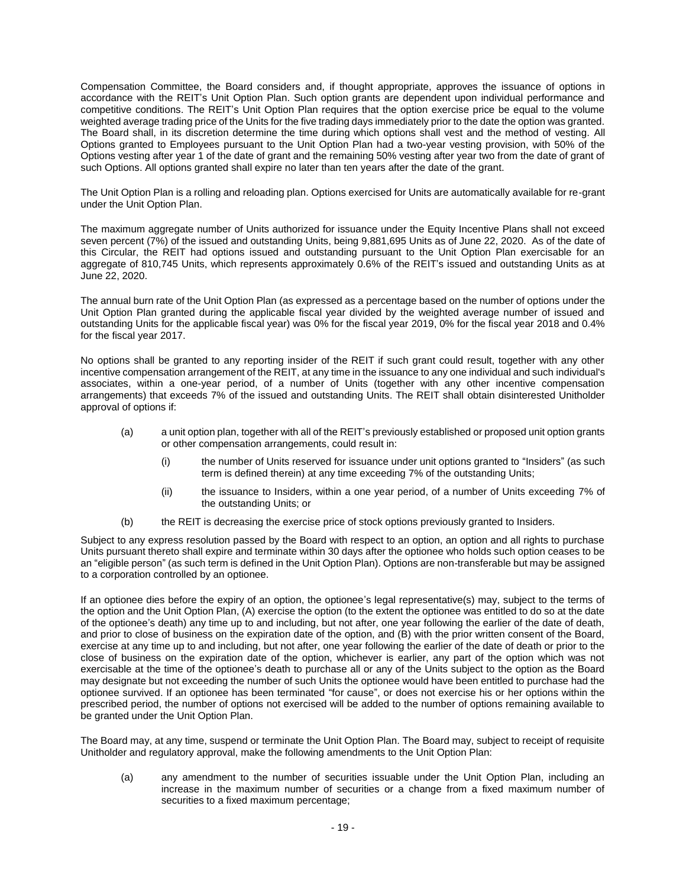Compensation Committee, the Board considers and, if thought appropriate, approves the issuance of options in accordance with the REIT's Unit Option Plan. Such option grants are dependent upon individual performance and competitive conditions. The REIT's Unit Option Plan requires that the option exercise price be equal to the volume weighted average trading price of the Units for the five trading days immediately prior to the date the option was granted. The Board shall, in its discretion determine the time during which options shall vest and the method of vesting. All Options granted to Employees pursuant to the Unit Option Plan had a two-year vesting provision, with 50% of the Options vesting after year 1 of the date of grant and the remaining 50% vesting after year two from the date of grant of such Options. All options granted shall expire no later than ten years after the date of the grant.

The Unit Option Plan is a rolling and reloading plan. Options exercised for Units are automatically available for re-grant under the Unit Option Plan.

The maximum aggregate number of Units authorized for issuance under the Equity Incentive Plans shall not exceed seven percent (7%) of the issued and outstanding Units, being 9,881,695 Units as of June 22, 2020. As of the date of this Circular, the REIT had options issued and outstanding pursuant to the Unit Option Plan exercisable for an aggregate of 810,745 Units, which represents approximately 0.6% of the REIT's issued and outstanding Units as at June 22, 2020.

The annual burn rate of the Unit Option Plan (as expressed as a percentage based on the number of options under the Unit Option Plan granted during the applicable fiscal year divided by the weighted average number of issued and outstanding Units for the applicable fiscal year) was 0% for the fiscal year 2019, 0% for the fiscal year 2018 and 0.4% for the fiscal year 2017.

No options shall be granted to any reporting insider of the REIT if such grant could result, together with any other incentive compensation arrangement of the REIT, at any time in the issuance to any one individual and such individual's associates, within a one-year period, of a number of Units (together with any other incentive compensation arrangements) that exceeds 7% of the issued and outstanding Units. The REIT shall obtain disinterested Unitholder approval of options if:

(a) a unit option plan, together with all of the REIT's previously established or proposed unit option grants or other compensation arrangements, could result in:

  (i) the number of Units reserved for issuance under unit options granted to "Insiders" (as such term is defined therein) at any time exceeding 7% of the outstanding Units;

  (ii) the issuance to Insiders, within a one year period, of a number of Units exceeding 7% of the outstanding Units; or

(b) the REIT is decreasing the exercise price of stock options previously granted to Insiders.

Subject to any express resolution passed by the Board with respect to an option, an option and all rights to purchase Units pursuant thereto shall expire and terminate within 30 days after the optionee who holds such option ceases to be an "eligible person" (as such term is defined in the Unit Option Plan). Options are non-transferable but may be assigned to a corporation controlled by an optionee.

If an optionee dies before the expiry of an option, the optionee's legal representative(s) may, subject to the terms of the option and the Unit Option Plan, (A) exercise the option (to the extent the optionee was entitled to do so at the date of the optionee's death) any time up to and including, but not after, one year following the earlier of the date of death, and prior to close of business on the expiration date of the option, and (B) with the prior written consent of the Board, exercise at any time up to and including, but not after, one year following the earlier of the date of death or prior to the close of business on the expiration date of the option, whichever is earlier, any part of the option which was not exercisable at the time of the optionee's death to purchase all or any of the Units subject to the option as the Board may designate but not exceeding the number of such Units the optionee would have been entitled to purchase had the optionee survived. If an optionee has been terminated "for cause", or does not exercise his or her options within the prescribed period, the number of options not exercised will be added to the number of options remaining available to be granted under the Unit Option Plan.

The Board may, at any time, suspend or terminate the Unit Option Plan. The Board may, subject to receipt of requisite Unitholder and regulatory approval, make the following amendments to the Unit Option Plan:

(a) any amendment to the number of securities issuable under the Unit Option Plan, including an increase in the maximum number of securities or a change from a fixed maximum number of securities to a fixed maximum percentage;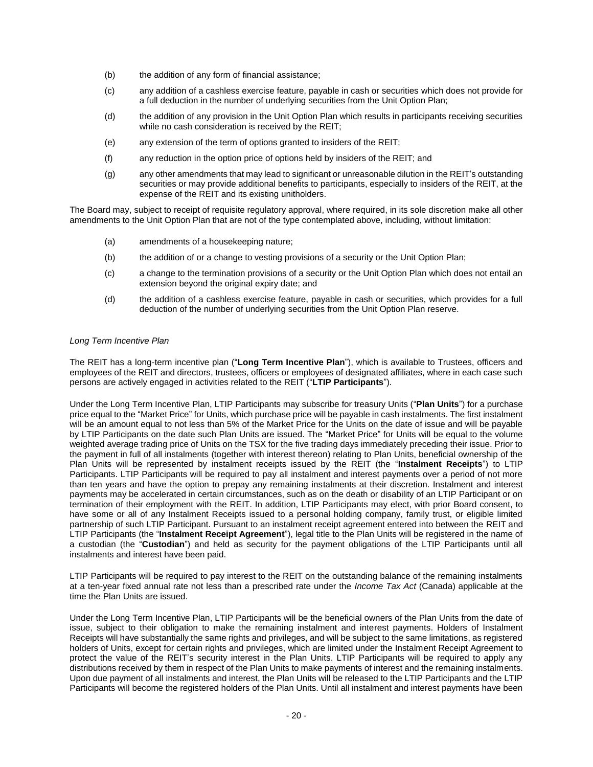(b) the addition of any form of financial assistance;

(c) any addition of a cashless exercise feature, payable in cash or securities which does not provide for a full deduction in the number of underlying securities from the Unit Option Plan;

(d) the addition of any provision in the Unit Option Plan which results in participants receiving securities while no cash consideration is received by the REIT;

(e) any extension of the term of options granted to insiders of the REIT;

(f) any reduction in the option price of options held by insiders of the REIT; and

(g) any other amendments that may lead to significant or unreasonable dilution in the REIT's outstanding securities or may provide additional benefits to participants, especially to insiders of the REIT, at the expense of the REIT and its existing unitholders.

The Board may, subject to receipt of requisite regulatory approval, where required, in its sole discretion make all other amendments to the Unit Option Plan that are not of the type contemplated above, including, without limitation:

(a) amendments of a housekeeping nature;

(b) the addition of or a change to vesting provisions of a security or the Unit Option Plan;

(c) a change to the termination provisions of a security or the Unit Option Plan which does not entail an extension beyond the original expiry date; and

(d) the addition of a cashless exercise feature, payable in cash or securities, which provides for a full deduction of the number of underlying securities from the Unit Option Plan reserve.

*Long Term Incentive Plan*

The REIT has a long-term incentive plan ("**Long Term Incentive Plan**"), which is available to Trustees, officers and employees of the REIT and directors, trustees, officers or employees of designated affiliates, where in each case such persons are actively engaged in activities related to the REIT ("**LTIP Participants**").

Under the Long Term Incentive Plan, LTIP Participants may subscribe for treasury Units ("**Plan Units**") for a purchase price equal to the "Market Price" for Units, which purchase price will be payable in cash instalments. The first instalment will be an amount equal to not less than 5% of the Market Price for the Units on the date of issue and will be payable by LTIP Participants on the date such Plan Units are issued. The "Market Price" for Units will be equal to the volume weighted average trading price of Units on the TSX for the five trading days immediately preceding their issue. Prior to the payment in full of all instalments (together with interest thereon) relating to Plan Units, beneficial ownership of the Plan Units will be represented by instalment receipts issued by the REIT (the "**Instalment Receipts**") to LTIP Participants. LTIP Participants will be required to pay all instalment and interest payments over a period of not more than ten years and have the option to prepay any remaining instalments at their discretion. Instalment and interest payments may be accelerated in certain circumstances, such as on the death or disability of an LTIP Participant or on termination of their employment with the REIT. In addition, LTIP Participants may elect, with prior Board consent, to have some or all of any Instalment Receipts issued to a personal holding company, family trust, or eligible limited partnership of such LTIP Participant. Pursuant to an instalment receipt agreement entered into between the REIT and LTIP Participants (the "**Instalment Receipt Agreement**"), legal title to the Plan Units will be registered in the name of a custodian (the "**Custodian**") and held as security for the payment obligations of the LTIP Participants until all instalments and interest have been paid.

LTIP Participants will be required to pay interest to the REIT on the outstanding balance of the remaining instalments at a ten-year fixed annual rate not less than a prescribed rate under the *Income Tax Act* (Canada) applicable at the time the Plan Units are issued.

Under the Long Term Incentive Plan, LTIP Participants will be the beneficial owners of the Plan Units from the date of issue, subject to their obligation to make the remaining instalment and interest payments. Holders of Instalment Receipts will have substantially the same rights and privileges, and will be subject to the same limitations, as registered holders of Units, except for certain rights and privileges, which are limited under the Instalment Receipt Agreement to protect the value of the REIT's security interest in the Plan Units. LTIP Participants will be required to apply any distributions received by them in respect of the Plan Units to make payments of interest and the remaining instalments. Upon due payment of all instalments and interest, the Plan Units will be released to the LTIP Participants and the LTIP Participants will become the registered holders of the Plan Units. Until all instalment and interest payments have been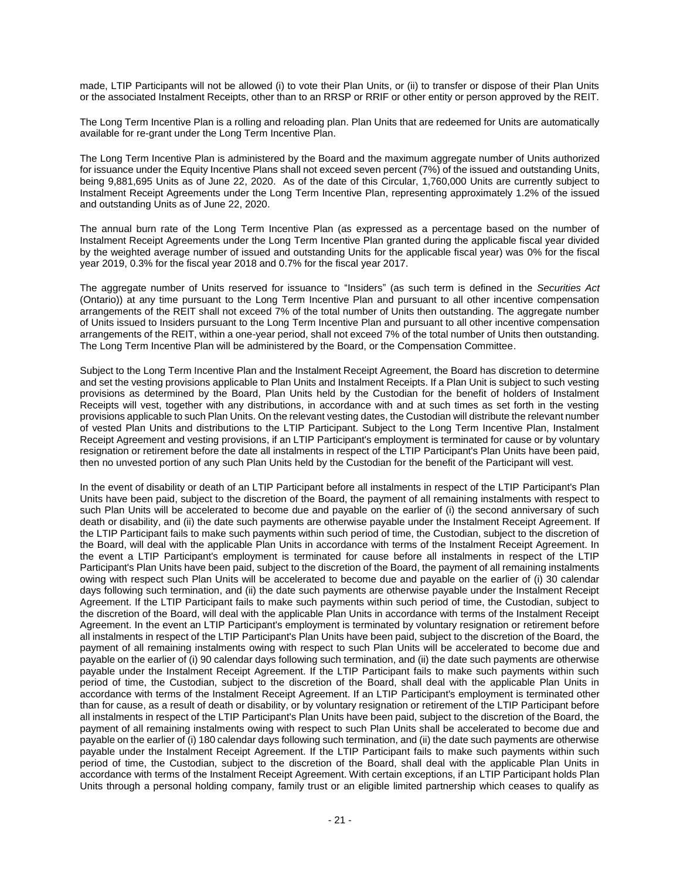made, LTIP Participants will not be allowed (i) to vote their Plan Units, or (ii) to transfer or dispose of their Plan Units or the associated Instalment Receipts, other than to an RRSP or RRIF or other entity or person approved by the REIT.

The Long Term Incentive Plan is a rolling and reloading plan. Plan Units that are redeemed for Units are automatically available for re-grant under the Long Term Incentive Plan.

The Long Term Incentive Plan is administered by the Board and the maximum aggregate number of Units authorized for issuance under the Equity Incentive Plans shall not exceed seven percent (7%) of the issued and outstanding Units, being 9,881,695 Units as of June 22, 2020. As of the date of this Circular, 1,760,000 Units are currently subject to Instalment Receipt Agreements under the Long Term Incentive Plan, representing approximately 1.2% of the issued and outstanding Units as of June 22, 2020.

The annual burn rate of the Long Term Incentive Plan (as expressed as a percentage based on the number of Instalment Receipt Agreements under the Long Term Incentive Plan granted during the applicable fiscal year divided by the weighted average number of issued and outstanding Units for the applicable fiscal year) was 0% for the fiscal year 2019, 0.3% for the fiscal year 2018 and 0.7% for the fiscal year 2017.

The aggregate number of Units reserved for issuance to "Insiders" (as such term is defined in the *Securities Act* (Ontario)) at any time pursuant to the Long Term Incentive Plan and pursuant to all other incentive compensation arrangements of the REIT shall not exceed 7% of the total number of Units then outstanding. The aggregate number of Units issued to Insiders pursuant to the Long Term Incentive Plan and pursuant to all other incentive compensation arrangements of the REIT, within a one-year period, shall not exceed 7% of the total number of Units then outstanding. The Long Term Incentive Plan will be administered by the Board, or the Compensation Committee.

Subject to the Long Term Incentive Plan and the Instalment Receipt Agreement, the Board has discretion to determine and set the vesting provisions applicable to Plan Units and Instalment Receipts. If a Plan Unit is subject to such vesting provisions as determined by the Board, Plan Units held by the Custodian for the benefit of holders of Instalment Receipts will vest, together with any distributions, in accordance with and at such times as set forth in the vesting provisions applicable to such Plan Units. On the relevant vesting dates, the Custodian will distribute the relevant number of vested Plan Units and distributions to the LTIP Participant. Subject to the Long Term Incentive Plan, Instalment Receipt Agreement and vesting provisions, if an LTIP Participant's employment is terminated for cause or by voluntary resignation or retirement before the date all instalments in respect of the LTIP Participant's Plan Units have been paid, then no unvested portion of any such Plan Units held by the Custodian for the benefit of the Participant will vest.

In the event of disability or death of an LTIP Participant before all instalments in respect of the LTIP Participant's Plan Units have been paid, subject to the discretion of the Board, the payment of all remaining instalments with respect to such Plan Units will be accelerated to become due and payable on the earlier of (i) the second anniversary of such death or disability, and (ii) the date such payments are otherwise payable under the Instalment Receipt Agreement. If the LTIP Participant fails to make such payments within such period of time, the Custodian, subject to the discretion of the Board, will deal with the applicable Plan Units in accordance with terms of the Instalment Receipt Agreement. In the event a LTIP Participant's employment is terminated for cause before all instalments in respect of the LTIP Participant's Plan Units have been paid, subject to the discretion of the Board, the payment of all remaining instalments owing with respect such Plan Units will be accelerated to become due and payable on the earlier of (i) 30 calendar days following such termination, and (ii) the date such payments are otherwise payable under the Instalment Receipt Agreement. If the LTIP Participant fails to make such payments within such period of time, the Custodian, subject to the discretion of the Board, will deal with the applicable Plan Units in accordance with terms of the Instalment Receipt Agreement. In the event an LTIP Participant's employment is terminated by voluntary resignation or retirement before all instalments in respect of the LTIP Participant's Plan Units have been paid, subject to the discretion of the Board, the payment of all remaining instalments owing with respect to such Plan Units will be accelerated to become due and payable on the earlier of (i) 90 calendar days following such termination, and (ii) the date such payments are otherwise payable under the Instalment Receipt Agreement. If the LTIP Participant fails to make such payments within such period of time, the Custodian, subject to the discretion of the Board, shall deal with the applicable Plan Units in accordance with terms of the Instalment Receipt Agreement. If an LTIP Participant's employment is terminated other than for cause, as a result of death or disability, or by voluntary resignation or retirement of the LTIP Participant before all instalments in respect of the LTIP Participant's Plan Units have been paid, subject to the discretion of the Board, the payment of all remaining instalments owing with respect to such Plan Units shall be accelerated to become due and payable on the earlier of (i) 180 calendar days following such termination, and (ii) the date such payments are otherwise payable under the Instalment Receipt Agreement. If the LTIP Participant fails to make such payments within such period of time, the Custodian, subject to the discretion of the Board, shall deal with the applicable Plan Units in accordance with terms of the Instalment Receipt Agreement. With certain exceptions, if an LTIP Participant holds Plan Units through a personal holding company, family trust or an eligible limited partnership which ceases to qualify as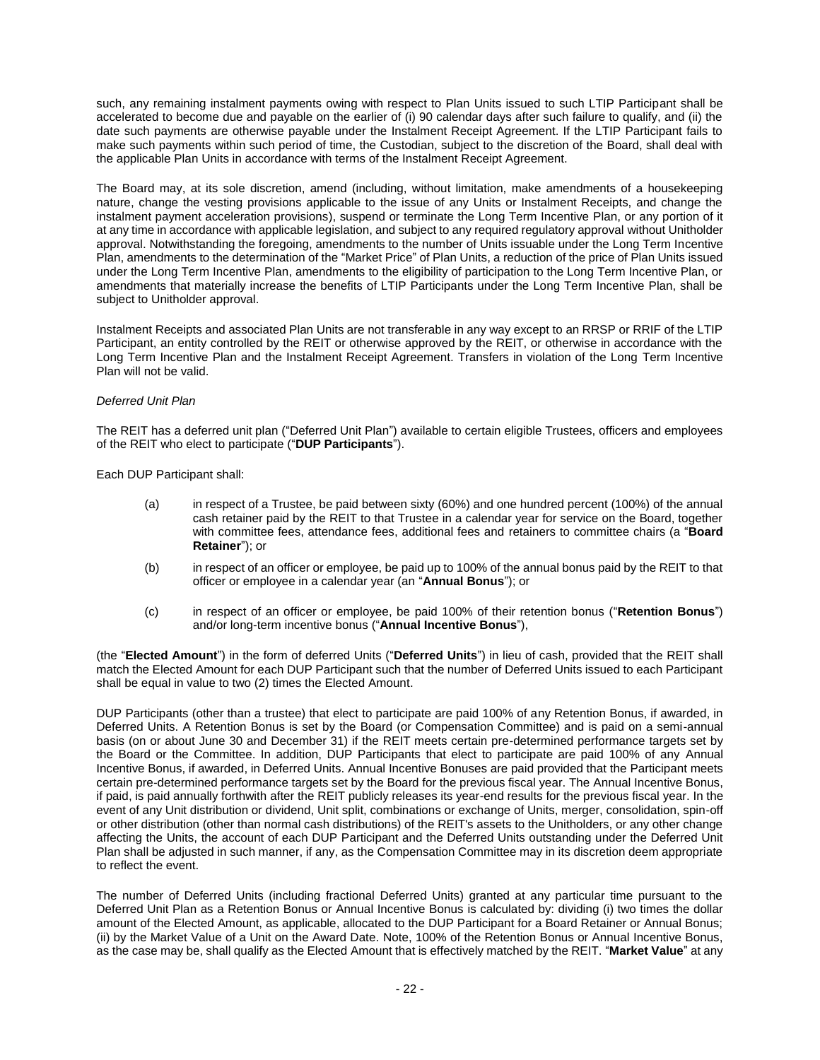such, any remaining instalment payments owing with respect to Plan Units issued to such LTIP Participant shall be accelerated to become due and payable on the earlier of (i) 90 calendar days after such failure to qualify, and (ii) the date such payments are otherwise payable under the Instalment Receipt Agreement. If the LTIP Participant fails to make such payments within such period of time, the Custodian, subject to the discretion of the Board, shall deal with the applicable Plan Units in accordance with terms of the Instalment Receipt Agreement.

The Board may, at its sole discretion, amend (including, without limitation, make amendments of a housekeeping nature, change the vesting provisions applicable to the issue of any Units or Instalment Receipts, and change the instalment payment acceleration provisions), suspend or terminate the Long Term Incentive Plan, or any portion of it at any time in accordance with applicable legislation, and subject to any required regulatory approval without Unitholder approval. Notwithstanding the foregoing, amendments to the number of Units issuable under the Long Term Incentive Plan, amendments to the determination of the "Market Price" of Plan Units, a reduction of the price of Plan Units issued under the Long Term Incentive Plan, amendments to the eligibility of participation to the Long Term Incentive Plan, or amendments that materially increase the benefits of LTIP Participants under the Long Term Incentive Plan, shall be subject to Unitholder approval.

Instalment Receipts and associated Plan Units are not transferable in any way except to an RRSP or RRIF of the LTIP Participant, an entity controlled by the REIT or otherwise approved by the REIT, or otherwise in accordance with the Long Term Incentive Plan and the Instalment Receipt Agreement. Transfers in violation of the Long Term Incentive Plan will not be valid.

*Deferred Unit Plan*

The REIT has a deferred unit plan ("Deferred Unit Plan") available to certain eligible Trustees, officers and employees of the REIT who elect to participate ("**DUP Participants**").

Each DUP Participant shall:

(a) in respect of a Trustee, be paid between sixty (60%) and one hundred percent (100%) of the annual cash retainer paid by the REIT to that Trustee in a calendar year for service on the Board, together with committee fees, attendance fees, additional fees and retainers to committee chairs (a "**Board Retainer**"); or

(b) in respect of an officer or employee, be paid up to 100% of the annual bonus paid by the REIT to that officer or employee in a calendar year (an "**Annual Bonus**"); or

(c) in respect of an officer or employee, be paid 100% of their retention bonus ("**Retention Bonus**") and/or long-term incentive bonus ("**Annual Incentive Bonus**"),

(the "**Elected Amount**") in the form of deferred Units ("**Deferred Units**") in lieu of cash, provided that the REIT shall match the Elected Amount for each DUP Participant such that the number of Deferred Units issued to each Participant shall be equal in value to two (2) times the Elected Amount.

DUP Participants (other than a trustee) that elect to participate are paid 100% of any Retention Bonus, if awarded, in Deferred Units. A Retention Bonus is set by the Board (or Compensation Committee) and is paid on a semi-annual basis (on or about June 30 and December 31) if the REIT meets certain pre-determined performance targets set by the Board or the Committee. In addition, DUP Participants that elect to participate are paid 100% of any Annual Incentive Bonus, if awarded, in Deferred Units. Annual Incentive Bonuses are paid provided that the Participant meets certain pre-determined performance targets set by the Board for the previous fiscal year. The Annual Incentive Bonus, if paid, is paid annually forthwith after the REIT publicly releases its year-end results for the previous fiscal year. In the event of any Unit distribution or dividend, Unit split, combinations or exchange of Units, merger, consolidation, spin-off or other distribution (other than normal cash distributions) of the REIT's assets to the Unitholders, or any other change affecting the Units, the account of each DUP Participant and the Deferred Units outstanding under the Deferred Unit Plan shall be adjusted in such manner, if any, as the Compensation Committee may in its discretion deem appropriate to reflect the event.

The number of Deferred Units (including fractional Deferred Units) granted at any particular time pursuant to the Deferred Unit Plan as a Retention Bonus or Annual Incentive Bonus is calculated by: dividing (i) two times the dollar amount of the Elected Amount, as applicable, allocated to the DUP Participant for a Board Retainer or Annual Bonus; (ii) by the Market Value of a Unit on the Award Date. Note, 100% of the Retention Bonus or Annual Incentive Bonus, as the case may be, shall qualify as the Elected Amount that is effectively matched by the REIT. "**Market Value**" at any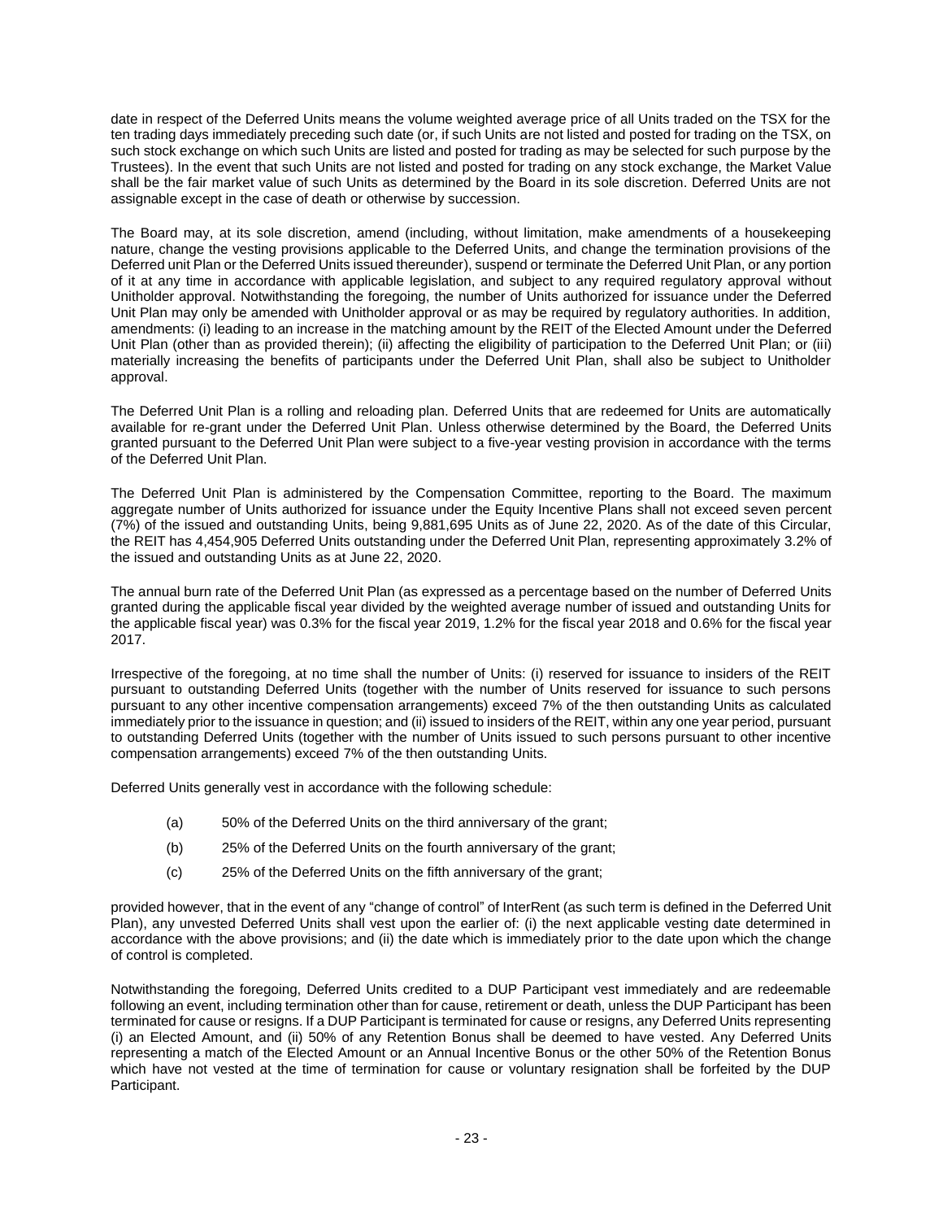date in respect of the Deferred Units means the volume weighted average price of all Units traded on the TSX for the ten trading days immediately preceding such date (or, if such Units are not listed and posted for trading on the TSX, on such stock exchange on which such Units are listed and posted for trading as may be selected for such purpose by the Trustees). In the event that such Units are not listed and posted for trading on any stock exchange, the Market Value shall be the fair market value of such Units as determined by the Board in its sole discretion. Deferred Units are not assignable except in the case of death or otherwise by succession.

The Board may, at its sole discretion, amend (including, without limitation, make amendments of a housekeeping nature, change the vesting provisions applicable to the Deferred Units, and change the termination provisions of the Deferred unit Plan or the Deferred Units issued thereunder), suspend or terminate the Deferred Unit Plan, or any portion of it at any time in accordance with applicable legislation, and subject to any required regulatory approval without Unitholder approval. Notwithstanding the foregoing, the number of Units authorized for issuance under the Deferred Unit Plan may only be amended with Unitholder approval or as may be required by regulatory authorities. In addition, amendments: (i) leading to an increase in the matching amount by the REIT of the Elected Amount under the Deferred Unit Plan (other than as provided therein); (ii) affecting the eligibility of participation to the Deferred Unit Plan; or (iii) materially increasing the benefits of participants under the Deferred Unit Plan, shall also be subject to Unitholder approval.

The Deferred Unit Plan is a rolling and reloading plan. Deferred Units that are redeemed for Units are automatically available for re-grant under the Deferred Unit Plan. Unless otherwise determined by the Board, the Deferred Units granted pursuant to the Deferred Unit Plan were subject to a five-year vesting provision in accordance with the terms of the Deferred Unit Plan.

The Deferred Unit Plan is administered by the Compensation Committee, reporting to the Board. The maximum aggregate number of Units authorized for issuance under the Equity Incentive Plans shall not exceed seven percent (7%) of the issued and outstanding Units, being 9,881,695 Units as of June 22, 2020. As of the date of this Circular, the REIT has 4,454,905 Deferred Units outstanding under the Deferred Unit Plan, representing approximately 3.2% of the issued and outstanding Units as at June 22, 2020.

The annual burn rate of the Deferred Unit Plan (as expressed as a percentage based on the number of Deferred Units granted during the applicable fiscal year divided by the weighted average number of issued and outstanding Units for the applicable fiscal year) was 0.3% for the fiscal year 2019, 1.2% for the fiscal year 2018 and 0.6% for the fiscal year 2017.

Irrespective of the foregoing, at no time shall the number of Units: (i) reserved for issuance to insiders of the REIT pursuant to outstanding Deferred Units (together with the number of Units reserved for issuance to such persons pursuant to any other incentive compensation arrangements) exceed 7% of the then outstanding Units as calculated immediately prior to the issuance in question; and (ii) issued to insiders of the REIT, within any one year period, pursuant to outstanding Deferred Units (together with the number of Units issued to such persons pursuant to other incentive compensation arrangements) exceed 7% of the then outstanding Units.

Deferred Units generally vest in accordance with the following schedule:

(a) 50% of the Deferred Units on the third anniversary of the grant;

(b) 25% of the Deferred Units on the fourth anniversary of the grant;

(c) 25% of the Deferred Units on the fifth anniversary of the grant;

provided however, that in the event of any "change of control" of InterRent (as such term is defined in the Deferred Unit Plan), any unvested Deferred Units shall vest upon the earlier of: (i) the next applicable vesting date determined in accordance with the above provisions; and (ii) the date which is immediately prior to the date upon which the change of control is completed.

Notwithstanding the foregoing, Deferred Units credited to a DUP Participant vest immediately and are redeemable following an event, including termination other than for cause, retirement or death, unless the DUP Participant has been terminated for cause or resigns. If a DUP Participant is terminated for cause or resigns, any Deferred Units representing (i) an Elected Amount, and (ii) 50% of any Retention Bonus shall be deemed to have vested. Any Deferred Units representing a match of the Elected Amount or an Annual Incentive Bonus or the other 50% of the Retention Bonus which have not vested at the time of termination for cause or voluntary resignation shall be forfeited by the DUP Participant.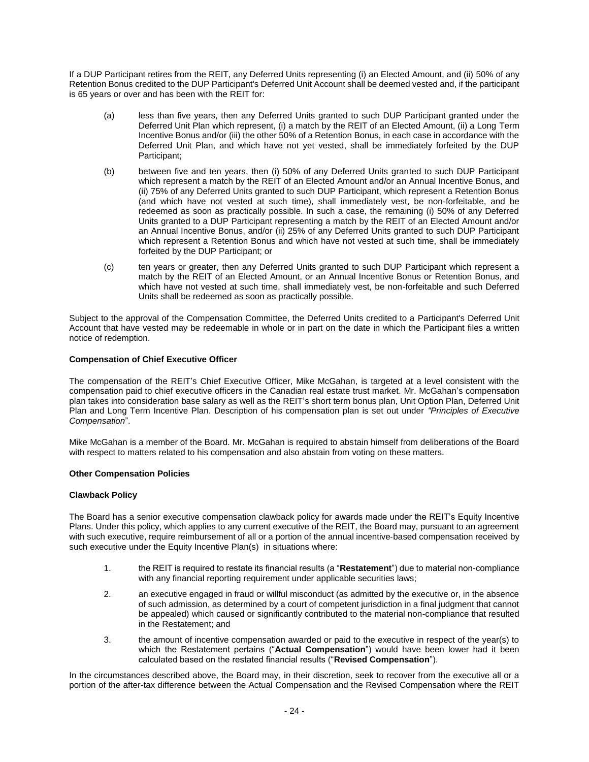If a DUP Participant retires from the REIT, any Deferred Units representing (i) an Elected Amount, and (ii) 50% of any Retention Bonus credited to the DUP Participant's Deferred Unit Account shall be deemed vested and, if the participant is 65 years or over and has been with the REIT for:

(a) less than five years, then any Deferred Units granted to such DUP Participant granted under the Deferred Unit Plan which represent, (i) a match by the REIT of an Elected Amount, (ii) a Long Term Incentive Bonus and/or (iii) the other 50% of a Retention Bonus, in each case in accordance with the Deferred Unit Plan, and which have not yet vested, shall be immediately forfeited by the DUP Participant;

(b) between five and ten years, then (i) 50% of any Deferred Units granted to such DUP Participant which represent a match by the REIT of an Elected Amount and/or an Annual Incentive Bonus, and (ii) 75% of any Deferred Units granted to such DUP Participant, which represent a Retention Bonus (and which have not vested at such time), shall immediately vest, be non-forfeitable, and be redeemed as soon as practically possible. In such a case, the remaining (i) 50% of any Deferred Units granted to a DUP Participant representing a match by the REIT of an Elected Amount and/or an Annual Incentive Bonus, and/or (ii) 25% of any Deferred Units granted to such DUP Participant which represent a Retention Bonus and which have not vested at such time, shall be immediately forfeited by the DUP Participant; or

(c) ten years or greater, then any Deferred Units granted to such DUP Participant which represent a match by the REIT of an Elected Amount, or an Annual Incentive Bonus or Retention Bonus, and which have not vested at such time, shall immediately vest, be non-forfeitable and such Deferred Units shall be redeemed as soon as practically possible.

Subject to the approval of the Compensation Committee, the Deferred Units credited to a Participant's Deferred Unit Account that have vested may be redeemable in whole or in part on the date in which the Participant files a written notice of redemption.

**Compensation of Chief Executive Officer**

The compensation of the REIT's Chief Executive Officer, Mike McGahan, is targeted at a level consistent with the compensation paid to chief executive officers in the Canadian real estate trust market. Mr. McGahan's compensation plan takes into consideration base salary as well as the REIT's short term bonus plan, Unit Option Plan, Deferred Unit Plan and Long Term Incentive Plan. Description of his compensation plan is set out under *"Principles of Executive Compensation"*.

Mike McGahan is a member of the Board. Mr. McGahan is required to abstain himself from deliberations of the Board with respect to matters related to his compensation and also abstain from voting on these matters.

**Other Compensation Policies**

**Clawback Policy**

The Board has a senior executive compensation clawback policy for awards made under the REIT's Equity Incentive Plans. Under this policy, which applies to any current executive of the REIT, the Board may, pursuant to an agreement with such executive, require reimbursement of all or a portion of the annual incentive-based compensation received by such executive under the Equity Incentive Plan(s) in situations where:

1. the REIT is required to restate its financial results (a "**Restatement**") due to material non-compliance with any financial reporting requirement under applicable securities laws;
2. an executive engaged in fraud or willful misconduct (as admitted by the executive or, in the absence of such admission, as determined by a court of competent jurisdiction in a final judgment that cannot be appealed) which caused or significantly contributed to the material non-compliance that resulted in the Restatement; and
3. the amount of incentive compensation awarded or paid to the executive in respect of the year(s) to which the Restatement pertains ("**Actual Compensation**") would have been lower had it been calculated based on the restated financial results ("**Revised Compensation**").

In the circumstances described above, the Board may, in their discretion, seek to recover from the executive all or a portion of the after-tax difference between the Actual Compensation and the Revised Compensation where the REIT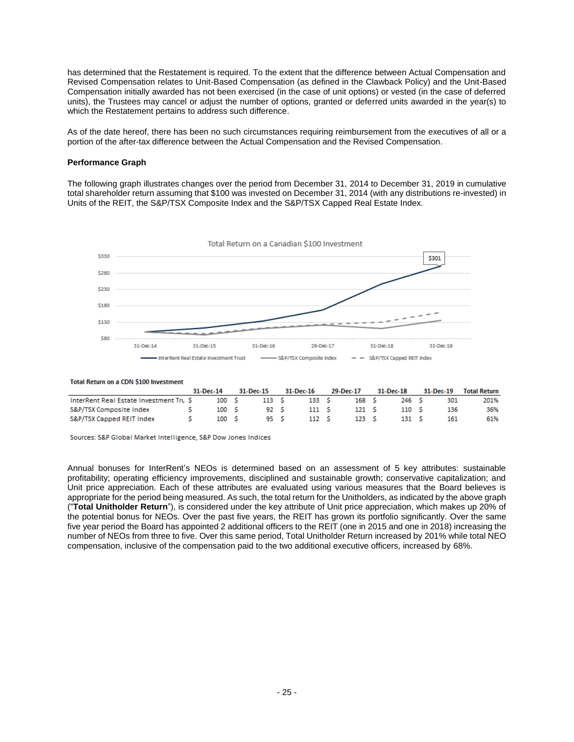has determined that the Restatement is required. To the extent that the difference between Actual Compensation and Revised Compensation relates to Unit-Based Compensation (as defined in the Clawback Policy) and the Unit-Based Compensation initially awarded has not been exercised (in the case of unit options) or vested (in the case of deferred units), the Trustees may cancel or adjust the number of options, granted or deferred units awarded in the year(s) to which the Restatement pertains to address such difference.

As of the date hereof, there has been no such circumstances requiring reimbursement from the executives of all or a portion of the after-tax difference between the Actual Compensation and the Revised Compensation.

**Performance Graph**

The following graph illustrates changes over the period from December 31, 2014 to December 31, 2019 in cumulative total shareholder return assuming that $100 was invested on December 31, 2014 (with any distributions re-invested) in Units of the REIT, the S&P/TSX Composite Index and the S&P/TSX Capped Real Estate Index.

Total Return on a Canadian $100 Investment

**Total Return on a CDN $100 Investment**

| | 31-Dec-14 | 31-Dec-15 | 31-Dec-16 | 29-Dec-17 | 31-Dec-18 | 31-Dec-19 | Total Return |
|---|---|---|---|---|---|---|---|
| InterRent Real Estate Investment Tru | $ 100 | $ 113 | $ 133 | $ 168 | $ 246 | $ 301 | 201% |
| S&P/TSX Composite Index | $ 100 | $ 92 | $ 111 | $ 121 | $ 110 | $ 136 | 36% |
| S&P/TSX Capped REIT Index | $ 100 | $ 95 | $ 112 | $ 123 | $ 131 | $ 161 | 61% |

Sources: S&P Global Market Intelligence, S&P Dow Jones Indices

Annual bonuses for InterRent's NEOs is determined based on an assessment of 5 key attributes: sustainable profitability; operating efficiency improvements, disciplined and sustainable growth; conservative capitalization; and Unit price appreciation. Each of these attributes are evaluated using various measures that the Board believes is appropriate for the period being measured. As such, the total return for the Unitholders, as indicated by the above graph ("**Total Unitholder Return**"), is considered under the key attribute of Unit price appreciation, which makes up 20% of the potential bonus for NEOs. Over the past five years, the REIT has grown its portfolio significantly. Over the same five year period the Board has appointed 2 additional officers to the REIT (one in 2015 and one in 2018) increasing the number of NEOs from three to five. Over this same period, Total Unitholder Return increased by 201% while total NEO compensation, inclusive of the compensation paid to the two additional executive officers, increased by 68%.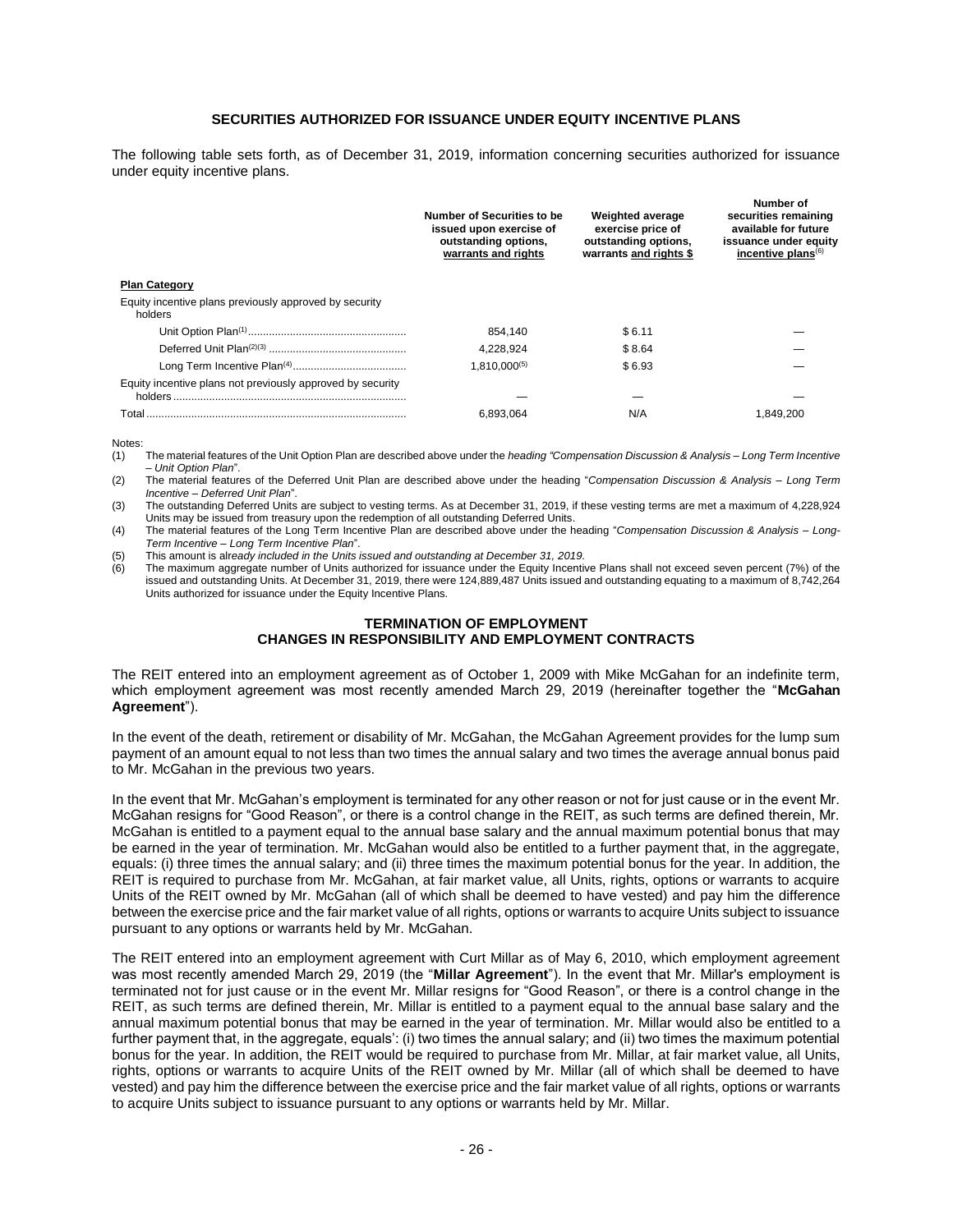## SECURITIES AUTHORIZED FOR ISSUANCE UNDER EQUITY INCENTIVE PLANS

The following table sets forth, as of December 31, 2019, information concerning securities authorized for issuance under equity incentive plans.

| | Number of Securities to be issued upon exercise of outstanding options, warrants and rights | Weighted average exercise price of outstanding options, warrants and rights $ | Number of securities remaining available for future issuance under equity incentive plans[6] |
|---|---|---|---|
| **Plan Category** | | | |
| Equity incentive plans previously approved by security holders | | | |
| Unit Option Plan[1] | 854,140 | $ 6.11 | — |
| Deferred Unit Plan[2][3] | 4,228,924 | $ 8.64 | — |
| Long Term Incentive Plan[4] | 1,810,000[5] | $ 6.93 | — |
| Equity incentive plans not previously approved by security holders | — | — | — |
| Total | 6,893,064 | N/A | 1,849,200 |

Notes:

(1) The material features of the Unit Option Plan are described above under the *heading "Compensation Discussion & Analysis – Long Term Incentive – Unit Option Plan*".

(2) The material features of the Deferred Unit Plan are described above under the heading "*Compensation Discussion & Analysis – Long Term Incentive – Deferred Unit Plan*".

(3) The outstanding Deferred Units are subject to vesting terms. As at December 31, 2019, if these vesting terms are met a maximum of 4,228,924 Units may be issued from treasury upon the redemption of all outstanding Deferred Units.

(4) The material features of the Long Term Incentive Plan are described above under the heading "*Compensation Discussion & Analysis – Long-Term Incentive – Long Term Incentive Plan*".

(5) This amount is al*ready included in the Units issued and outstanding at December 31, 2019.*

(6) The maximum aggregate number of Units authorized for issuance under the Equity Incentive Plans shall not exceed seven percent (7%) of the issued and outstanding Units. At December 31, 2019, there were 124,889,487 Units issued and outstanding equating to a maximum of 8,742,264 Units authorized for issuance under the Equity Incentive Plans.

## TERMINATION OF EMPLOYMENT CHANGES IN RESPONSIBILITY AND EMPLOYMENT CONTRACTS

The REIT entered into an employment agreement as of October 1, 2009 with Mike McGahan for an indefinite term, which employment agreement was most recently amended March 29, 2019 (hereinafter together the "**McGahan Agreement**").

In the event of the death, retirement or disability of Mr. McGahan, the McGahan Agreement provides for the lump sum payment of an amount equal to not less than two times the annual salary and two times the average annual bonus paid to Mr. McGahan in the previous two years.

In the event that Mr. McGahan's employment is terminated for any other reason or not for just cause or in the event Mr. McGahan resigns for "Good Reason", or there is a control change in the REIT, as such terms are defined therein, Mr. McGahan is entitled to a payment equal to the annual base salary and the annual maximum potential bonus that may be earned in the year of termination. Mr. McGahan would also be entitled to a further payment that, in the aggregate, equals: (i) three times the annual salary; and (ii) three times the maximum potential bonus for the year. In addition, the REIT is required to purchase from Mr. McGahan, at fair market value, all Units, rights, options or warrants to acquire Units of the REIT owned by Mr. McGahan (all of which shall be deemed to have vested) and pay him the difference between the exercise price and the fair market value of all rights, options or warrants to acquire Units subject to issuance pursuant to any options or warrants held by Mr. McGahan.

The REIT entered into an employment agreement with Curt Millar as of May 6, 2010, which employment agreement was most recently amended March 29, 2019 (the "**Millar Agreement**"). In the event that Mr. Millar's employment is terminated not for just cause or in the event Mr. Millar resigns for "Good Reason", or there is a control change in the REIT, as such terms are defined therein, Mr. Millar is entitled to a payment equal to the annual base salary and the annual maximum potential bonus that may be earned in the year of termination. Mr. Millar would also be entitled to a further payment that, in the aggregate, equals': (i) two times the annual salary; and (ii) two times the maximum potential bonus for the year. In addition, the REIT would be required to purchase from Mr. Millar, at fair market value, all Units, rights, options or warrants to acquire Units of the REIT owned by Mr. Millar (all of which shall be deemed to have vested) and pay him the difference between the exercise price and the fair market value of all rights, options or warrants to acquire Units subject to issuance pursuant to any options or warrants held by Mr. Millar.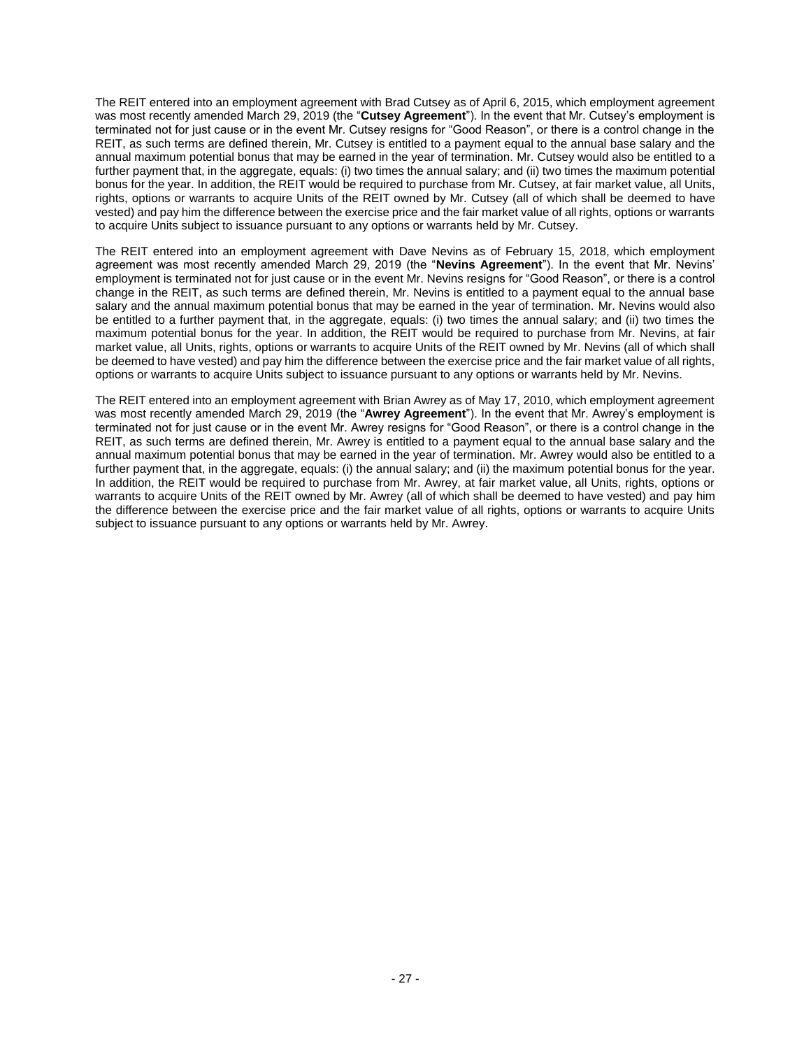The REIT entered into an employment agreement with Brad Cutsey as of April 6, 2015, which employment agreement was most recently amended March 29, 2019 (the "**Cutsey Agreement**"). In the event that Mr. Cutsey's employment is terminated not for just cause or in the event Mr. Cutsey resigns for "Good Reason", or there is a control change in the REIT, as such terms are defined therein, Mr. Cutsey is entitled to a payment equal to the annual base salary and the annual maximum potential bonus that may be earned in the year of termination. Mr. Cutsey would also be entitled to a further payment that, in the aggregate, equals: (i) two times the annual salary; and (ii) two times the maximum potential bonus for the year. In addition, the REIT would be required to purchase from Mr. Cutsey, at fair market value, all Units, rights, options or warrants to acquire Units of the REIT owned by Mr. Cutsey (all of which shall be deemed to have vested) and pay him the difference between the exercise price and the fair market value of all rights, options or warrants to acquire Units subject to issuance pursuant to any options or warrants held by Mr. Cutsey.

The REIT entered into an employment agreement with Dave Nevins as of February 15, 2018, which employment agreement was most recently amended March 29, 2019 (the "**Nevins Agreement**"). In the event that Mr. Nevins' employment is terminated not for just cause or in the event Mr. Nevins resigns for "Good Reason", or there is a control change in the REIT, as such terms are defined therein, Mr. Nevins is entitled to a payment equal to the annual base salary and the annual maximum potential bonus that may be earned in the year of termination. Mr. Nevins would also be entitled to a further payment that, in the aggregate, equals: (i) two times the annual salary; and (ii) two times the maximum potential bonus for the year. In addition, the REIT would be required to purchase from Mr. Nevins, at fair market value, all Units, rights, options or warrants to acquire Units of the REIT owned by Mr. Nevins (all of which shall be deemed to have vested) and pay him the difference between the exercise price and the fair market value of all rights, options or warrants to acquire Units subject to issuance pursuant to any options or warrants held by Mr. Nevins.

The REIT entered into an employment agreement with Brian Awrey as of May 17, 2010, which employment agreement was most recently amended March 29, 2019 (the "**Awrey Agreement**"). In the event that Mr. Awrey's employment is terminated not for just cause or in the event Mr. Awrey resigns for "Good Reason", or there is a control change in the REIT, as such terms are defined therein, Mr. Awrey is entitled to a payment equal to the annual base salary and the annual maximum potential bonus that may be earned in the year of termination. Mr. Awrey would also be entitled to a further payment that, in the aggregate, equals: (i) the annual salary; and (ii) the maximum potential bonus for the year. In addition, the REIT would be required to purchase from Mr. Awrey, at fair market value, all Units, rights, options or warrants to acquire Units of the REIT owned by Mr. Awrey (all of which shall be deemed to have vested) and pay him the difference between the exercise price and the fair market value of all rights, options or warrants to acquire Units subject to issuance pursuant to any options or warrants held by Mr. Awrey.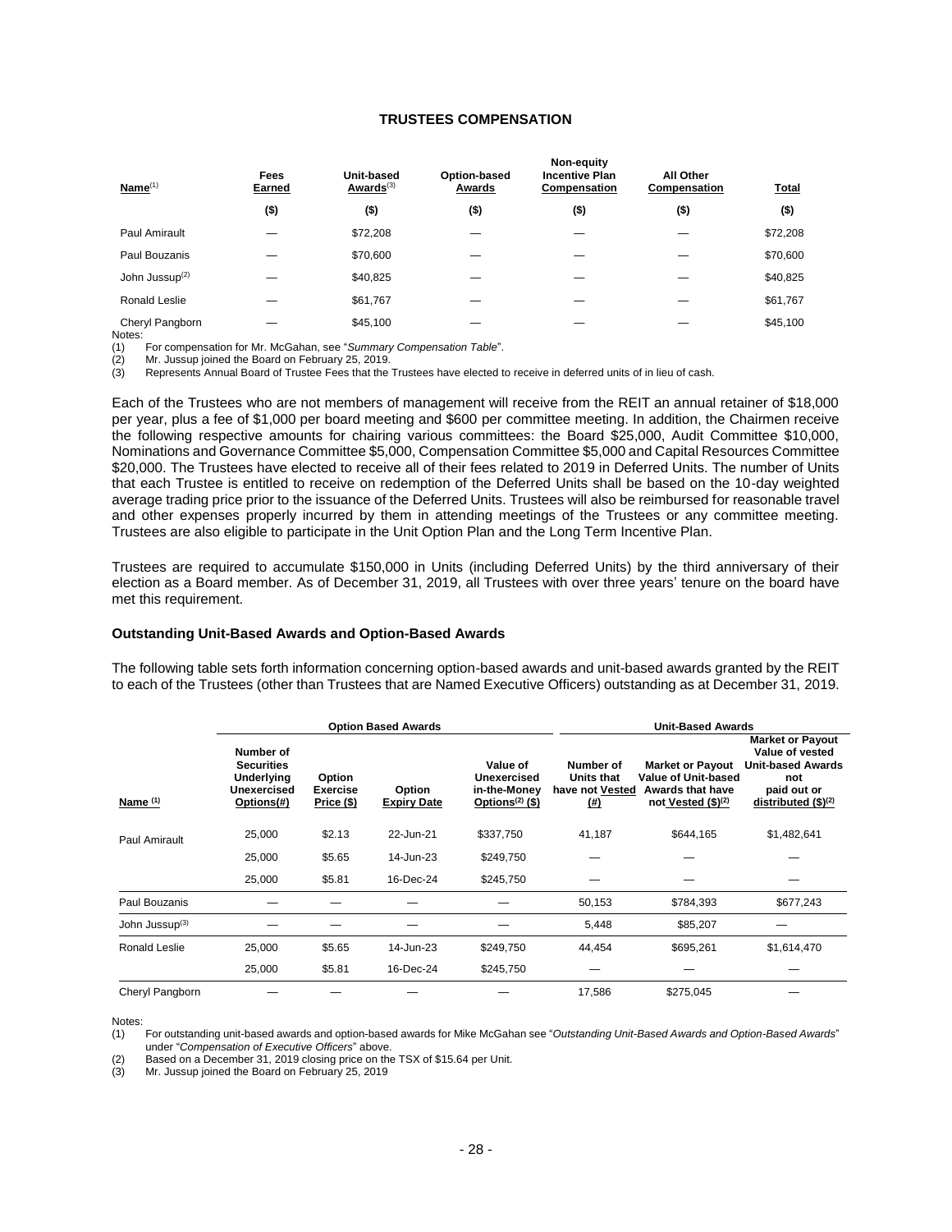## TRUSTEES COMPENSATION

| Name[1] | Fees Earned | Unit-based Awards[3] | Option-based Awards | Non-equity Incentive Plan Compensation | All Other Compensation | Total |
|---|---|---|---|---|---|---|
| | ($) | ($) | ($) | ($) | ($) | ($) |
| Paul Amirault | — | $72,208 | — | — | — | $72,208 |
| Paul Bouzanis | — | $70,600 | — | — | — | $70,600 |
| John Jussup[2] | — | $40,825 | — | — | — | $40,825 |
| Ronald Leslie | — | $61,767 | — | — | — | $61,767 |
| Cheryl Pangborn | — | $45,100 | — | — | — | $45,100 |

Notes:
(1) For compensation for Mr. McGahan, see "*Summary Compensation Table*".
(2) Mr. Jussup joined the Board on February 25, 2019.
(3) Represents Annual Board of Trustee Fees that the Trustees have elected to receive in deferred units of in lieu of cash.

Each of the Trustees who are not members of management will receive from the REIT an annual retainer of $18,000 per year, plus a fee of $1,000 per board meeting and $600 per committee meeting. In addition, the Chairmen receive the following respective amounts for chairing various committees: the Board $25,000, Audit Committee $10,000, Nominations and Governance Committee $5,000, Compensation Committee $5,000 and Capital Resources Committee $20,000. The Trustees have elected to receive all of their fees related to 2019 in Deferred Units. The number of Units that each Trustee is entitled to receive on redemption of the Deferred Units shall be based on the 10-day weighted average trading price prior to the issuance of the Deferred Units. Trustees will also be reimbursed for reasonable travel and other expenses properly incurred by them in attending meetings of the Trustees or any committee meeting. Trustees are also eligible to participate in the Unit Option Plan and the Long Term Incentive Plan.

Trustees are required to accumulate $150,000 in Units (including Deferred Units) by the third anniversary of their election as a Board member. As of December 31, 2019, all Trustees with over three years' tenure on the board have met this requirement.

### Outstanding Unit-Based Awards and Option-Based Awards

The following table sets forth information concerning option-based awards and unit-based awards granted by the REIT to each of the Trustees (other than Trustees that are Named Executive Officers) outstanding as at December 31, 2019.

| | Option Based Awards | | | | Unit-Based Awards | | |
|---|---|---|---|---|---|---|---|
| Name (1) | Number of Securities Underlying Unexercised Options(#) | Option Exercise Price ($) | Option Expiry Date | Value of Unexercised in-the-Money Options(2) ($) | Number of Units that have not Vested (#) | Market or Payout Value of Unit-based Awards that have not Vested ($)(2) | Market or Payout Value of vested Unit-based Awards not paid out or distributed ($)(2) |
| Paul Amirault | 25,000 | $2.13 | 22-Jun-21 | $337,750 | 41,187 | $644,165 | $1,482,641 |
| | 25,000 | $5.65 | 14-Jun-23 | $249,750 | — | — | — |
| | 25,000 | $5.81 | 16-Dec-24 | $245,750 | — | — | — |
| Paul Bouzanis | — | — | — | — | 50,153 | $784,393 | $677,243 |
| John Jussup(3) | — | — | — | — | 5,448 | $85,207 | — |
| Ronald Leslie | 25,000 | $5.65 | 14-Jun-23 | $249,750 | 44,454 | $695,261 | $1,614,470 |
| | 25,000 | $5.81 | 16-Dec-24 | $245,750 | — | — | — |
| Cheryl Pangborn | — | — | — | — | 17,586 | $275,045 | — |

Notes:
(1) For outstanding unit-based awards and option-based awards for Mike McGahan see "*Outstanding Unit-Based Awards and Option-Based Awards*" under "*Compensation of Executive Officers*" above.
(2) Based on a December 31, 2019 closing price on the TSX of $15.64 per Unit.
(3) Mr. Jussup joined the Board on February 25, 2019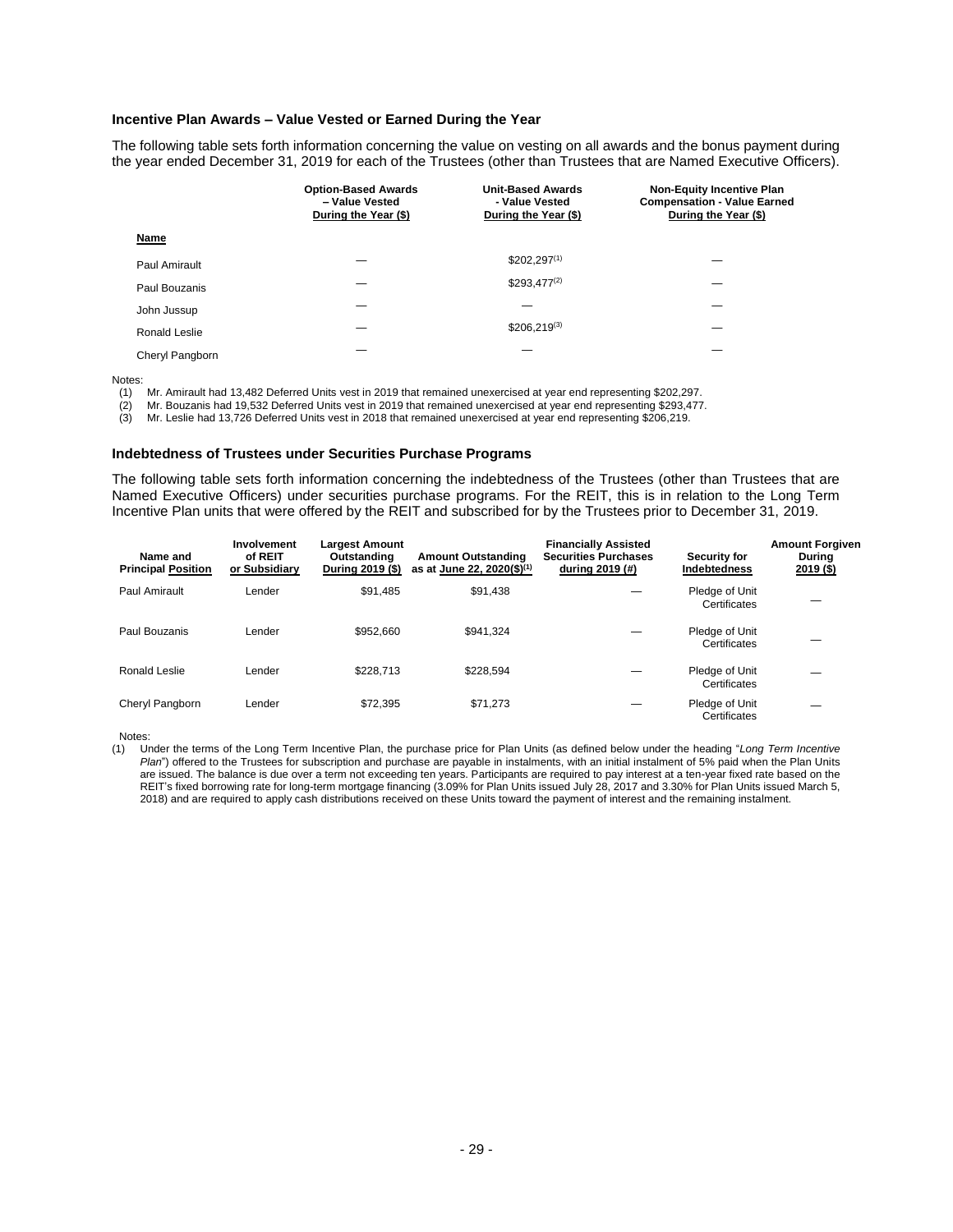### Incentive Plan Awards – Value Vested or Earned During the Year

The following table sets forth information concerning the value on vesting on all awards and the bonus payment during the year ended December 31, 2019 for each of the Trustees (other than Trustees that are Named Executive Officers).

| Name | Option-Based Awards – Value Vested During the Year ($) | Unit-Based Awards - Value Vested During the Year ($) | Non-Equity Incentive Plan Compensation - Value Earned During the Year ($) |
|---|---|---|---|
| Paul Amirault | — | $202,297[(1)] | — |
| Paul Bouzanis | — | $293,477[(2)] | — |
| John Jussup | — | — | — |
| Ronald Leslie | — | $206,219[(3)] | — |
| Cheryl Pangborn | — | — | — |

Notes:

(1) Mr. Amirault had 13,482 Deferred Units vest in 2019 that remained unexercised at year end representing $202,297.

(2) Mr. Bouzanis had 19,532 Deferred Units vest in 2019 that remained unexercised at year end representing $293,477.

(3) Mr. Leslie had 13,726 Deferred Units vest in 2018 that remained unexercised at year end representing $206,219.

### Indebtedness of Trustees under Securities Purchase Programs

The following table sets forth information concerning the indebtedness of the Trustees (other than Trustees that are Named Executive Officers) under securities purchase programs. For the REIT, this is in relation to the Long Term Incentive Plan units that were offered by the REIT and subscribed for by the Trustees prior to December 31, 2019.

| Name and Principal Position | Involvement of REIT or Subsidiary | Largest Amount Outstanding During 2019 ($) | Amount Outstanding as at June 22, 2020($)[(1)] | Financially Assisted Securities Purchases during 2019 (#) | Security for Indebtedness | Amount Forgiven During 2019 ($) |
|---|---|---|---|---|---|---|
| Paul Amirault | Lender | $91,485 | $91,438 | — | Pledge of Unit Certificates | — |
| Paul Bouzanis | Lender | $952,660 | $941,324 | — | Pledge of Unit Certificates | — |
| Ronald Leslie | Lender | $228,713 | $228,594 | — | Pledge of Unit Certificates | — |
| Cheryl Pangborn | Lender | $72,395 | $71,273 | — | Pledge of Unit Certificates | — |

Notes:

(1) Under the terms of the Long Term Incentive Plan, the purchase price for Plan Units (as defined below under the heading "*Long Term Incentive Plan*") offered to the Trustees for subscription and purchase are payable in instalments, with an initial instalment of 5% paid when the Plan Units are issued. The balance is due over a term not exceeding ten years. Participants are required to pay interest at a ten-year fixed rate based on the REIT's fixed borrowing rate for long-term mortgage financing (3.09% for Plan Units issued July 28, 2017 and 3.30% for Plan Units issued March 5, 2018) and are required to apply cash distributions received on these Units toward the payment of interest and the remaining instalment.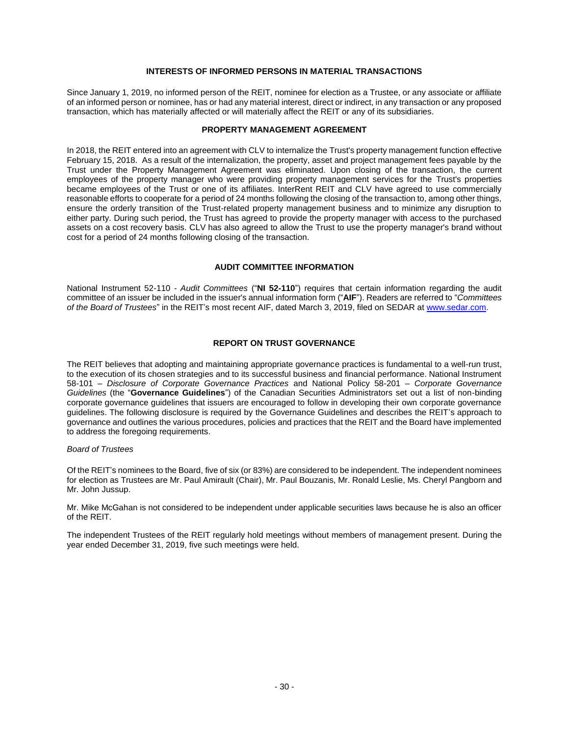## INTERESTS OF INFORMED PERSONS IN MATERIAL TRANSACTIONS

Since January 1, 2019, no informed person of the REIT, nominee for election as a Trustee, or any associate or affiliate of an informed person or nominee, has or had any material interest, direct or indirect, in any transaction or any proposed transaction, which has materially affected or will materially affect the REIT or any of its subsidiaries.

## PROPERTY MANAGEMENT AGREEMENT

In 2018, the REIT entered into an agreement with CLV to internalize the Trust's property management function effective February 15, 2018. As a result of the internalization, the property, asset and project management fees payable by the Trust under the Property Management Agreement was eliminated. Upon closing of the transaction, the current employees of the property manager who were providing property management services for the Trust's properties became employees of the Trust or one of its affiliates. InterRent REIT and CLV have agreed to use commercially reasonable efforts to cooperate for a period of 24 months following the closing of the transaction to, among other things, ensure the orderly transition of the Trust-related property management business and to minimize any disruption to either party. During such period, the Trust has agreed to provide the property manager with access to the purchased assets on a cost recovery basis. CLV has also agreed to allow the Trust to use the property manager's brand without cost for a period of 24 months following closing of the transaction.

## AUDIT COMMITTEE INFORMATION

National Instrument 52-110 - *Audit Committees* ("**NI 52-110**") requires that certain information regarding the audit committee of an issuer be included in the issuer's annual information form ("**AIF**"). Readers are referred to "*Committees of the Board of Trustees*" in the REIT's most recent AIF, dated March 3, 2019, filed on SEDAR at www.sedar.com.

## REPORT ON TRUST GOVERNANCE

The REIT believes that adopting and maintaining appropriate governance practices is fundamental to a well-run trust, to the execution of its chosen strategies and to its successful business and financial performance. National Instrument 58-101 – *Disclosure of Corporate Governance Practices* and National Policy 58-201 – *Corporate Governance Guidelines* (the "**Governance Guidelines**") of the Canadian Securities Administrators set out a list of non-binding corporate governance guidelines that issuers are encouraged to follow in developing their own corporate governance guidelines. The following disclosure is required by the Governance Guidelines and describes the REIT's approach to governance and outlines the various procedures, policies and practices that the REIT and the Board have implemented to address the foregoing requirements.

*Board of Trustees*

Of the REIT's nominees to the Board, five of six (or 83%) are considered to be independent. The independent nominees for election as Trustees are Mr. Paul Amirault (Chair), Mr. Paul Bouzanis, Mr. Ronald Leslie, Ms. Cheryl Pangborn and Mr. John Jussup.

Mr. Mike McGahan is not considered to be independent under applicable securities laws because he is also an officer of the REIT.

The independent Trustees of the REIT regularly hold meetings without members of management present. During the year ended December 31, 2019, five such meetings were held.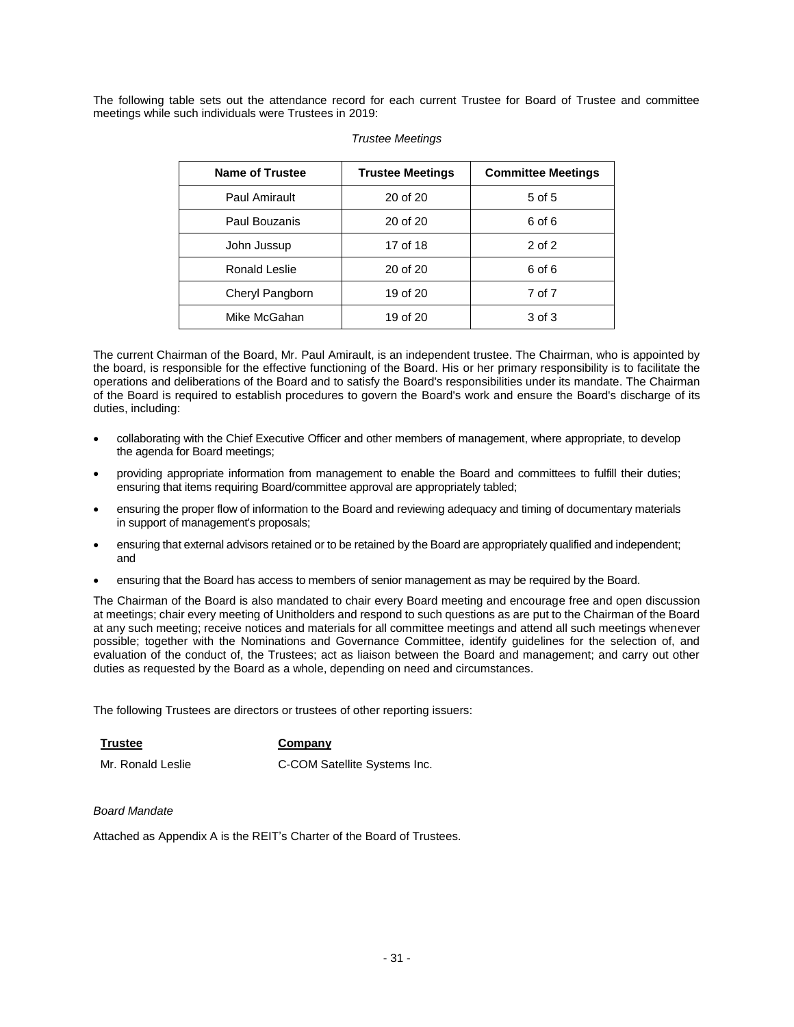The following table sets out the attendance record for each current Trustee for Board of Trustee and committee meetings while such individuals were Trustees in 2019:

*Trustee Meetings*

| Name of Trustee | Trustee Meetings | Committee Meetings |
|---|---|---|
| Paul Amirault | 20 of 20 | 5 of 5 |
| Paul Bouzanis | 20 of 20 | 6 of 6 |
| John Jussup | 17 of 18 | 2 of 2 |
| Ronald Leslie | 20 of 20 | 6 of 6 |
| Cheryl Pangborn | 19 of 20 | 7 of 7 |
| Mike McGahan | 19 of 20 | 3 of 3 |

The current Chairman of the Board, Mr. Paul Amirault, is an independent trustee. The Chairman, who is appointed by the board, is responsible for the effective functioning of the Board. His or her primary responsibility is to facilitate the operations and deliberations of the Board and to satisfy the Board's responsibilities under its mandate. The Chairman of the Board is required to establish procedures to govern the Board's work and ensure the Board's discharge of its duties, including:

- collaborating with the Chief Executive Officer and other members of management, where appropriate, to develop the agenda for Board meetings;
- providing appropriate information from management to enable the Board and committees to fulfill their duties; ensuring that items requiring Board/committee approval are appropriately tabled;
- ensuring the proper flow of information to the Board and reviewing adequacy and timing of documentary materials in support of management's proposals;
- ensuring that external advisors retained or to be retained by the Board are appropriately qualified and independent; and
- ensuring that the Board has access to members of senior management as may be required by the Board.

The Chairman of the Board is also mandated to chair every Board meeting and encourage free and open discussion at meetings; chair every meeting of Unitholders and respond to such questions as are put to the Chairman of the Board at any such meeting; receive notices and materials for all committee meetings and attend all such meetings whenever possible; together with the Nominations and Governance Committee, identify guidelines for the selection of, and evaluation of the conduct of, the Trustees; act as liaison between the Board and management; and carry out other duties as requested by the Board as a whole, depending on need and circumstances.

The following Trustees are directors or trustees of other reporting issuers:

| Trustee | Company |
|---|---|
| Mr. Ronald Leslie | C-COM Satellite Systems Inc. |

*Board Mandate*

Attached as Appendix A is the REIT's Charter of the Board of Trustees.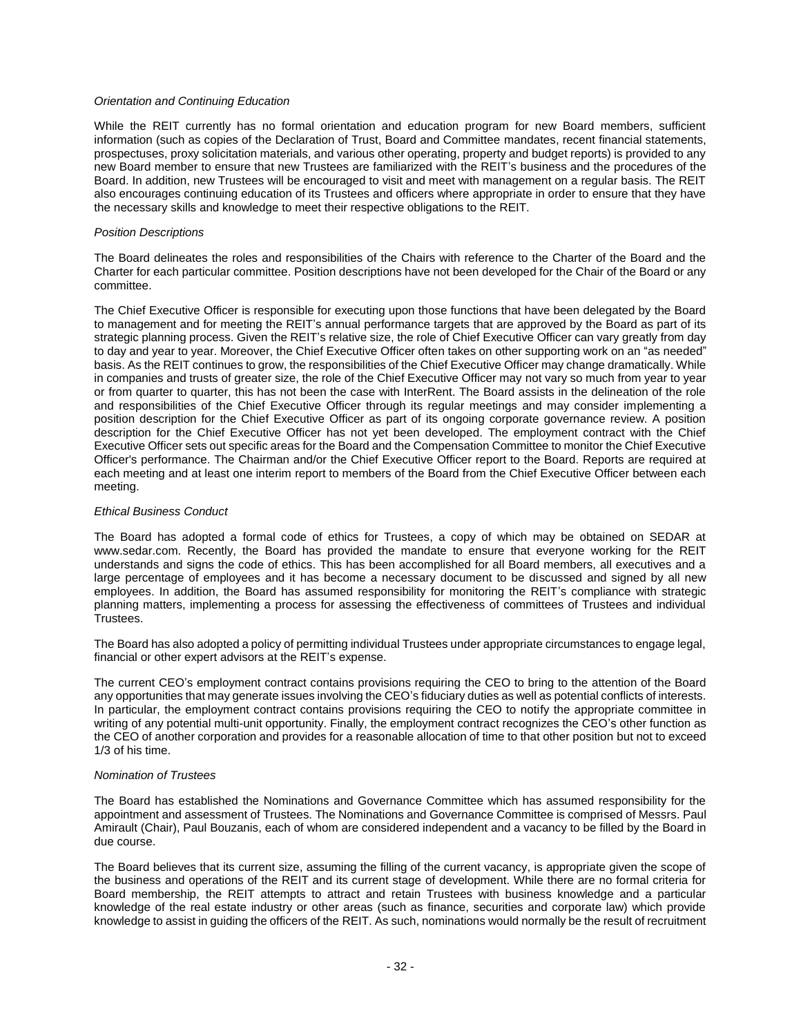*Orientation and Continuing Education*

While the REIT currently has no formal orientation and education program for new Board members, sufficient information (such as copies of the Declaration of Trust, Board and Committee mandates, recent financial statements, prospectuses, proxy solicitation materials, and various other operating, property and budget reports) is provided to any new Board member to ensure that new Trustees are familiarized with the REIT's business and the procedures of the Board. In addition, new Trustees will be encouraged to visit and meet with management on a regular basis. The REIT also encourages continuing education of its Trustees and officers where appropriate in order to ensure that they have the necessary skills and knowledge to meet their respective obligations to the REIT.

*Position Descriptions*

The Board delineates the roles and responsibilities of the Chairs with reference to the Charter of the Board and the Charter for each particular committee. Position descriptions have not been developed for the Chair of the Board or any committee.

The Chief Executive Officer is responsible for executing upon those functions that have been delegated by the Board to management and for meeting the REIT's annual performance targets that are approved by the Board as part of its strategic planning process. Given the REIT's relative size, the role of Chief Executive Officer can vary greatly from day to day and year to year. Moreover, the Chief Executive Officer often takes on other supporting work on an "as needed" basis. As the REIT continues to grow, the responsibilities of the Chief Executive Officer may change dramatically. While in companies and trusts of greater size, the role of the Chief Executive Officer may not vary so much from year to year or from quarter to quarter, this has not been the case with InterRent. The Board assists in the delineation of the role and responsibilities of the Chief Executive Officer through its regular meetings and may consider implementing a position description for the Chief Executive Officer as part of its ongoing corporate governance review. A position description for the Chief Executive Officer has not yet been developed. The employment contract with the Chief Executive Officer sets out specific areas for the Board and the Compensation Committee to monitor the Chief Executive Officer's performance. The Chairman and/or the Chief Executive Officer report to the Board. Reports are required at each meeting and at least one interim report to members of the Board from the Chief Executive Officer between each meeting.

*Ethical Business Conduct*

The Board has adopted a formal code of ethics for Trustees, a copy of which may be obtained on SEDAR at www.sedar.com. Recently, the Board has provided the mandate to ensure that everyone working for the REIT understands and signs the code of ethics. This has been accomplished for all Board members, all executives and a large percentage of employees and it has become a necessary document to be discussed and signed by all new employees. In addition, the Board has assumed responsibility for monitoring the REIT's compliance with strategic planning matters, implementing a process for assessing the effectiveness of committees of Trustees and individual Trustees.

The Board has also adopted a policy of permitting individual Trustees under appropriate circumstances to engage legal, financial or other expert advisors at the REIT's expense.

The current CEO's employment contract contains provisions requiring the CEO to bring to the attention of the Board any opportunities that may generate issues involving the CEO's fiduciary duties as well as potential conflicts of interests. In particular, the employment contract contains provisions requiring the CEO to notify the appropriate committee in writing of any potential multi-unit opportunity. Finally, the employment contract recognizes the CEO's other function as the CEO of another corporation and provides for a reasonable allocation of time to that other position but not to exceed 1/3 of his time.

*Nomination of Trustees*

The Board has established the Nominations and Governance Committee which has assumed responsibility for the appointment and assessment of Trustees. The Nominations and Governance Committee is comprised of Messrs. Paul Amirault (Chair), Paul Bouzanis, each of whom are considered independent and a vacancy to be filled by the Board in due course.

The Board believes that its current size, assuming the filling of the current vacancy, is appropriate given the scope of the business and operations of the REIT and its current stage of development. While there are no formal criteria for Board membership, the REIT attempts to attract and retain Trustees with business knowledge and a particular knowledge of the real estate industry or other areas (such as finance, securities and corporate law) which provide knowledge to assist in guiding the officers of the REIT. As such, nominations would normally be the result of recruitment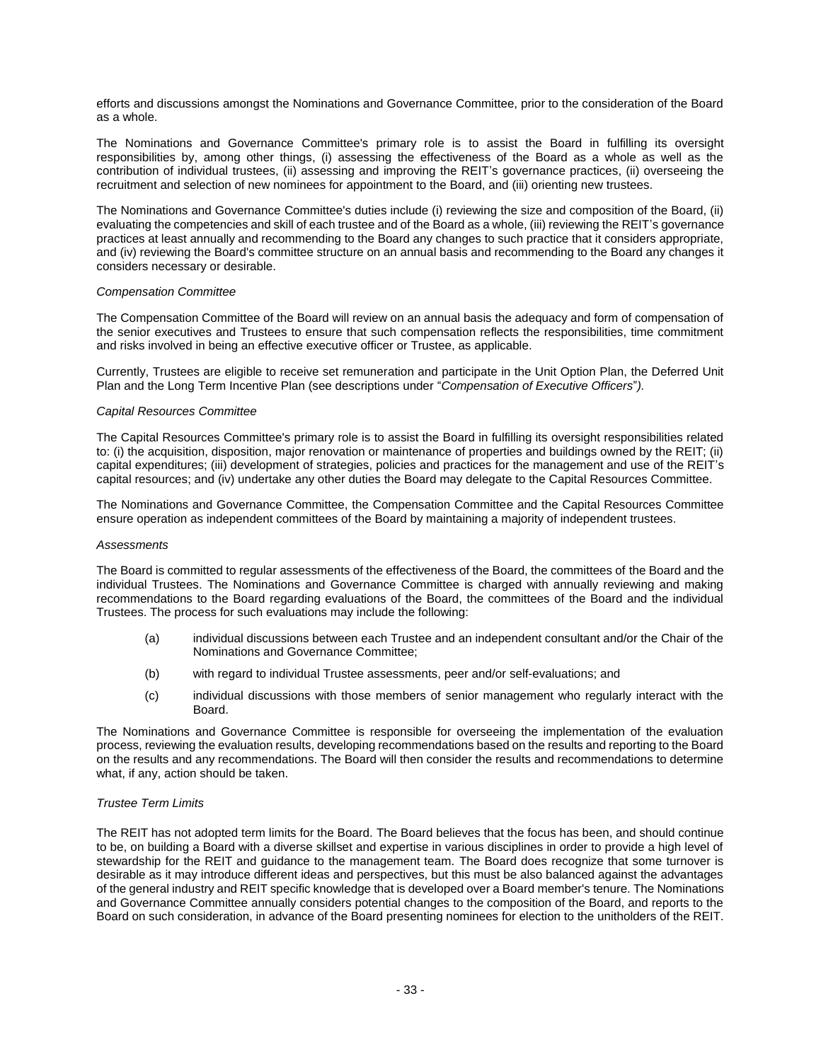efforts and discussions amongst the Nominations and Governance Committee, prior to the consideration of the Board as a whole.

The Nominations and Governance Committee's primary role is to assist the Board in fulfilling its oversight responsibilities by, among other things, (i) assessing the effectiveness of the Board as a whole as well as the contribution of individual trustees, (ii) assessing and improving the REIT's governance practices, (ii) overseeing the recruitment and selection of new nominees for appointment to the Board, and (iii) orienting new trustees.

The Nominations and Governance Committee's duties include (i) reviewing the size and composition of the Board, (ii) evaluating the competencies and skill of each trustee and of the Board as a whole, (iii) reviewing the REIT's governance practices at least annually and recommending to the Board any changes to such practice that it considers appropriate, and (iv) reviewing the Board's committee structure on an annual basis and recommending to the Board any changes it considers necessary or desirable.

*Compensation Committee*

The Compensation Committee of the Board will review on an annual basis the adequacy and form of compensation of the senior executives and Trustees to ensure that such compensation reflects the responsibilities, time commitment and risks involved in being an effective executive officer or Trustee, as applicable.

Currently, Trustees are eligible to receive set remuneration and participate in the Unit Option Plan, the Deferred Unit Plan and the Long Term Incentive Plan (see descriptions under "*Compensation of Executive Officers*").

*Capital Resources Committee*

The Capital Resources Committee's primary role is to assist the Board in fulfilling its oversight responsibilities related to: (i) the acquisition, disposition, major renovation or maintenance of properties and buildings owned by the REIT; (ii) capital expenditures; (iii) development of strategies, policies and practices for the management and use of the REIT's capital resources; and (iv) undertake any other duties the Board may delegate to the Capital Resources Committee.

The Nominations and Governance Committee, the Compensation Committee and the Capital Resources Committee ensure operation as independent committees of the Board by maintaining a majority of independent trustees.

*Assessments*

The Board is committed to regular assessments of the effectiveness of the Board, the committees of the Board and the individual Trustees. The Nominations and Governance Committee is charged with annually reviewing and making recommendations to the Board regarding evaluations of the Board, the committees of the Board and the individual Trustees. The process for such evaluations may include the following:

(a) individual discussions between each Trustee and an independent consultant and/or the Chair of the Nominations and Governance Committee;

(b) with regard to individual Trustee assessments, peer and/or self-evaluations; and

(c) individual discussions with those members of senior management who regularly interact with the Board.

The Nominations and Governance Committee is responsible for overseeing the implementation of the evaluation process, reviewing the evaluation results, developing recommendations based on the results and reporting to the Board on the results and any recommendations. The Board will then consider the results and recommendations to determine what, if any, action should be taken.

*Trustee Term Limits*

The REIT has not adopted term limits for the Board. The Board believes that the focus has been, and should continue to be, on building a Board with a diverse skillset and expertise in various disciplines in order to provide a high level of stewardship for the REIT and guidance to the management team. The Board does recognize that some turnover is desirable as it may introduce different ideas and perspectives, but this must be also balanced against the advantages of the general industry and REIT specific knowledge that is developed over a Board member's tenure. The Nominations and Governance Committee annually considers potential changes to the composition of the Board, and reports to the Board on such consideration, in advance of the Board presenting nominees for election to the unitholders of the REIT.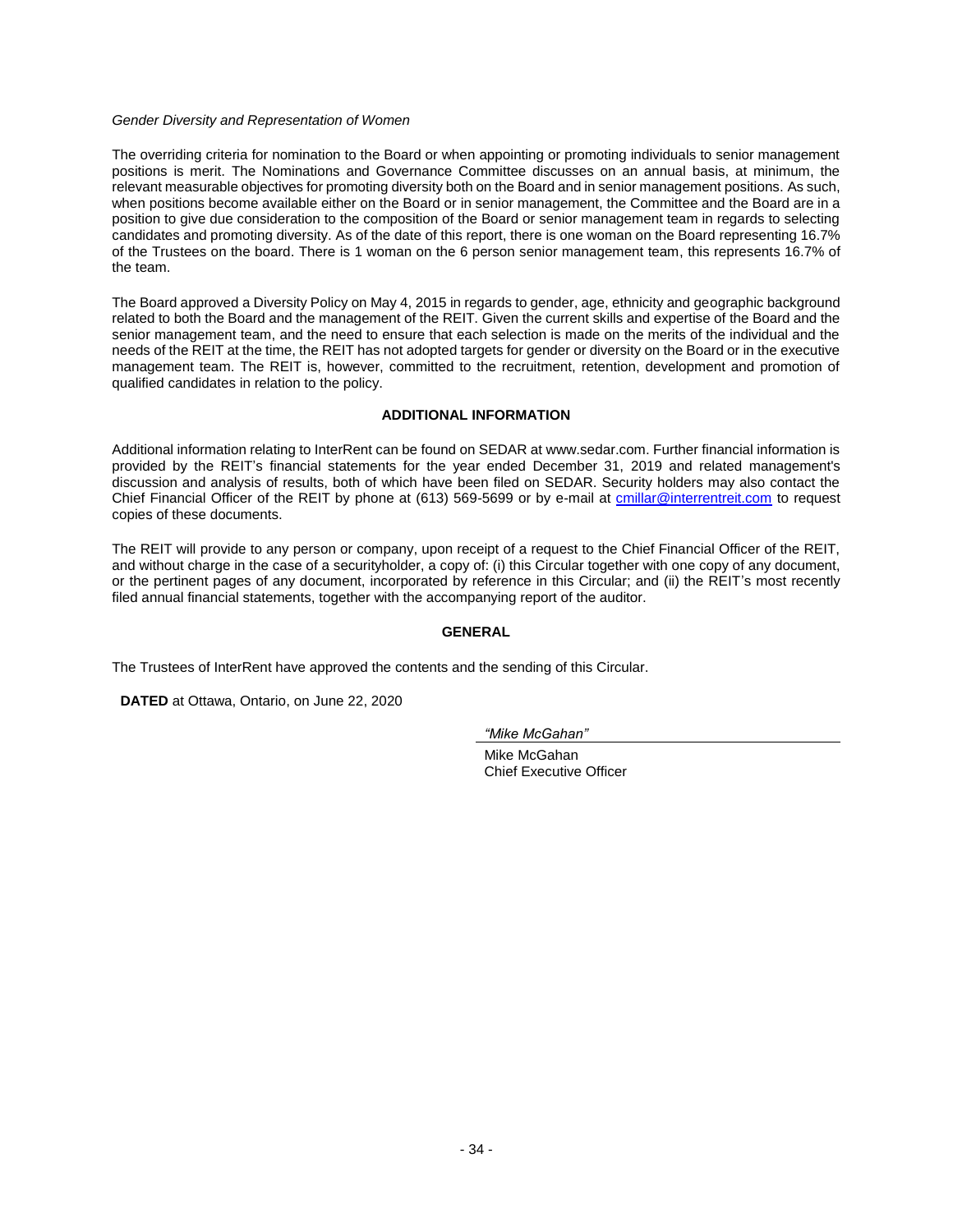*Gender Diversity and Representation of Women*

The overriding criteria for nomination to the Board or when appointing or promoting individuals to senior management positions is merit. The Nominations and Governance Committee discusses on an annual basis, at minimum, the relevant measurable objectives for promoting diversity both on the Board and in senior management positions. As such, when positions become available either on the Board or in senior management, the Committee and the Board are in a position to give due consideration to the composition of the Board or senior management team in regards to selecting candidates and promoting diversity. As of the date of this report, there is one woman on the Board representing 16.7% of the Trustees on the board. There is 1 woman on the 6 person senior management team, this represents 16.7% of the team.

The Board approved a Diversity Policy on May 4, 2015 in regards to gender, age, ethnicity and geographic background related to both the Board and the management of the REIT. Given the current skills and expertise of the Board and the senior management team, and the need to ensure that each selection is made on the merits of the individual and the needs of the REIT at the time, the REIT has not adopted targets for gender or diversity on the Board or in the executive management team. The REIT is, however, committed to the recruitment, retention, development and promotion of qualified candidates in relation to the policy.

## ADDITIONAL INFORMATION

Additional information relating to InterRent can be found on SEDAR at www.sedar.com. Further financial information is provided by the REIT's financial statements for the year ended December 31, 2019 and related management's discussion and analysis of results, both of which have been filed on SEDAR. Security holders may also contact the Chief Financial Officer of the REIT by phone at (613) 569-5699 or by e-mail at cmillar@interrentreit.com to request copies of these documents.

The REIT will provide to any person or company, upon receipt of a request to the Chief Financial Officer of the REIT, and without charge in the case of a securityholder, a copy of: (i) this Circular together with one copy of any document, or the pertinent pages of any document, incorporated by reference in this Circular; and (ii) the REIT's most recently filed annual financial statements, together with the accompanying report of the auditor.

## GENERAL

The Trustees of InterRent have approved the contents and the sending of this Circular.

**DATED** at Ottawa, Ontario, on June 22, 2020

*"Mike McGahan"*

Mike McGahan
Chief Executive Officer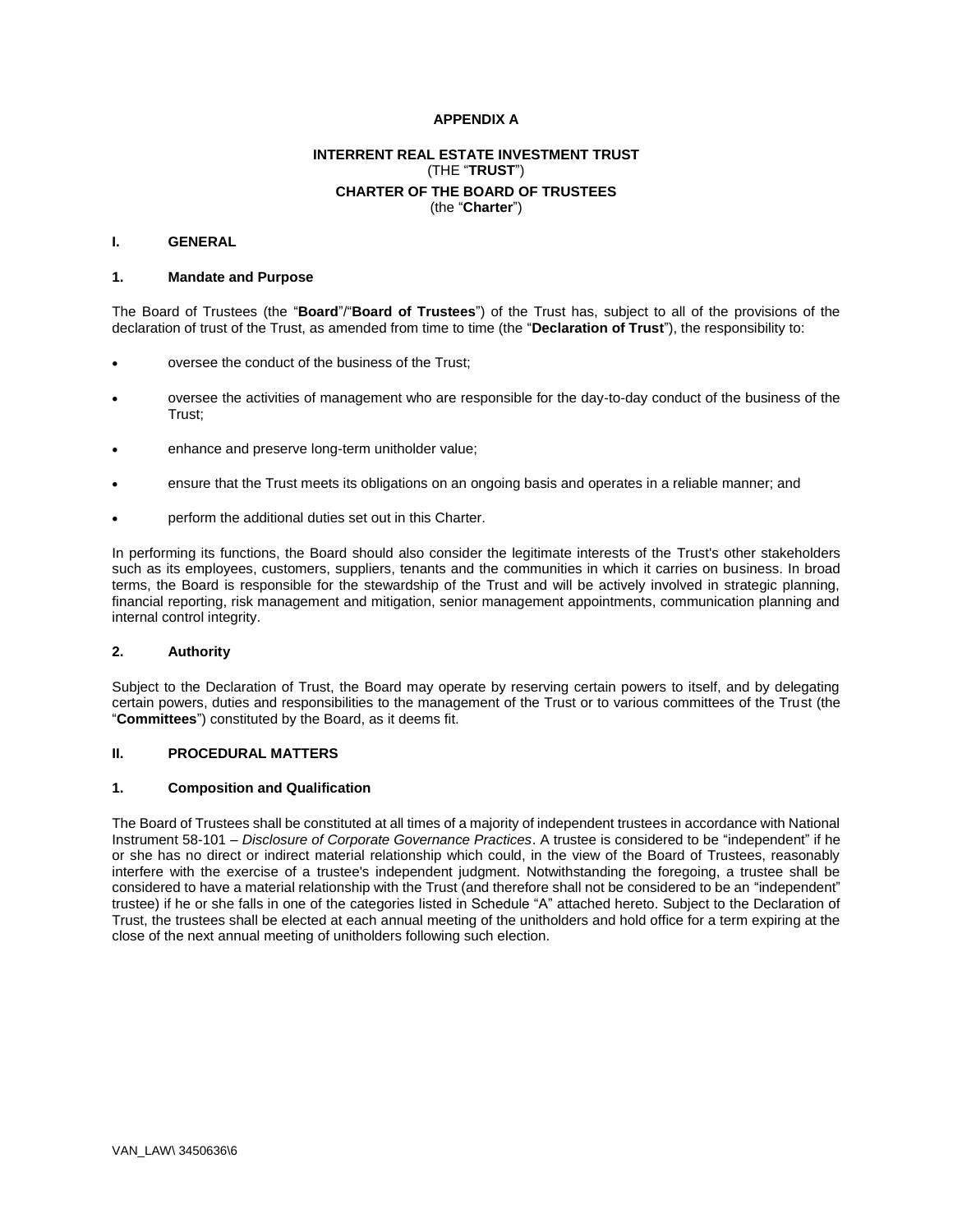**APPENDIX A**

**INTERRENT REAL ESTATE INVESTMENT TRUST**
(THE "**TRUST**")
**CHARTER OF THE BOARD OF TRUSTEES**
(the "**Charter**")

## I. GENERAL

### 1. Mandate and Purpose

The Board of Trustees (the "**Board**"/"**Board of Trustees**") of the Trust has, subject to all of the provisions of the declaration of trust of the Trust, as amended from time to time (the "**Declaration of Trust**"), the responsibility to:

- oversee the conduct of the business of the Trust;
- oversee the activities of management who are responsible for the day-to-day conduct of the business of the Trust;
- enhance and preserve long-term unitholder value;
- ensure that the Trust meets its obligations on an ongoing basis and operates in a reliable manner; and
- perform the additional duties set out in this Charter.

In performing its functions, the Board should also consider the legitimate interests of the Trust's other stakeholders such as its employees, customers, suppliers, tenants and the communities in which it carries on business. In broad terms, the Board is responsible for the stewardship of the Trust and will be actively involved in strategic planning, financial reporting, risk management and mitigation, senior management appointments, communication planning and internal control integrity.

### 2. Authority

Subject to the Declaration of Trust, the Board may operate by reserving certain powers to itself, and by delegating certain powers, duties and responsibilities to the management of the Trust or to various committees of the Trust (the "**Committees**") constituted by the Board, as it deems fit.

## II. PROCEDURAL MATTERS

### 1. Composition and Qualification

The Board of Trustees shall be constituted at all times of a majority of independent trustees in accordance with National Instrument 58-101 – *Disclosure of Corporate Governance Practices*. A trustee is considered to be "independent" if he or she has no direct or indirect material relationship which could, in the view of the Board of Trustees, reasonably interfere with the exercise of a trustee's independent judgment. Notwithstanding the foregoing, a trustee shall be considered to have a material relationship with the Trust (and therefore shall not be considered to be an "independent" trustee) if he or she falls in one of the categories listed in Schedule "A" attached hereto. Subject to the Declaration of Trust, the trustees shall be elected at each annual meeting of the unitholders and hold office for a term expiring at the close of the next annual meeting of unitholders following such election.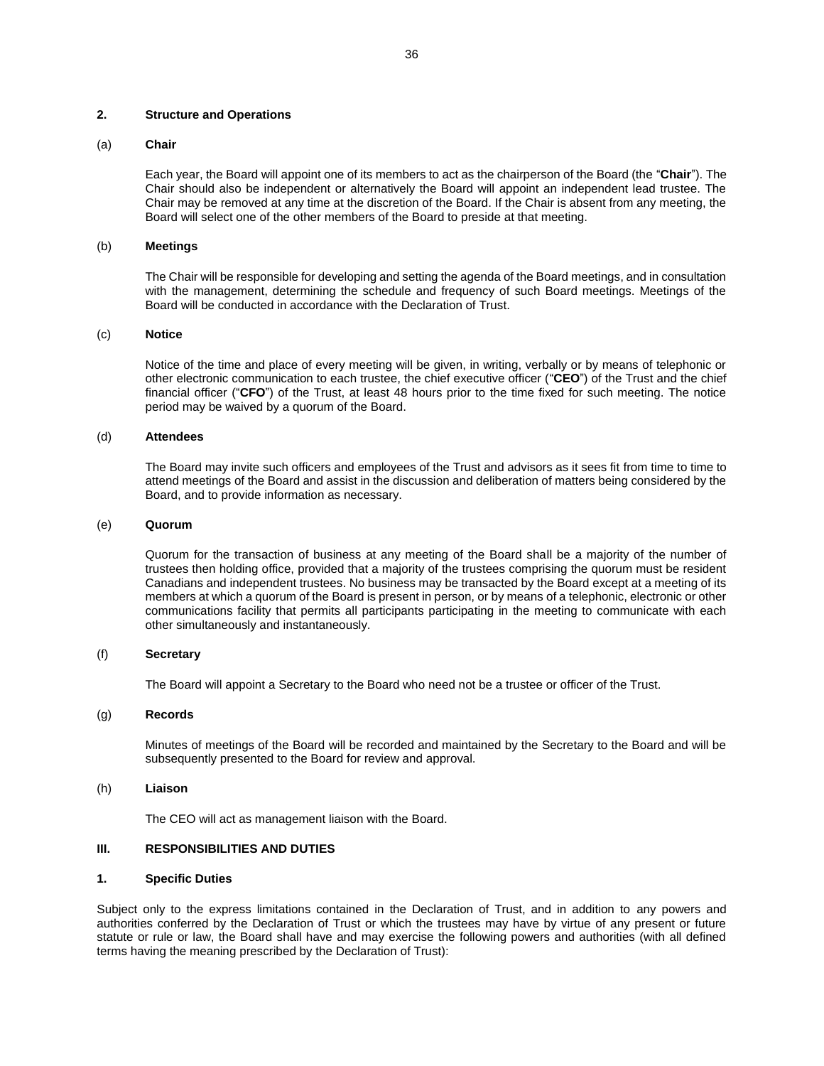### 2. Structure and Operations

#### (a) Chair

Each year, the Board will appoint one of its members to act as the chairperson of the Board (the "**Chair**"). The Chair should also be independent or alternatively the Board will appoint an independent lead trustee. The Chair may be removed at any time at the discretion of the Board. If the Chair is absent from any meeting, the Board will select one of the other members of the Board to preside at that meeting.

#### (b) Meetings

The Chair will be responsible for developing and setting the agenda of the Board meetings, and in consultation with the management, determining the schedule and frequency of such Board meetings. Meetings of the Board will be conducted in accordance with the Declaration of Trust.

#### (c) Notice

Notice of the time and place of every meeting will be given, in writing, verbally or by means of telephonic or other electronic communication to each trustee, the chief executive officer ("**CEO**") of the Trust and the chief financial officer ("**CFO**") of the Trust, at least 48 hours prior to the time fixed for such meeting. The notice period may be waived by a quorum of the Board.

#### (d) Attendees

The Board may invite such officers and employees of the Trust and advisors as it sees fit from time to time to attend meetings of the Board and assist in the discussion and deliberation of matters being considered by the Board, and to provide information as necessary.

#### (e) Quorum

Quorum for the transaction of business at any meeting of the Board shall be a majority of the number of trustees then holding office, provided that a majority of the trustees comprising the quorum must be resident Canadians and independent trustees. No business may be transacted by the Board except at a meeting of its members at which a quorum of the Board is present in person, or by means of a telephonic, electronic or other communications facility that permits all participants participating in the meeting to communicate with each other simultaneously and instantaneously.

#### (f) Secretary

The Board will appoint a Secretary to the Board who need not be a trustee or officer of the Trust.

#### (g) Records

Minutes of meetings of the Board will be recorded and maintained by the Secretary to the Board and will be subsequently presented to the Board for review and approval.

#### (h) Liaison

The CEO will act as management liaison with the Board.

## III. RESPONSIBILITIES AND DUTIES

### 1. Specific Duties

Subject only to the express limitations contained in the Declaration of Trust, and in addition to any powers and authorities conferred by the Declaration of Trust or which the trustees may have by virtue of any present or future statute or rule or law, the Board shall have and may exercise the following powers and authorities (with all defined terms having the meaning prescribed by the Declaration of Trust):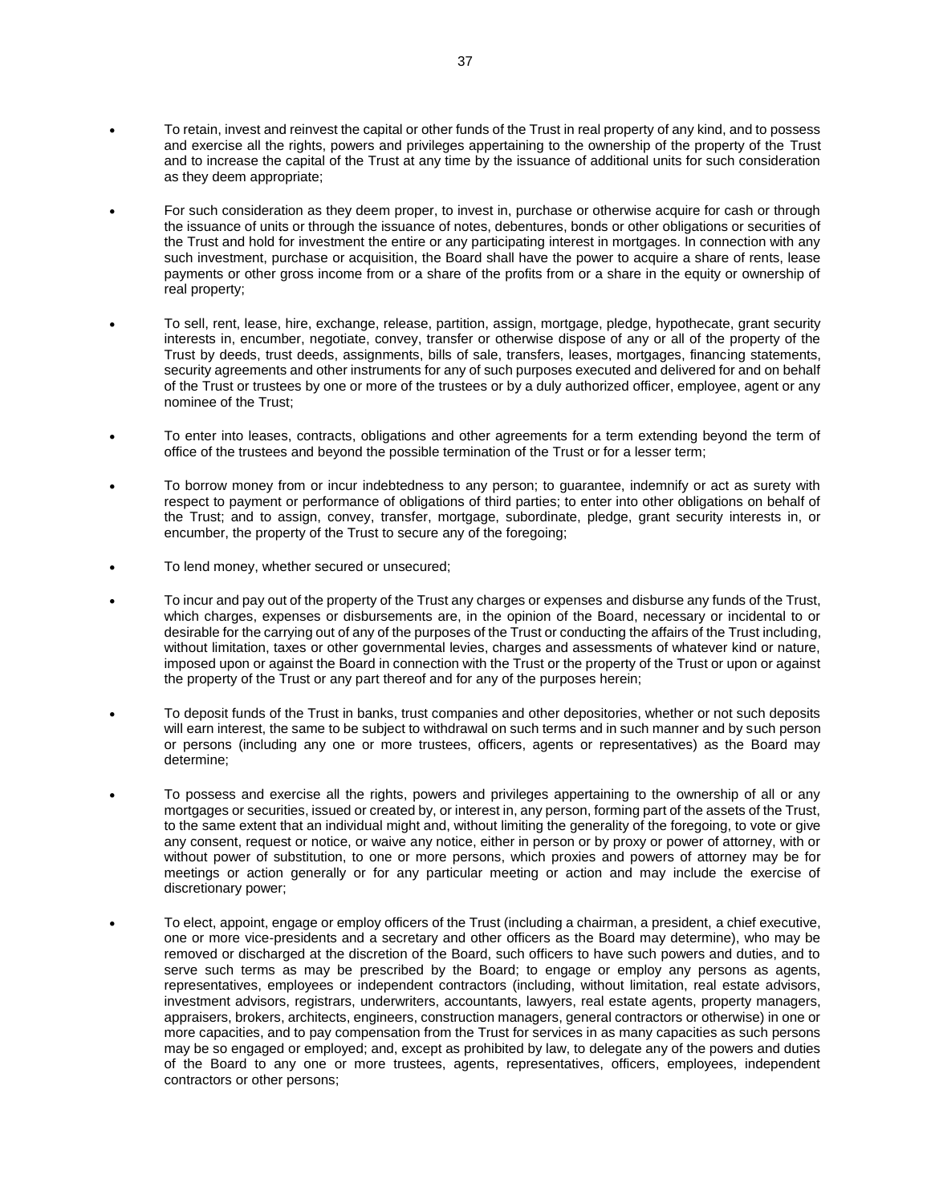- To retain, invest and reinvest the capital or other funds of the Trust in real property of any kind, and to possess and exercise all the rights, powers and privileges appertaining to the ownership of the property of the Trust and to increase the capital of the Trust at any time by the issuance of additional units for such consideration as they deem appropriate;

- For such consideration as they deem proper, to invest in, purchase or otherwise acquire for cash or through the issuance of units or through the issuance of notes, debentures, bonds or other obligations or securities of the Trust and hold for investment the entire or any participating interest in mortgages. In connection with any such investment, purchase or acquisition, the Board shall have the power to acquire a share of rents, lease payments or other gross income from or a share of the profits from or a share in the equity or ownership of real property;

- To sell, rent, lease, hire, exchange, release, partition, assign, mortgage, pledge, hypothecate, grant security interests in, encumber, negotiate, convey, transfer or otherwise dispose of any or all of the property of the Trust by deeds, trust deeds, assignments, bills of sale, transfers, leases, mortgages, financing statements, security agreements and other instruments for any of such purposes executed and delivered for and on behalf of the Trust or trustees by one or more of the trustees or by a duly authorized officer, employee, agent or any nominee of the Trust;

- To enter into leases, contracts, obligations and other agreements for a term extending beyond the term of office of the trustees and beyond the possible termination of the Trust or for a lesser term;

- To borrow money from or incur indebtedness to any person; to guarantee, indemnify or act as surety with respect to payment or performance of obligations of third parties; to enter into other obligations on behalf of the Trust; and to assign, convey, transfer, mortgage, subordinate, pledge, grant security interests in, or encumber, the property of the Trust to secure any of the foregoing;

- To lend money, whether secured or unsecured;

- To incur and pay out of the property of the Trust any charges or expenses and disburse any funds of the Trust, which charges, expenses or disbursements are, in the opinion of the Board, necessary or incidental to or desirable for the carrying out of any of the purposes of the Trust or conducting the affairs of the Trust including, without limitation, taxes or other governmental levies, charges and assessments of whatever kind or nature, imposed upon or against the Board in connection with the Trust or the property of the Trust or upon or against the property of the Trust or any part thereof and for any of the purposes herein;

- To deposit funds of the Trust in banks, trust companies and other depositories, whether or not such deposits will earn interest, the same to be subject to withdrawal on such terms and in such manner and by such person or persons (including any one or more trustees, officers, agents or representatives) as the Board may determine;

- To possess and exercise all the rights, powers and privileges appertaining to the ownership of all or any mortgages or securities, issued or created by, or interest in, any person, forming part of the assets of the Trust, to the same extent that an individual might and, without limiting the generality of the foregoing, to vote or give any consent, request or notice, or waive any notice, either in person or by proxy or power of attorney, with or without power of substitution, to one or more persons, which proxies and powers of attorney may be for meetings or action generally or for any particular meeting or action and may include the exercise of discretionary power;

- To elect, appoint, engage or employ officers of the Trust (including a chairman, a president, a chief executive, one or more vice-presidents and a secretary and other officers as the Board may determine), who may be removed or discharged at the discretion of the Board, such officers to have such powers and duties, and to serve such terms as may be prescribed by the Board; to engage or employ any persons as agents, representatives, employees or independent contractors (including, without limitation, real estate advisors, investment advisors, registrars, underwriters, accountants, lawyers, real estate agents, property managers, appraisers, brokers, architects, engineers, construction managers, general contractors or otherwise) in one or more capacities, and to pay compensation from the Trust for services in as many capacities as such persons may be so engaged or employed; and, except as prohibited by law, to delegate any of the powers and duties of the Board to any one or more trustees, agents, representatives, officers, employees, independent contractors or other persons;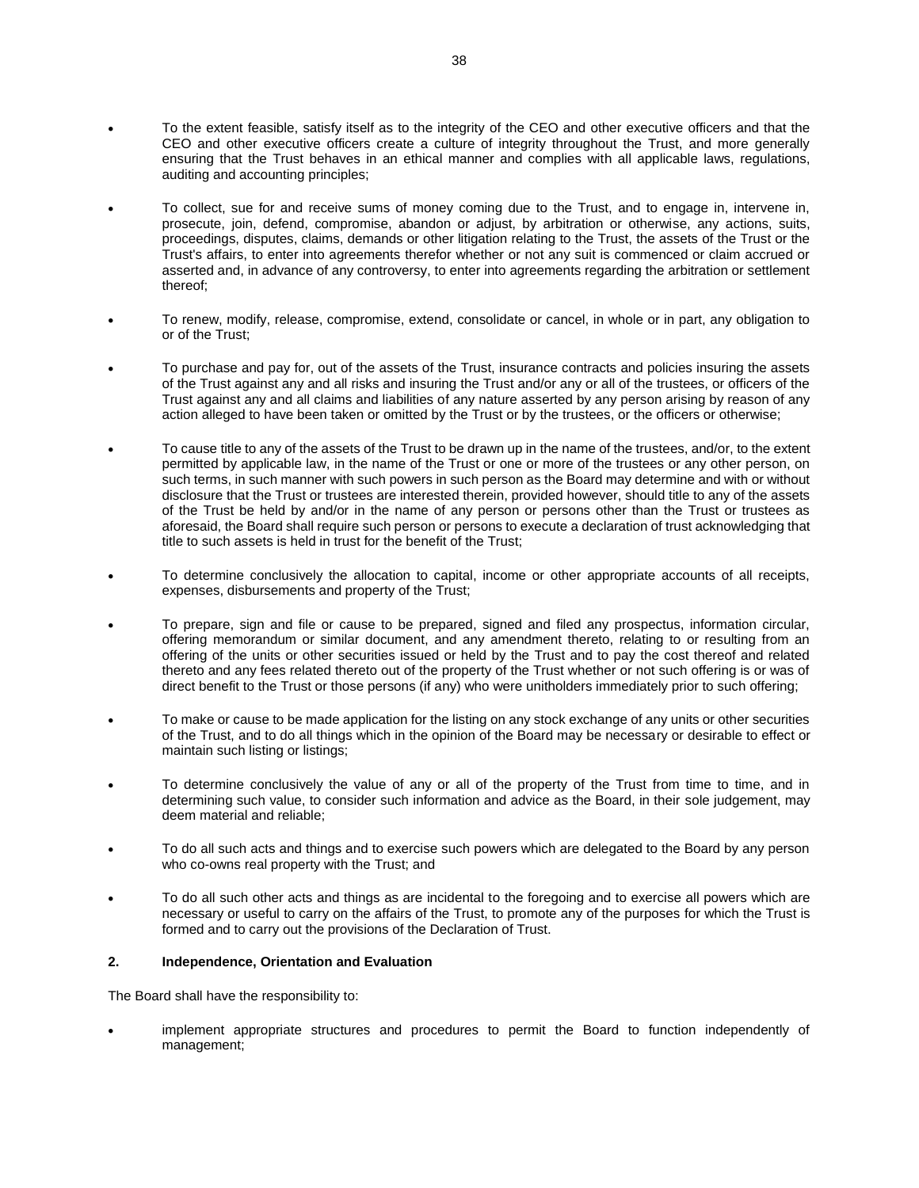- To the extent feasible, satisfy itself as to the integrity of the CEO and other executive officers and that the CEO and other executive officers create a culture of integrity throughout the Trust, and more generally ensuring that the Trust behaves in an ethical manner and complies with all applicable laws, regulations, auditing and accounting principles;

- To collect, sue for and receive sums of money coming due to the Trust, and to engage in, intervene in, prosecute, join, defend, compromise, abandon or adjust, by arbitration or otherwise, any actions, suits, proceedings, disputes, claims, demands or other litigation relating to the Trust, the assets of the Trust or the Trust's affairs, to enter into agreements therefor whether or not any suit is commenced or claim accrued or asserted and, in advance of any controversy, to enter into agreements regarding the arbitration or settlement thereof;

- To renew, modify, release, compromise, extend, consolidate or cancel, in whole or in part, any obligation to or of the Trust;

- To purchase and pay for, out of the assets of the Trust, insurance contracts and policies insuring the assets of the Trust against any and all risks and insuring the Trust and/or any or all of the trustees, or officers of the Trust against any and all claims and liabilities of any nature asserted by any person arising by reason of any action alleged to have been taken or omitted by the Trust or by the trustees, or the officers or otherwise;

- To cause title to any of the assets of the Trust to be drawn up in the name of the trustees, and/or, to the extent permitted by applicable law, in the name of the Trust or one or more of the trustees or any other person, on such terms, in such manner with such powers in such person as the Board may determine and with or without disclosure that the Trust or trustees are interested therein, provided however, should title to any of the assets of the Trust be held by and/or in the name of any person or persons other than the Trust or trustees as aforesaid, the Board shall require such person or persons to execute a declaration of trust acknowledging that title to such assets is held in trust for the benefit of the Trust;

- To determine conclusively the allocation to capital, income or other appropriate accounts of all receipts, expenses, disbursements and property of the Trust;

- To prepare, sign and file or cause to be prepared, signed and filed any prospectus, information circular, offering memorandum or similar document, and any amendment thereto, relating to or resulting from an offering of the units or other securities issued or held by the Trust and to pay the cost thereof and related thereto and any fees related thereto out of the property of the Trust whether or not such offering is or was of direct benefit to the Trust or those persons (if any) who were unitholders immediately prior to such offering;

- To make or cause to be made application for the listing on any stock exchange of any units or other securities of the Trust, and to do all things which in the opinion of the Board may be necessary or desirable to effect or maintain such listing or listings;

- To determine conclusively the value of any or all of the property of the Trust from time to time, and in determining such value, to consider such information and advice as the Board, in their sole judgement, may deem material and reliable;

- To do all such acts and things and to exercise such powers which are delegated to the Board by any person who co-owns real property with the Trust; and

- To do all such other acts and things as are incidental to the foregoing and to exercise all powers which are necessary or useful to carry on the affairs of the Trust, to promote any of the purposes for which the Trust is formed and to carry out the provisions of the Declaration of Trust.

**2. Independence, Orientation and Evaluation**

The Board shall have the responsibility to:

- implement appropriate structures and procedures to permit the Board to function independently of management;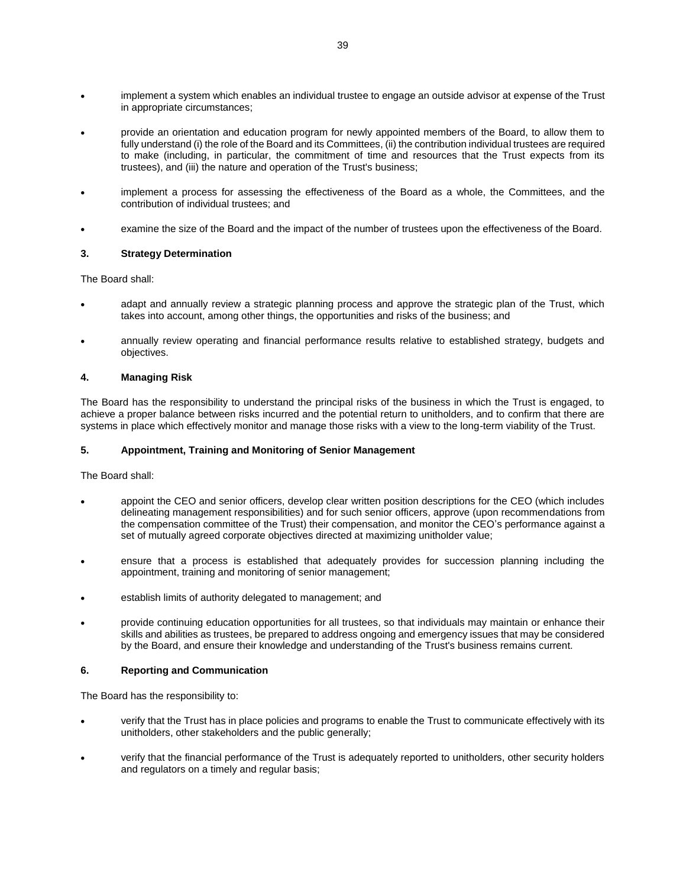- implement a system which enables an individual trustee to engage an outside advisor at expense of the Trust in appropriate circumstances;
- provide an orientation and education program for newly appointed members of the Board, to allow them to fully understand (i) the role of the Board and its Committees, (ii) the contribution individual trustees are required to make (including, in particular, the commitment of time and resources that the Trust expects from its trustees), and (iii) the nature and operation of the Trust's business;
- implement a process for assessing the effectiveness of the Board as a whole, the Committees, and the contribution of individual trustees; and
- examine the size of the Board and the impact of the number of trustees upon the effectiveness of the Board.

### 3. Strategy Determination

The Board shall:

- adapt and annually review a strategic planning process and approve the strategic plan of the Trust, which takes into account, among other things, the opportunities and risks of the business; and
- annually review operating and financial performance results relative to established strategy, budgets and objectives.

### 4. Managing Risk

The Board has the responsibility to understand the principal risks of the business in which the Trust is engaged, to achieve a proper balance between risks incurred and the potential return to unitholders, and to confirm that there are systems in place which effectively monitor and manage those risks with a view to the long-term viability of the Trust.

### 5. Appointment, Training and Monitoring of Senior Management

The Board shall:

- appoint the CEO and senior officers, develop clear written position descriptions for the CEO (which includes delineating management responsibilities) and for such senior officers, approve (upon recommendations from the compensation committee of the Trust) their compensation, and monitor the CEO's performance against a set of mutually agreed corporate objectives directed at maximizing unitholder value;
- ensure that a process is established that adequately provides for succession planning including the appointment, training and monitoring of senior management;
- establish limits of authority delegated to management; and
- provide continuing education opportunities for all trustees, so that individuals may maintain or enhance their skills and abilities as trustees, be prepared to address ongoing and emergency issues that may be considered by the Board, and ensure their knowledge and understanding of the Trust's business remains current.

### 6. Reporting and Communication

The Board has the responsibility to:

- verify that the Trust has in place policies and programs to enable the Trust to communicate effectively with its unitholders, other stakeholders and the public generally;
- verify that the financial performance of the Trust is adequately reported to unitholders, other security holders and regulators on a timely and regular basis;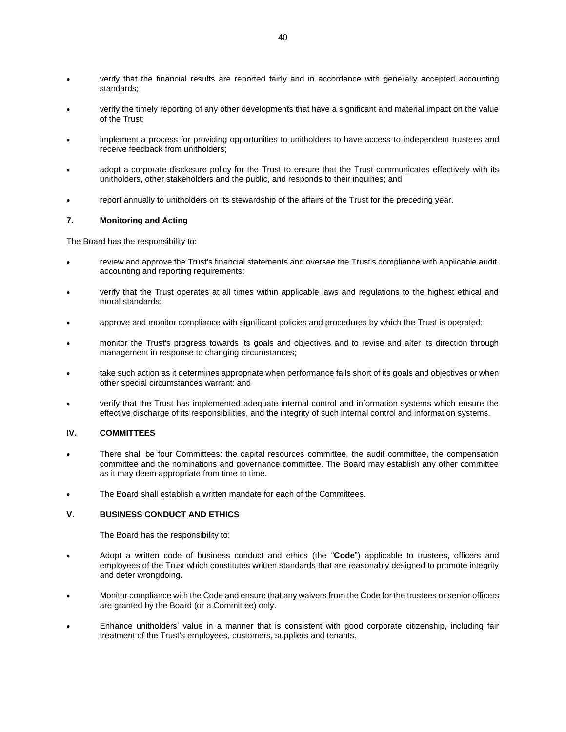- verify that the financial results are reported fairly and in accordance with generally accepted accounting standards;
- verify the timely reporting of any other developments that have a significant and material impact on the value of the Trust;
- implement a process for providing opportunities to unitholders to have access to independent trustees and receive feedback from unitholders;
- adopt a corporate disclosure policy for the Trust to ensure that the Trust communicates effectively with its unitholders, other stakeholders and the public, and responds to their inquiries; and
- report annually to unitholders on its stewardship of the affairs of the Trust for the preceding year.

### 7. Monitoring and Acting

The Board has the responsibility to:

- review and approve the Trust's financial statements and oversee the Trust's compliance with applicable audit, accounting and reporting requirements;
- verify that the Trust operates at all times within applicable laws and regulations to the highest ethical and moral standards;
- approve and monitor compliance with significant policies and procedures by which the Trust is operated;
- monitor the Trust's progress towards its goals and objectives and to revise and alter its direction through management in response to changing circumstances;
- take such action as it determines appropriate when performance falls short of its goals and objectives or when other special circumstances warrant; and
- verify that the Trust has implemented adequate internal control and information systems which ensure the effective discharge of its responsibilities, and the integrity of such internal control and information systems.

## IV. COMMITTEES

- There shall be four Committees: the capital resources committee, the audit committee, the compensation committee and the nominations and governance committee. The Board may establish any other committee as it may deem appropriate from time to time.
- The Board shall establish a written mandate for each of the Committees.

## V. BUSINESS CONDUCT AND ETHICS

The Board has the responsibility to:

- Adopt a written code of business conduct and ethics (the "**Code**") applicable to trustees, officers and employees of the Trust which constitutes written standards that are reasonably designed to promote integrity and deter wrongdoing.
- Monitor compliance with the Code and ensure that any waivers from the Code for the trustees or senior officers are granted by the Board (or a Committee) only.
- Enhance unitholders' value in a manner that is consistent with good corporate citizenship, including fair treatment of the Trust's employees, customers, suppliers and tenants.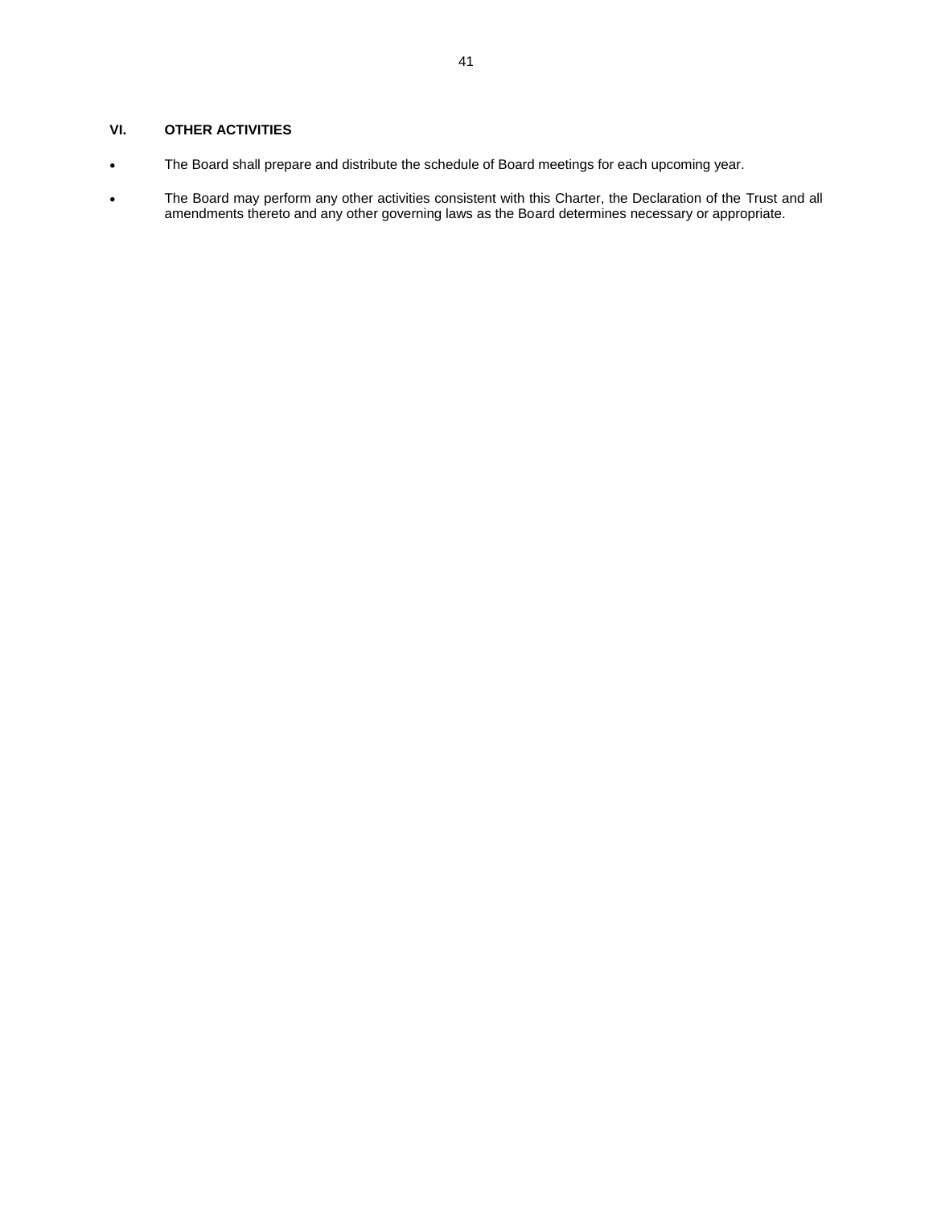## VI. OTHER ACTIVITIES

- The Board shall prepare and distribute the schedule of Board meetings for each upcoming year.
- The Board may perform any other activities consistent with this Charter, the Declaration of the Trust and all amendments thereto and any other governing laws as the Board determines necessary or appropriate.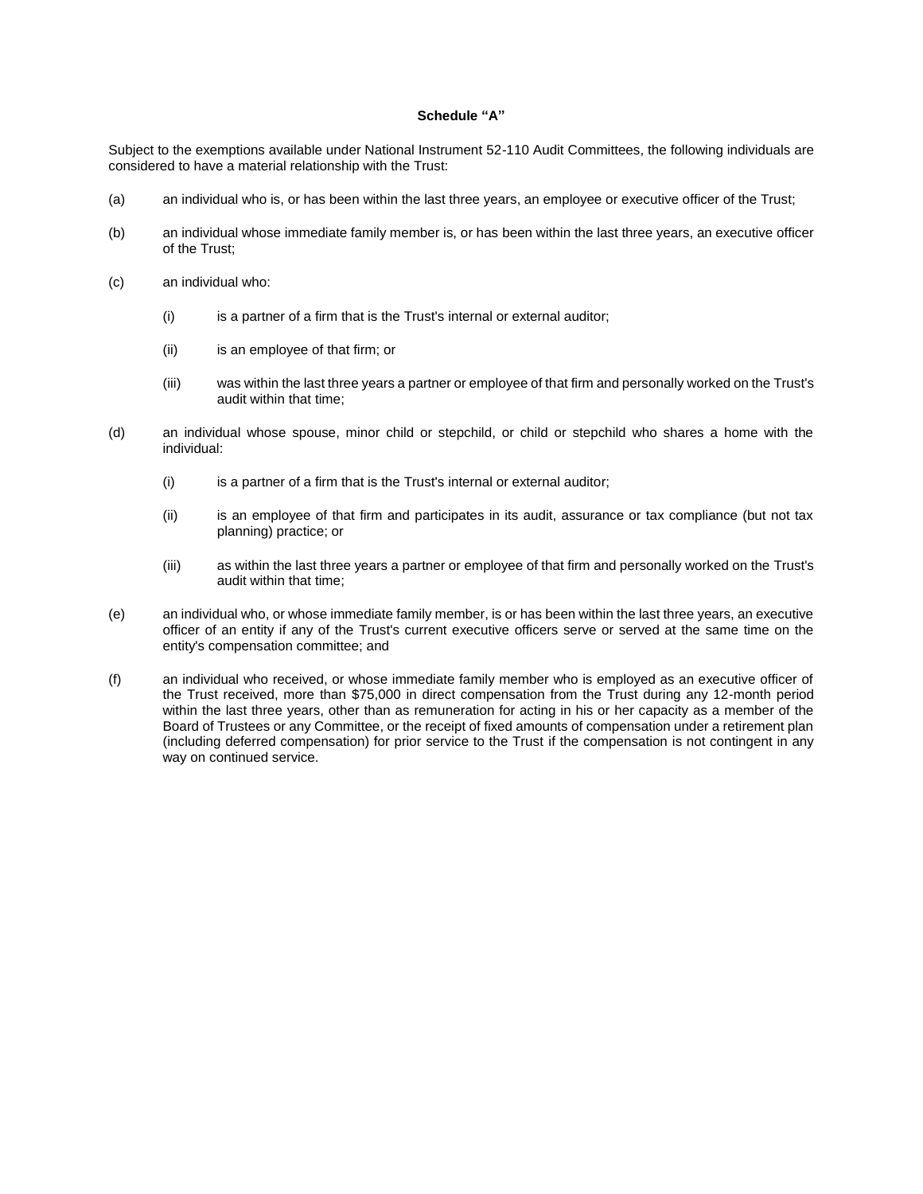**Schedule "A"**

Subject to the exemptions available under National Instrument 52-110 Audit Committees, the following individuals are considered to have a material relationship with the Trust:

(a) an individual who is, or has been within the last three years, an employee or executive officer of the Trust;

(b) an individual whose immediate family member is, or has been within the last three years, an executive officer of the Trust;

(c) an individual who:

  (i) is a partner of a firm that is the Trust's internal or external auditor;

  (ii) is an employee of that firm; or

  (iii) was within the last three years a partner or employee of that firm and personally worked on the Trust's audit within that time;

(d) an individual whose spouse, minor child or stepchild, or child or stepchild who shares a home with the individual:

  (i) is a partner of a firm that is the Trust's internal or external auditor;

  (ii) is an employee of that firm and participates in its audit, assurance or tax compliance (but not tax planning) practice; or

  (iii) as within the last three years a partner or employee of that firm and personally worked on the Trust's audit within that time;

(e) an individual who, or whose immediate family member, is or has been within the last three years, an executive officer of an entity if any of the Trust's current executive officers serve or served at the same time on the entity's compensation committee; and

(f) an individual who received, or whose immediate family member who is employed as an executive officer of the Trust received, more than $75,000 in direct compensation from the Trust during any 12-month period within the last three years, other than as remuneration for acting in his or her capacity as a member of the Board of Trustees or any Committee, or the receipt of fixed amounts of compensation under a retirement plan (including deferred compensation) for prior service to the Trust if the compensation is not contingent in any way on continued service.